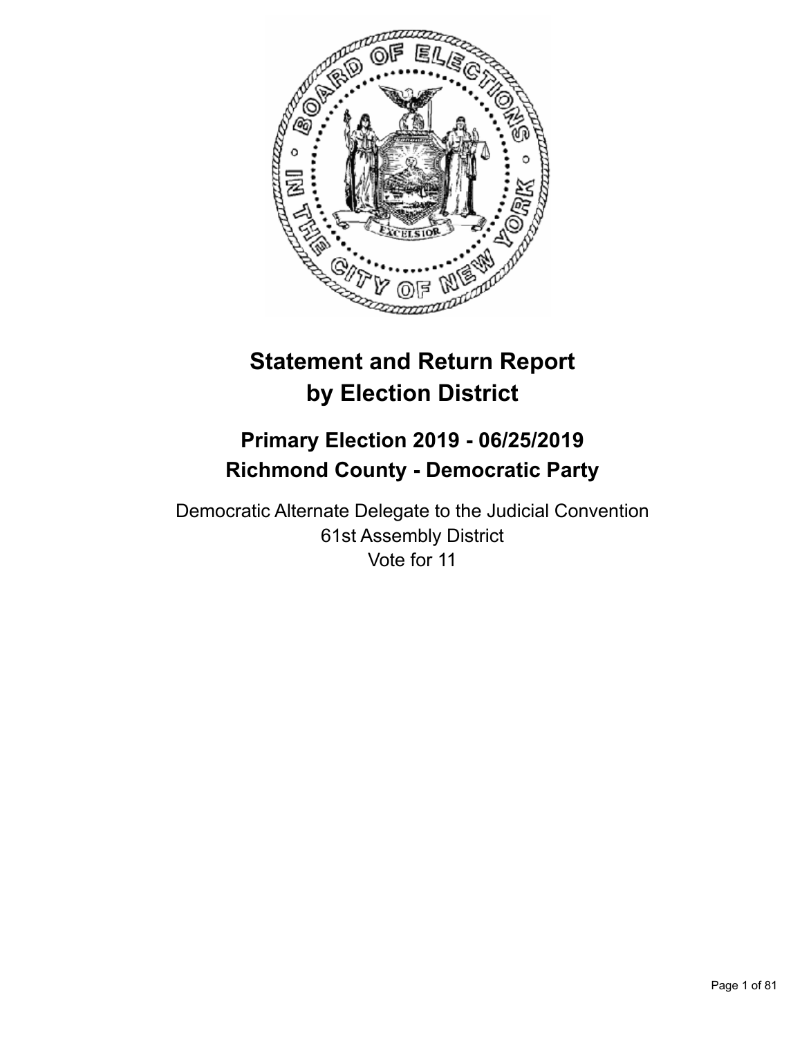# Statement and Return Report by Election District

## Primary Election 2019 - 06/25/2019
## Richmond County - Democratic Party

Democratic Alternate Delegate to the Judicial Convention
61st Assembly District
Vote for 11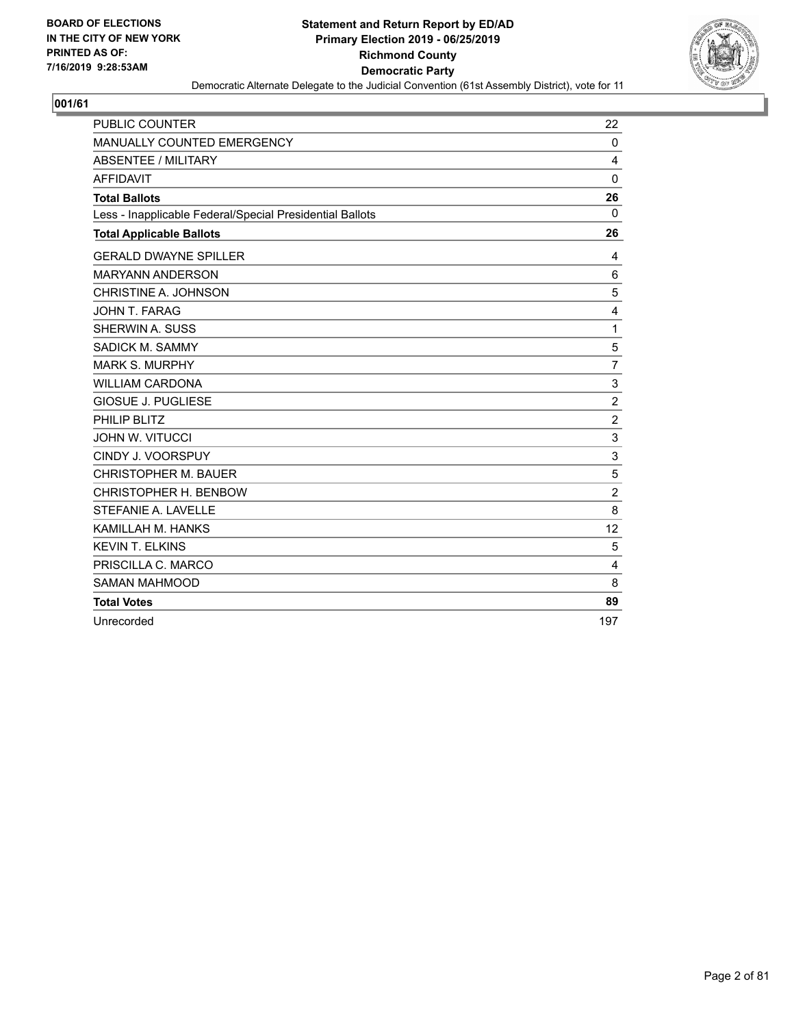**BOARD OF ELECTIONS IN THE CITY OF NEW YORK PRINTED AS OF: 7/16/2019 9:28:53AM**

**Statement and Return Report by ED/AD**
**Primary Election 2019 - 06/25/2019**
**Richmond County**
**Democratic Party**
Democratic Alternate Delegate to the Judicial Convention (61st Assembly District), vote for 11

## 001/61

| | |
|---|---|
| PUBLIC COUNTER | 22 |
| MANUALLY COUNTED EMERGENCY | 0 |
| ABSENTEE / MILITARY | 4 |
| AFFIDAVIT | 0 |
| **Total Ballots** | **26** |
| Less - Inapplicable Federal/Special Presidential Ballots | 0 |
| **Total Applicable Ballots** | **26** |
| GERALD DWAYNE SPILLER | 4 |
| MARYANN ANDERSON | 6 |
| CHRISTINE A. JOHNSON | 5 |
| JOHN T. FARAG | 4 |
| SHERWIN A. SUSS | 1 |
| SADICK M. SAMMY | 5 |
| MARK S. MURPHY | 7 |
| WILLIAM CARDONA | 3 |
| GIOSUE J. PUGLIESE | 2 |
| PHILIP BLITZ | 2 |
| JOHN W. VITUCCI | 3 |
| CINDY J. VOORSPUY | 3 |
| CHRISTOPHER M. BAUER | 5 |
| CHRISTOPHER H. BENBOW | 2 |
| STEFANIE A. LAVELLE | 8 |
| KAMILLAH M. HANKS | 12 |
| KEVIN T. ELKINS | 5 |
| PRISCILLA C. MARCO | 4 |
| SAMAN MAHMOOD | 8 |
| **Total Votes** | **89** |
| Unrecorded | 197 |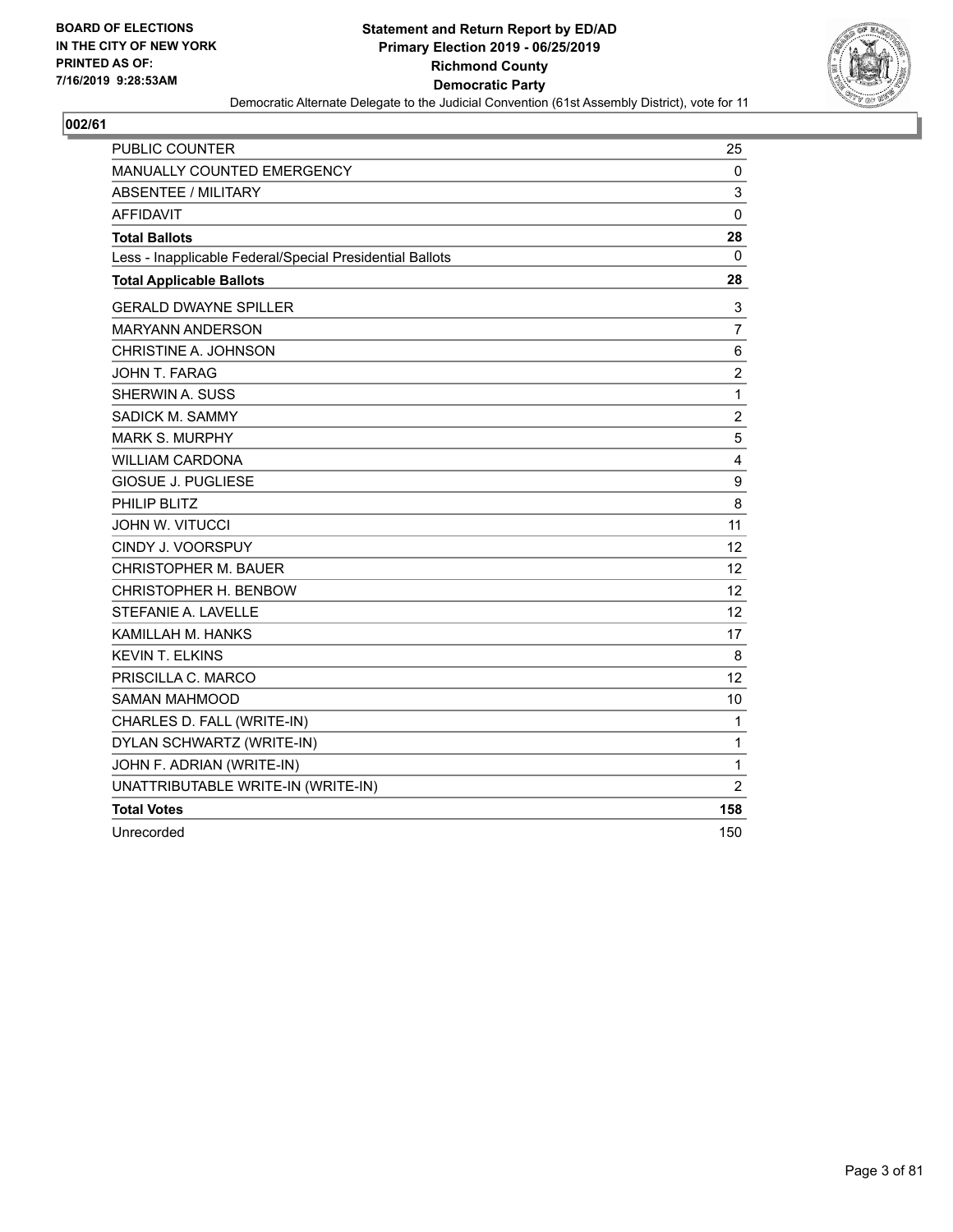**BOARD OF ELECTIONS IN THE CITY OF NEW YORK PRINTED AS OF: 7/16/2019 9:28:53AM**

**Statement and Return Report by ED/AD**
**Primary Election 2019 - 06/25/2019**
**Richmond County**
**Democratic Party**
Democratic Alternate Delegate to the Judicial Convention (61st Assembly District), vote for 11

## 002/61

| | |
|---|---|
| PUBLIC COUNTER | 25 |
| MANUALLY COUNTED EMERGENCY | 0 |
| ABSENTEE / MILITARY | 3 |
| AFFIDAVIT | 0 |
| **Total Ballots** | **28** |
| Less - Inapplicable Federal/Special Presidential Ballots | 0 |
| **Total Applicable Ballots** | **28** |
| GERALD DWAYNE SPILLER | 3 |
| MARYANN ANDERSON | 7 |
| CHRISTINE A. JOHNSON | 6 |
| JOHN T. FARAG | 2 |
| SHERWIN A. SUSS | 1 |
| SADICK M. SAMMY | 2 |
| MARK S. MURPHY | 5 |
| WILLIAM CARDONA | 4 |
| GIOSUE J. PUGLIESE | 9 |
| PHILIP BLITZ | 8 |
| JOHN W. VITUCCI | 11 |
| CINDY J. VOORSPUY | 12 |
| CHRISTOPHER M. BAUER | 12 |
| CHRISTOPHER H. BENBOW | 12 |
| STEFANIE A. LAVELLE | 12 |
| KAMILLAH M. HANKS | 17 |
| KEVIN T. ELKINS | 8 |
| PRISCILLA C. MARCO | 12 |
| SAMAN MAHMOOD | 10 |
| CHARLES D. FALL (WRITE-IN) | 1 |
| DYLAN SCHWARTZ (WRITE-IN) | 1 |
| JOHN F. ADRIAN (WRITE-IN) | 1 |
| UNATTRIBUTABLE WRITE-IN (WRITE-IN) | 2 |
| **Total Votes** | **158** |
| Unrecorded | 150 |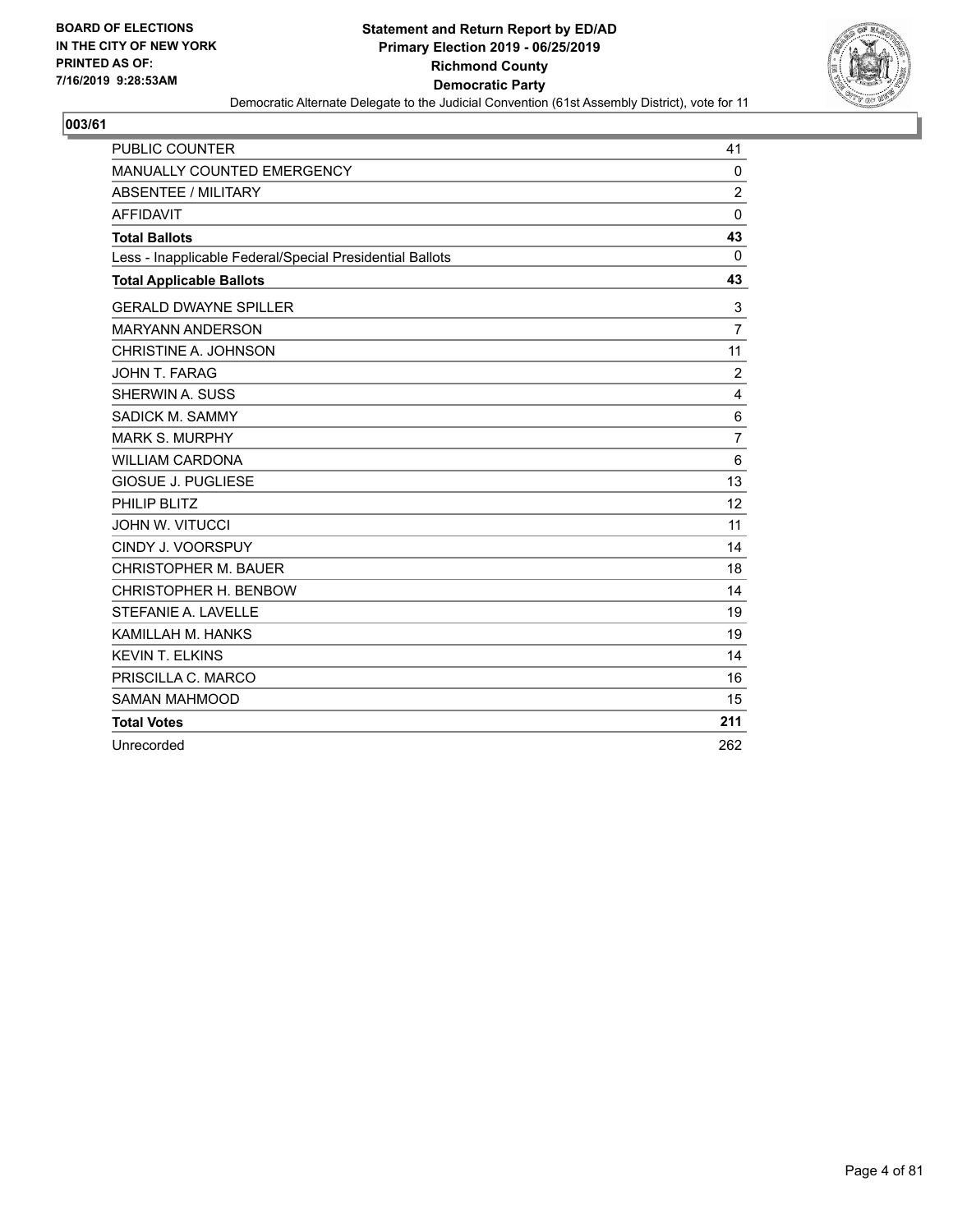BOARD OF ELECTIONS
IN THE CITY OF NEW YORK
PRINTED AS OF:
7/16/2019 9:28:53AM

**Statement and Return Report by ED/AD**
**Primary Election 2019 - 06/25/2019**
**Richmond County**
**Democratic Party**
Democratic Alternate Delegate to the Judicial Convention (61st Assembly District), vote for 11

## 003/61

| | |
|---|---|
| PUBLIC COUNTER | 41 |
| MANUALLY COUNTED EMERGENCY | 0 |
| ABSENTEE / MILITARY | 2 |
| AFFIDAVIT | 0 |
| **Total Ballots** | **43** |
| Less - Inapplicable Federal/Special Presidential Ballots | 0 |
| **Total Applicable Ballots** | **43** |
| GERALD DWAYNE SPILLER | 3 |
| MARYANN ANDERSON | 7 |
| CHRISTINE A. JOHNSON | 11 |
| JOHN T. FARAG | 2 |
| SHERWIN A. SUSS | 4 |
| SADICK M. SAMMY | 6 |
| MARK S. MURPHY | 7 |
| WILLIAM CARDONA | 6 |
| GIOSUE J. PUGLIESE | 13 |
| PHILIP BLITZ | 12 |
| JOHN W. VITUCCI | 11 |
| CINDY J. VOORSPUY | 14 |
| CHRISTOPHER M. BAUER | 18 |
| CHRISTOPHER H. BENBOW | 14 |
| STEFANIE A. LAVELLE | 19 |
| KAMILLAH M. HANKS | 19 |
| KEVIN T. ELKINS | 14 |
| PRISCILLA C. MARCO | 16 |
| SAMAN MAHMOOD | 15 |
| **Total Votes** | **211** |
| Unrecorded | 262 |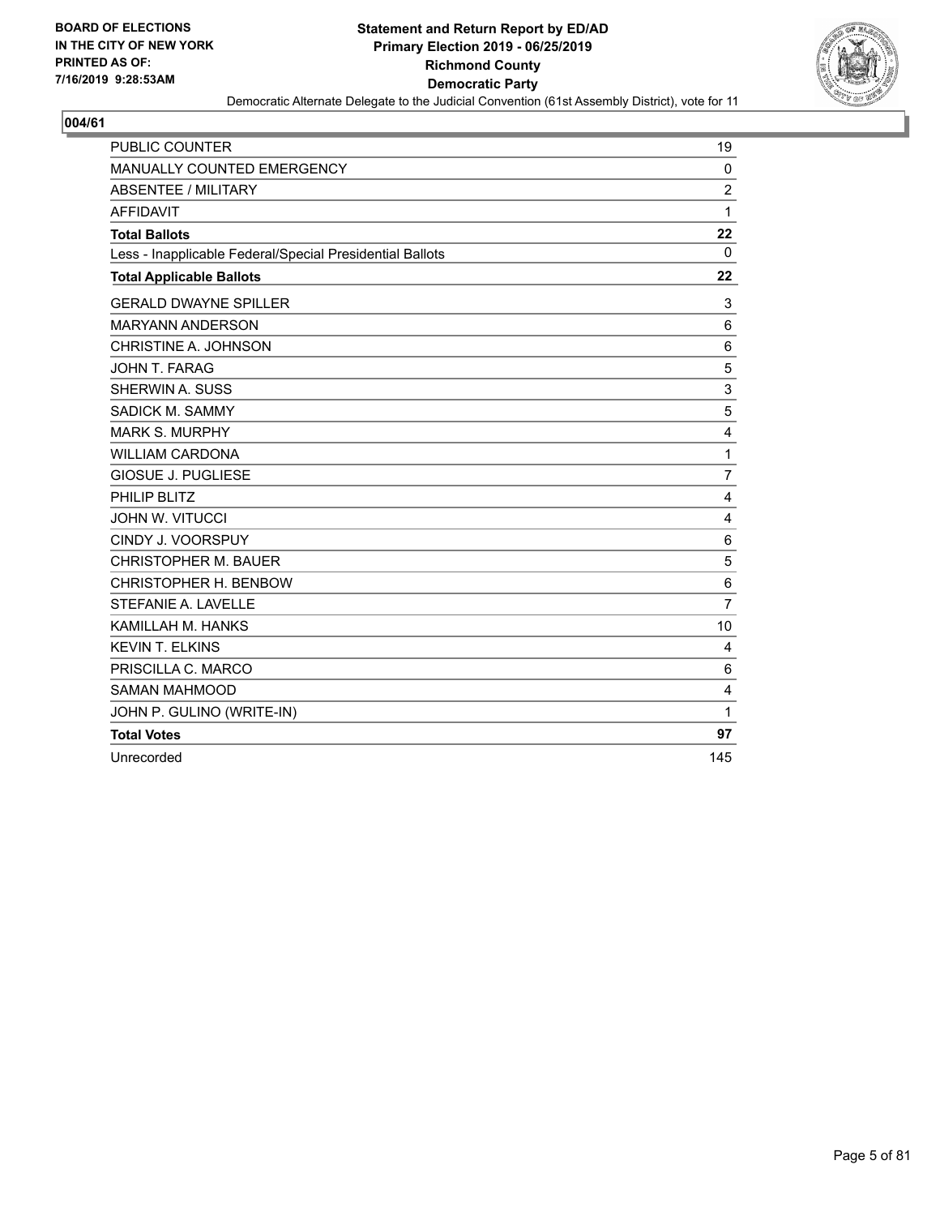**BOARD OF ELECTIONS IN THE CITY OF NEW YORK PRINTED AS OF: 7/16/2019 9:28:53AM**

**Statement and Return Report by ED/AD**
**Primary Election 2019 - 06/25/2019**
**Richmond County**
**Democratic Party**
Democratic Alternate Delegate to the Judicial Convention (61st Assembly District), vote for 11

## 004/61

| | |
|---|---|
| PUBLIC COUNTER | 19 |
| MANUALLY COUNTED EMERGENCY | 0 |
| ABSENTEE / MILITARY | 2 |
| AFFIDAVIT | 1 |
| **Total Ballots** | **22** |
| Less - Inapplicable Federal/Special Presidential Ballots | 0 |
| **Total Applicable Ballots** | **22** |
| GERALD DWAYNE SPILLER | 3 |
| MARYANN ANDERSON | 6 |
| CHRISTINE A. JOHNSON | 6 |
| JOHN T. FARAG | 5 |
| SHERWIN A. SUSS | 3 |
| SADICK M. SAMMY | 5 |
| MARK S. MURPHY | 4 |
| WILLIAM CARDONA | 1 |
| GIOSUE J. PUGLIESE | 7 |
| PHILIP BLITZ | 4 |
| JOHN W. VITUCCI | 4 |
| CINDY J. VOORSPUY | 6 |
| CHRISTOPHER M. BAUER | 5 |
| CHRISTOPHER H. BENBOW | 6 |
| STEFANIE A. LAVELLE | 7 |
| KAMILLAH M. HANKS | 10 |
| KEVIN T. ELKINS | 4 |
| PRISCILLA C. MARCO | 6 |
| SAMAN MAHMOOD | 4 |
| JOHN P. GULINO (WRITE-IN) | 1 |
| **Total Votes** | **97** |
| Unrecorded | 145 |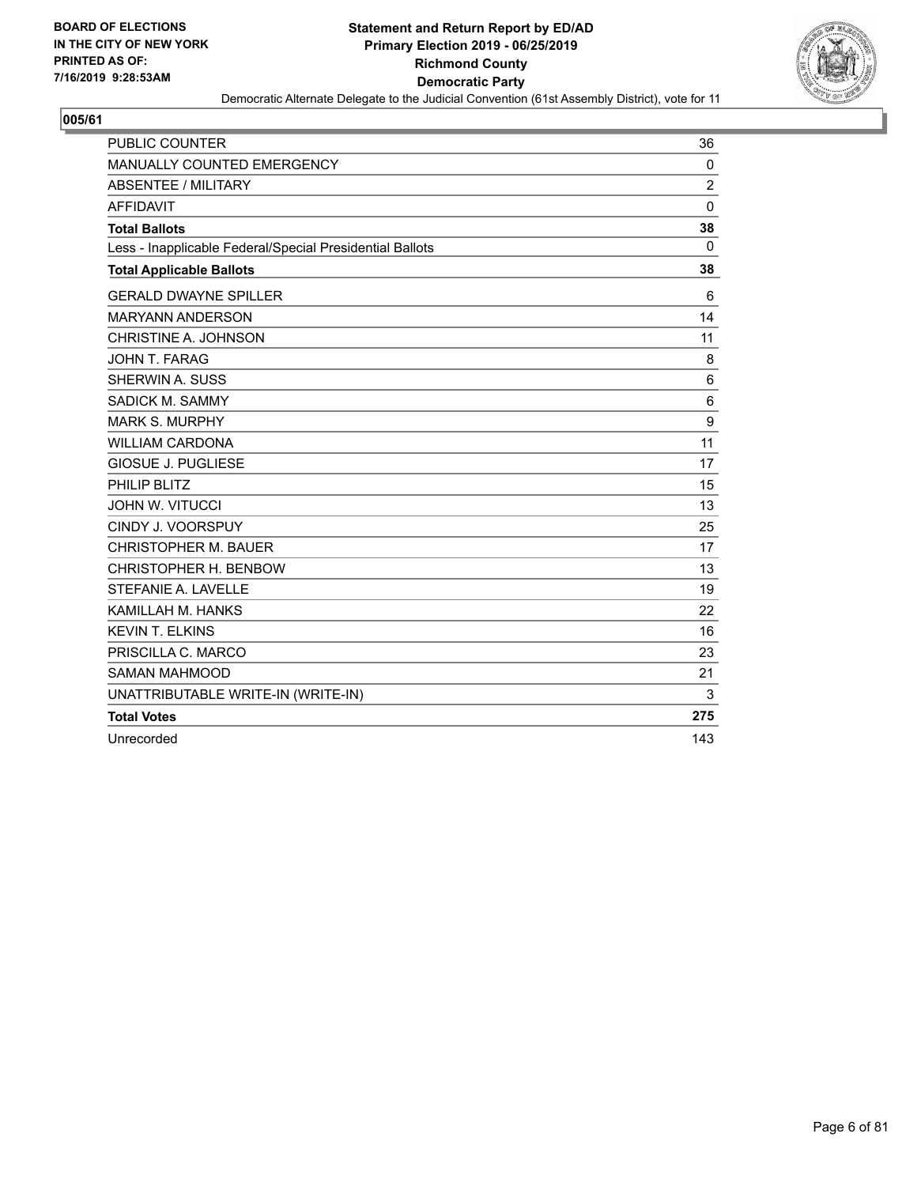**BOARD OF ELECTIONS IN THE CITY OF NEW YORK PRINTED AS OF: 7/16/2019 9:28:53AM**

**Statement and Return Report by ED/AD**
**Primary Election 2019 - 06/25/2019**
**Richmond County**
**Democratic Party**
Democratic Alternate Delegate to the Judicial Convention (61st Assembly District), vote for 11

## 005/61

| | |
|---|---|
| PUBLIC COUNTER | 36 |
| MANUALLY COUNTED EMERGENCY | 0 |
| ABSENTEE / MILITARY | 2 |
| AFFIDAVIT | 0 |
| **Total Ballots** | **38** |
| Less - Inapplicable Federal/Special Presidential Ballots | 0 |
| **Total Applicable Ballots** | **38** |
| GERALD DWAYNE SPILLER | 6 |
| MARYANN ANDERSON | 14 |
| CHRISTINE A. JOHNSON | 11 |
| JOHN T. FARAG | 8 |
| SHERWIN A. SUSS | 6 |
| SADICK M. SAMMY | 6 |
| MARK S. MURPHY | 9 |
| WILLIAM CARDONA | 11 |
| GIOSUE J. PUGLIESE | 17 |
| PHILIP BLITZ | 15 |
| JOHN W. VITUCCI | 13 |
| CINDY J. VOORSPUY | 25 |
| CHRISTOPHER M. BAUER | 17 |
| CHRISTOPHER H. BENBOW | 13 |
| STEFANIE A. LAVELLE | 19 |
| KAMILLAH M. HANKS | 22 |
| KEVIN T. ELKINS | 16 |
| PRISCILLA C. MARCO | 23 |
| SAMAN MAHMOOD | 21 |
| UNATTRIBUTABLE WRITE-IN (WRITE-IN) | 3 |
| **Total Votes** | **275** |
| Unrecorded | 143 |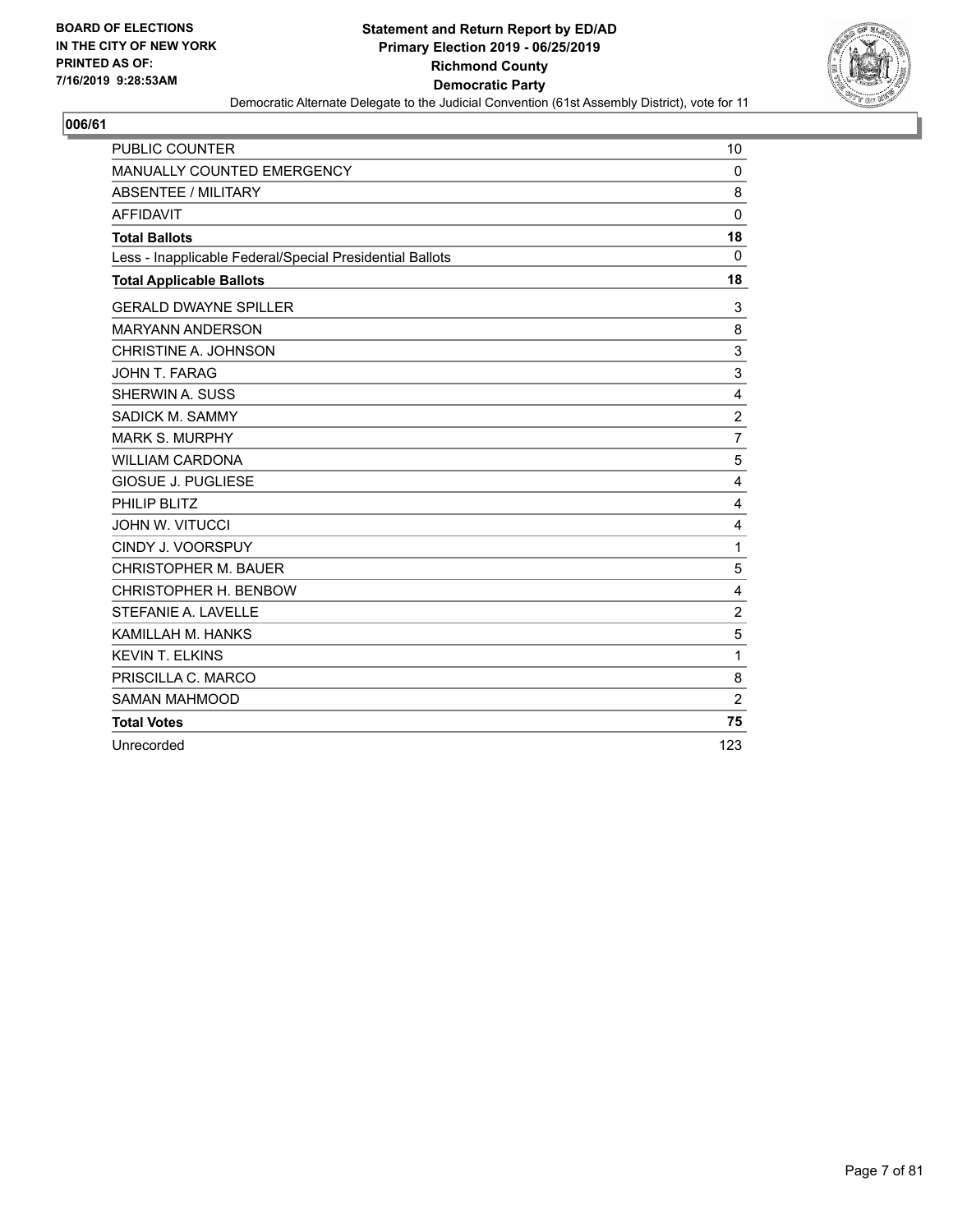BOARD OF ELECTIONS
IN THE CITY OF NEW YORK
PRINTED AS OF:
7/16/2019 9:28:53AM

**Statement and Return Report by ED/AD**
**Primary Election 2019 - 06/25/2019**
**Richmond County**
**Democratic Party**
Democratic Alternate Delegate to the Judicial Convention (61st Assembly District), vote for 11

## 006/61

| | |
|---|---|
| PUBLIC COUNTER | 10 |
| MANUALLY COUNTED EMERGENCY | 0 |
| ABSENTEE / MILITARY | 8 |
| AFFIDAVIT | 0 |
| **Total Ballots** | **18** |
| Less - Inapplicable Federal/Special Presidential Ballots | 0 |
| **Total Applicable Ballots** | **18** |
| GERALD DWAYNE SPILLER | 3 |
| MARYANN ANDERSON | 8 |
| CHRISTINE A. JOHNSON | 3 |
| JOHN T. FARAG | 3 |
| SHERWIN A. SUSS | 4 |
| SADICK M. SAMMY | 2 |
| MARK S. MURPHY | 7 |
| WILLIAM CARDONA | 5 |
| GIOSUE J. PUGLIESE | 4 |
| PHILIP BLITZ | 4 |
| JOHN W. VITUCCI | 4 |
| CINDY J. VOORSPUY | 1 |
| CHRISTOPHER M. BAUER | 5 |
| CHRISTOPHER H. BENBOW | 4 |
| STEFANIE A. LAVELLE | 2 |
| KAMILLAH M. HANKS | 5 |
| KEVIN T. ELKINS | 1 |
| PRISCILLA C. MARCO | 8 |
| SAMAN MAHMOOD | 2 |
| **Total Votes** | **75** |
| Unrecorded | 123 |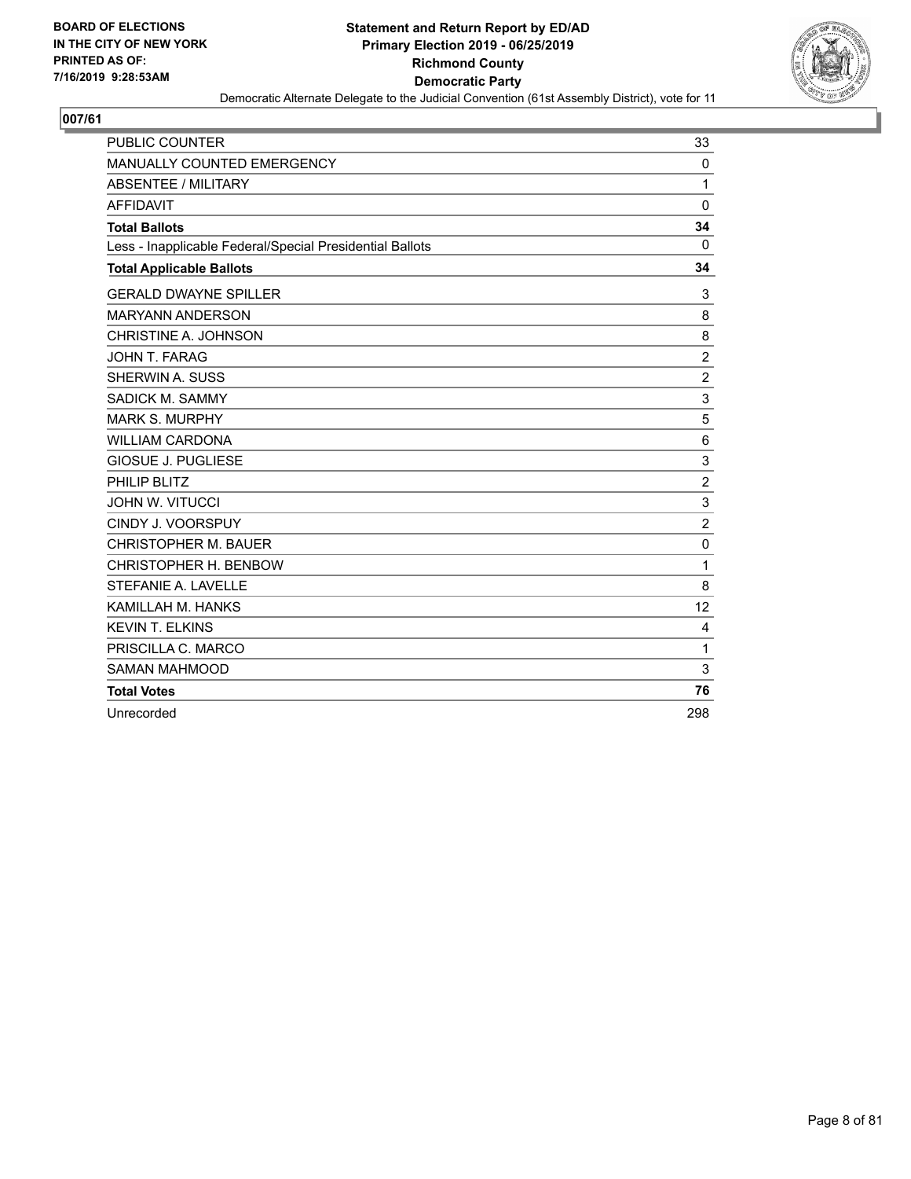BOARD OF ELECTIONS
IN THE CITY OF NEW YORK
PRINTED AS OF:
7/16/2019 9:28:53AM

**Statement and Return Report by ED/AD**
**Primary Election 2019 - 06/25/2019**
**Richmond County**
**Democratic Party**
Democratic Alternate Delegate to the Judicial Convention (61st Assembly District), vote for 11

**007/61**

| | |
|---|---|
| PUBLIC COUNTER | 33 |
| MANUALLY COUNTED EMERGENCY | 0 |
| ABSENTEE / MILITARY | 1 |
| AFFIDAVIT | 0 |
| **Total Ballots** | **34** |
| Less - Inapplicable Federal/Special Presidential Ballots | 0 |
| **Total Applicable Ballots** | **34** |
| GERALD DWAYNE SPILLER | 3 |
| MARYANN ANDERSON | 8 |
| CHRISTINE A. JOHNSON | 8 |
| JOHN T. FARAG | 2 |
| SHERWIN A. SUSS | 2 |
| SADICK M. SAMMY | 3 |
| MARK S. MURPHY | 5 |
| WILLIAM CARDONA | 6 |
| GIOSUE J. PUGLIESE | 3 |
| PHILIP BLITZ | 2 |
| JOHN W. VITUCCI | 3 |
| CINDY J. VOORSPUY | 2 |
| CHRISTOPHER M. BAUER | 0 |
| CHRISTOPHER H. BENBOW | 1 |
| STEFANIE A. LAVELLE | 8 |
| KAMILLAH M. HANKS | 12 |
| KEVIN T. ELKINS | 4 |
| PRISCILLA C. MARCO | 1 |
| SAMAN MAHMOOD | 3 |
| **Total Votes** | **76** |
| Unrecorded | 298 |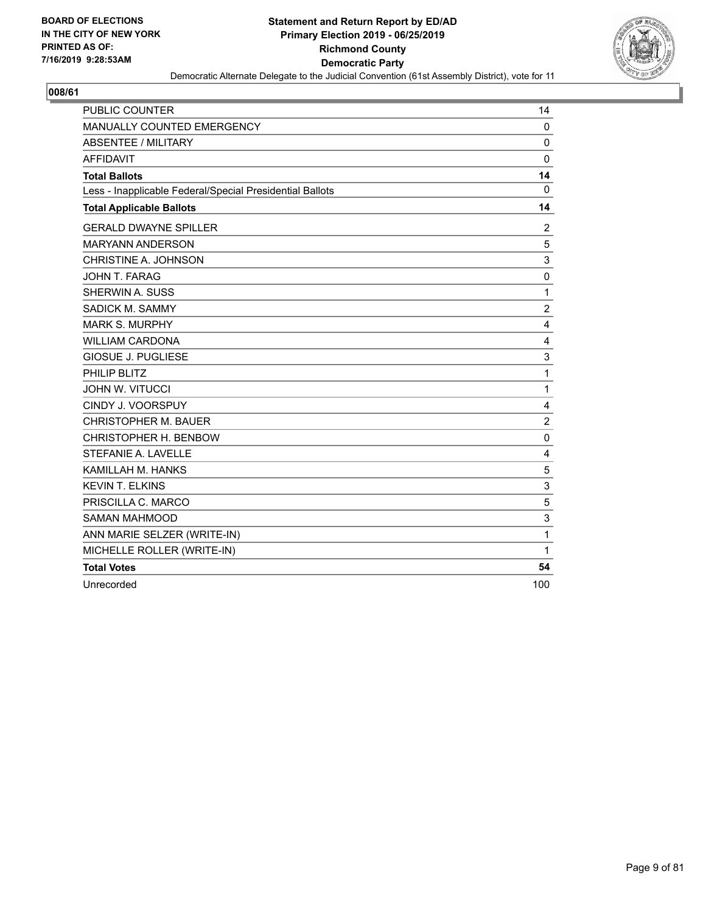**BOARD OF ELECTIONS IN THE CITY OF NEW YORK PRINTED AS OF: 7/16/2019 9:28:53AM**

**Statement and Return Report by ED/AD Primary Election 2019 - 06/25/2019 Richmond County Democratic Party**

Democratic Alternate Delegate to the Judicial Convention (61st Assembly District), vote for 11

## 008/61

| | |
|---|---|
| PUBLIC COUNTER | 14 |
| MANUALLY COUNTED EMERGENCY | 0 |
| ABSENTEE / MILITARY | 0 |
| AFFIDAVIT | 0 |
| **Total Ballots** | **14** |
| Less - Inapplicable Federal/Special Presidential Ballots | 0 |
| **Total Applicable Ballots** | **14** |
| GERALD DWAYNE SPILLER | 2 |
| MARYANN ANDERSON | 5 |
| CHRISTINE A. JOHNSON | 3 |
| JOHN T. FARAG | 0 |
| SHERWIN A. SUSS | 1 |
| SADICK M. SAMMY | 2 |
| MARK S. MURPHY | 4 |
| WILLIAM CARDONA | 4 |
| GIOSUE J. PUGLIESE | 3 |
| PHILIP BLITZ | 1 |
| JOHN W. VITUCCI | 1 |
| CINDY J. VOORSPUY | 4 |
| CHRISTOPHER M. BAUER | 2 |
| CHRISTOPHER H. BENBOW | 0 |
| STEFANIE A. LAVELLE | 4 |
| KAMILLAH M. HANKS | 5 |
| KEVIN T. ELKINS | 3 |
| PRISCILLA C. MARCO | 5 |
| SAMAN MAHMOOD | 3 |
| ANN MARIE SELZER (WRITE-IN) | 1 |
| MICHELLE ROLLER (WRITE-IN) | 1 |
| **Total Votes** | **54** |
| Unrecorded | 100 |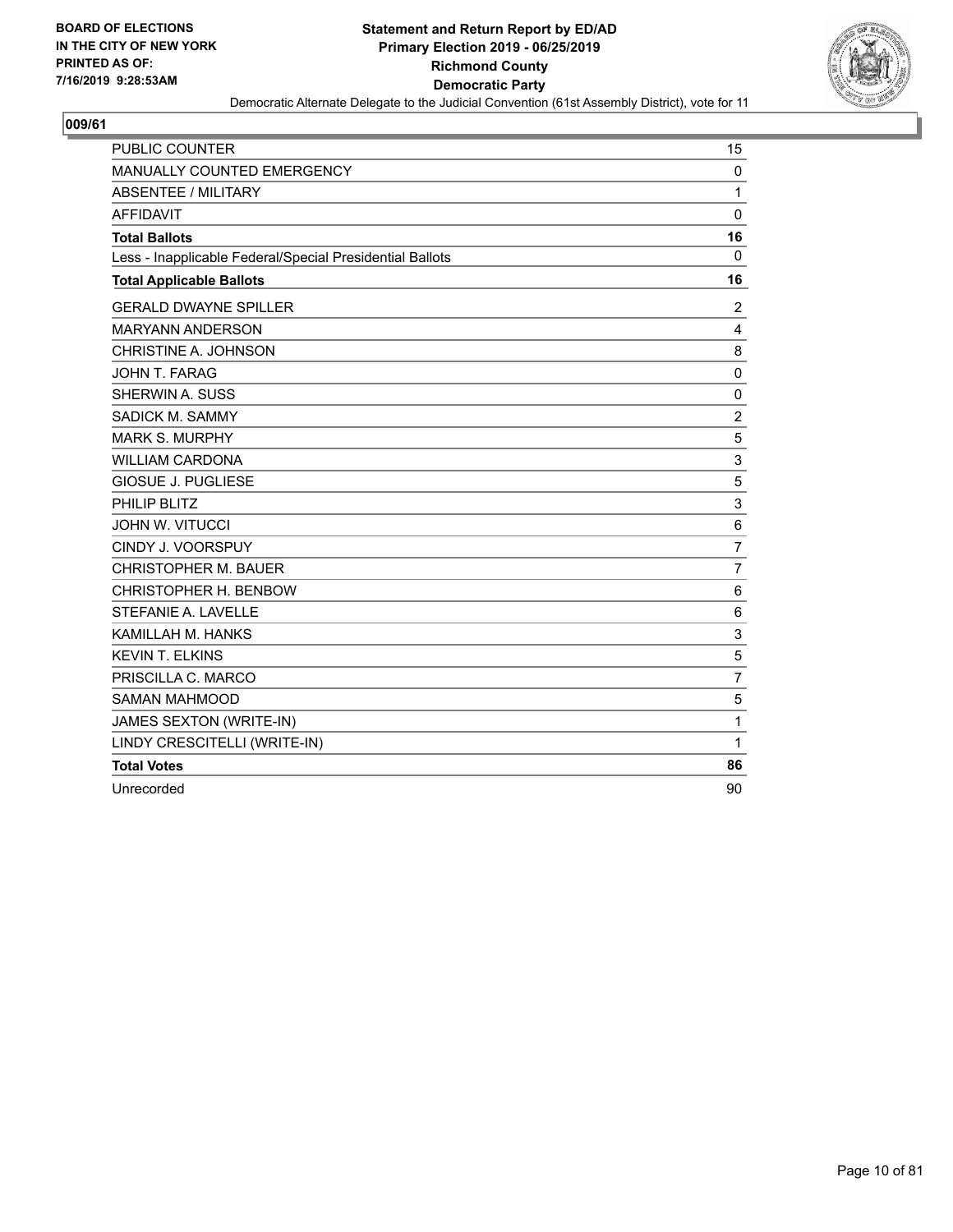BOARD OF ELECTIONS
IN THE CITY OF NEW YORK
PRINTED AS OF:
7/16/2019 9:28:53AM

**Statement and Return Report by ED/AD**
**Primary Election 2019 - 06/25/2019**
**Richmond County**
**Democratic Party**
Democratic Alternate Delegate to the Judicial Convention (61st Assembly District), vote for 11

### 009/61

| | |
|---|---|
| PUBLIC COUNTER | 15 |
| MANUALLY COUNTED EMERGENCY | 0 |
| ABSENTEE / MILITARY | 1 |
| AFFIDAVIT | 0 |
| **Total Ballots** | **16** |
| Less - Inapplicable Federal/Special Presidential Ballots | 0 |
| **Total Applicable Ballots** | **16** |
| GERALD DWAYNE SPILLER | 2 |
| MARYANN ANDERSON | 4 |
| CHRISTINE A. JOHNSON | 8 |
| JOHN T. FARAG | 0 |
| SHERWIN A. SUSS | 0 |
| SADICK M. SAMMY | 2 |
| MARK S. MURPHY | 5 |
| WILLIAM CARDONA | 3 |
| GIOSUE J. PUGLIESE | 5 |
| PHILIP BLITZ | 3 |
| JOHN W. VITUCCI | 6 |
| CINDY J. VOORSPUY | 7 |
| CHRISTOPHER M. BAUER | 7 |
| CHRISTOPHER H. BENBOW | 6 |
| STEFANIE A. LAVELLE | 6 |
| KAMILLAH M. HANKS | 3 |
| KEVIN T. ELKINS | 5 |
| PRISCILLA C. MARCO | 7 |
| SAMAN MAHMOOD | 5 |
| JAMES SEXTON (WRITE-IN) | 1 |
| LINDY CRESCITELLI (WRITE-IN) | 1 |
| **Total Votes** | **86** |
| Unrecorded | 90 |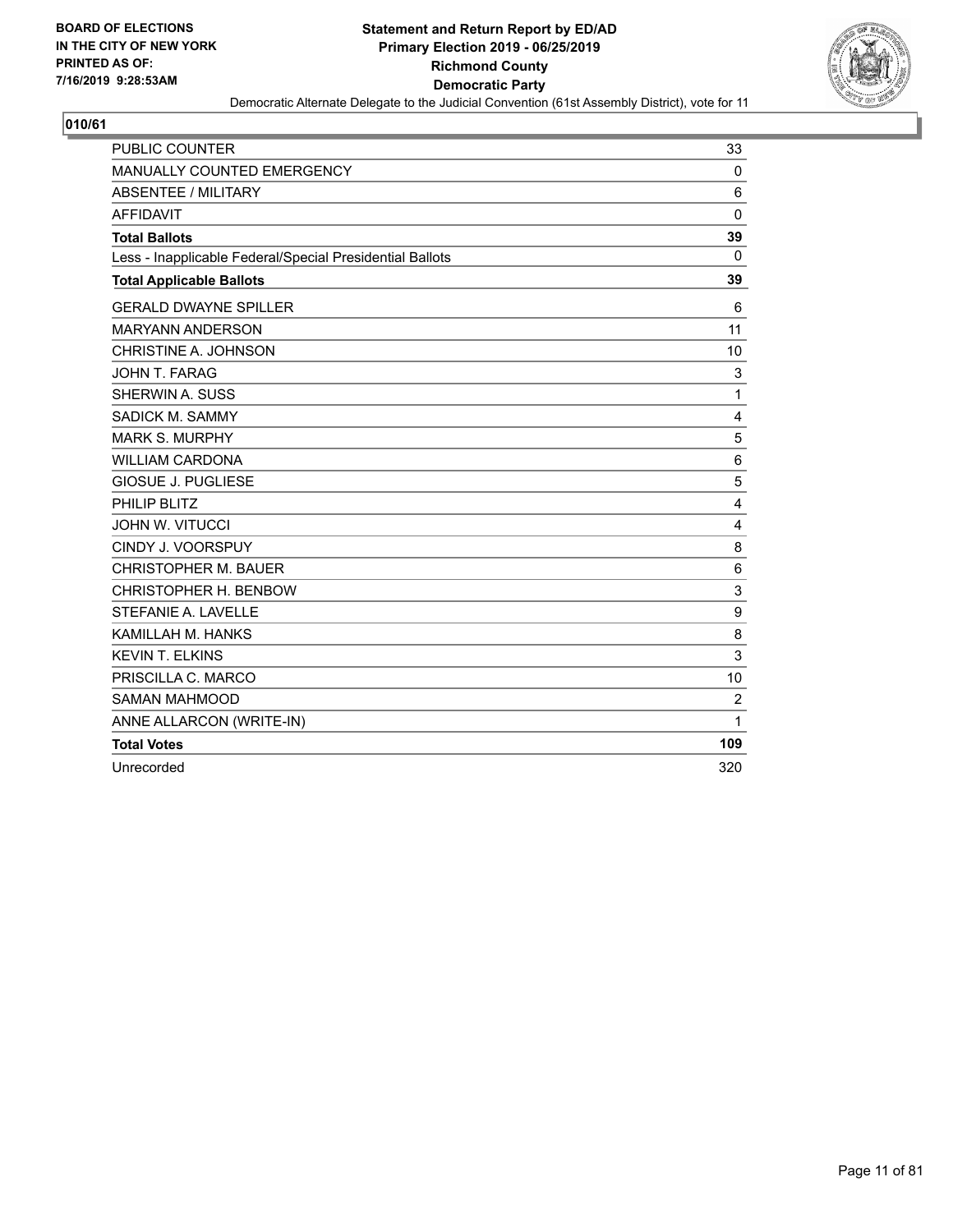BOARD OF ELECTIONS
IN THE CITY OF NEW YORK
PRINTED AS OF:
7/16/2019 9:28:53AM

**Statement and Return Report by ED/AD**
**Primary Election 2019 - 06/25/2019**
**Richmond County**
**Democratic Party**
Democratic Alternate Delegate to the Judicial Convention (61st Assembly District), vote for 11

**010/61**

| | |
|---|---|
| PUBLIC COUNTER | 33 |
| MANUALLY COUNTED EMERGENCY | 0 |
| ABSENTEE / MILITARY | 6 |
| AFFIDAVIT | 0 |
| **Total Ballots** | **39** |
| Less - Inapplicable Federal/Special Presidential Ballots | 0 |
| **Total Applicable Ballots** | **39** |
| GERALD DWAYNE SPILLER | 6 |
| MARYANN ANDERSON | 11 |
| CHRISTINE A. JOHNSON | 10 |
| JOHN T. FARAG | 3 |
| SHERWIN A. SUSS | 1 |
| SADICK M. SAMMY | 4 |
| MARK S. MURPHY | 5 |
| WILLIAM CARDONA | 6 |
| GIOSUE J. PUGLIESE | 5 |
| PHILIP BLITZ | 4 |
| JOHN W. VITUCCI | 4 |
| CINDY J. VOORSPUY | 8 |
| CHRISTOPHER M. BAUER | 6 |
| CHRISTOPHER H. BENBOW | 3 |
| STEFANIE A. LAVELLE | 9 |
| KAMILLAH M. HANKS | 8 |
| KEVIN T. ELKINS | 3 |
| PRISCILLA C. MARCO | 10 |
| SAMAN MAHMOOD | 2 |
| ANNE ALLARCON (WRITE-IN) | 1 |
| **Total Votes** | **109** |
| Unrecorded | 320 |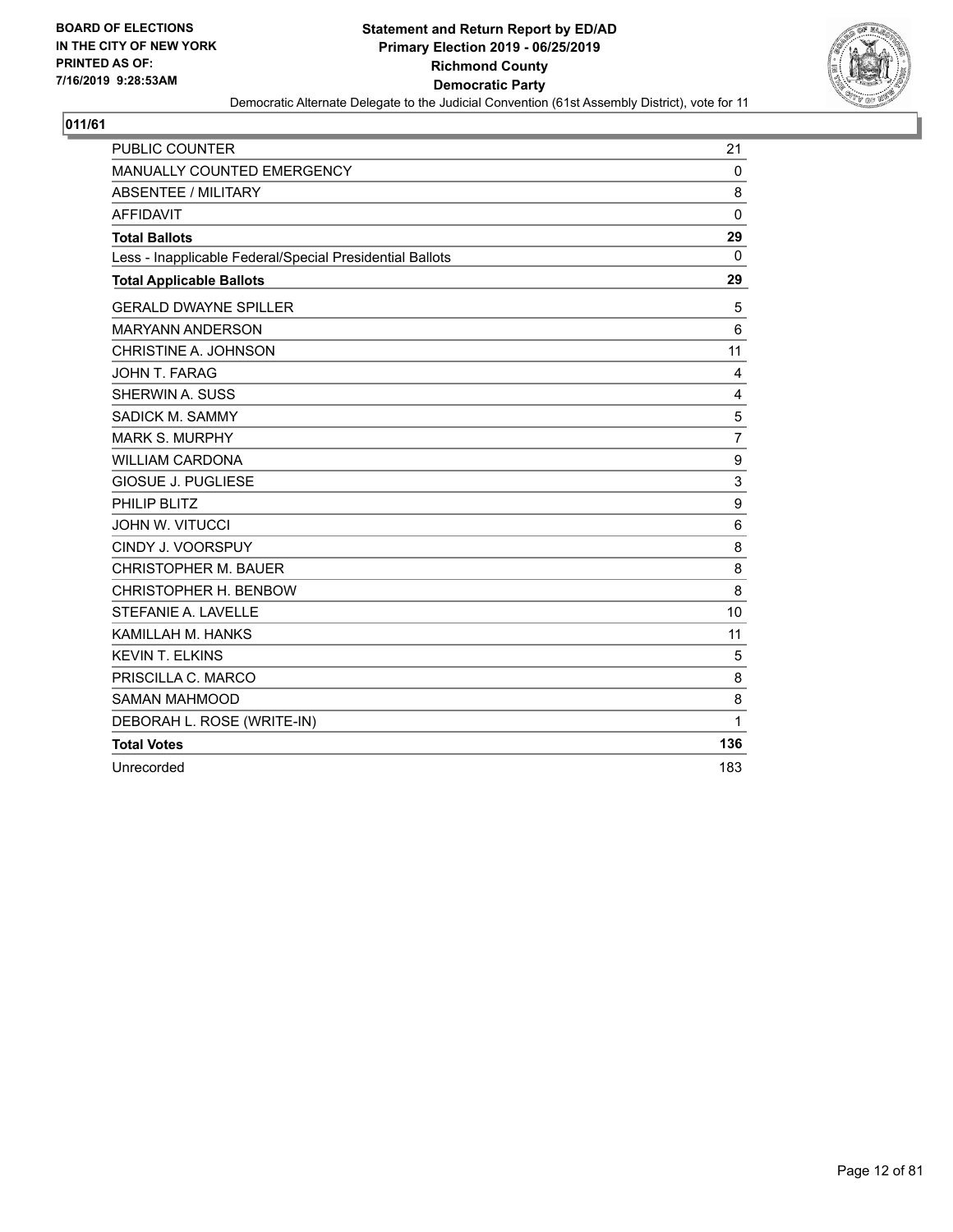BOARD OF ELECTIONS
IN THE CITY OF NEW YORK
PRINTED AS OF:
7/16/2019 9:28:53AM

**Statement and Return Report by ED/AD**
**Primary Election 2019 - 06/25/2019**
**Richmond County**
**Democratic Party**
Democratic Alternate Delegate to the Judicial Convention (61st Assembly District), vote for 11

**011/61**

| | |
|---|---|
| PUBLIC COUNTER | 21 |
| MANUALLY COUNTED EMERGENCY | 0 |
| ABSENTEE / MILITARY | 8 |
| AFFIDAVIT | 0 |
| **Total Ballots** | **29** |
| Less - Inapplicable Federal/Special Presidential Ballots | 0 |
| **Total Applicable Ballots** | **29** |
| GERALD DWAYNE SPILLER | 5 |
| MARYANN ANDERSON | 6 |
| CHRISTINE A. JOHNSON | 11 |
| JOHN T. FARAG | 4 |
| SHERWIN A. SUSS | 4 |
| SADICK M. SAMMY | 5 |
| MARK S. MURPHY | 7 |
| WILLIAM CARDONA | 9 |
| GIOSUE J. PUGLIESE | 3 |
| PHILIP BLITZ | 9 |
| JOHN W. VITUCCI | 6 |
| CINDY J. VOORSPUY | 8 |
| CHRISTOPHER M. BAUER | 8 |
| CHRISTOPHER H. BENBOW | 8 |
| STEFANIE A. LAVELLE | 10 |
| KAMILLAH M. HANKS | 11 |
| KEVIN T. ELKINS | 5 |
| PRISCILLA C. MARCO | 8 |
| SAMAN MAHMOOD | 8 |
| DEBORAH L. ROSE (WRITE-IN) | 1 |
| **Total Votes** | **136** |
| Unrecorded | 183 |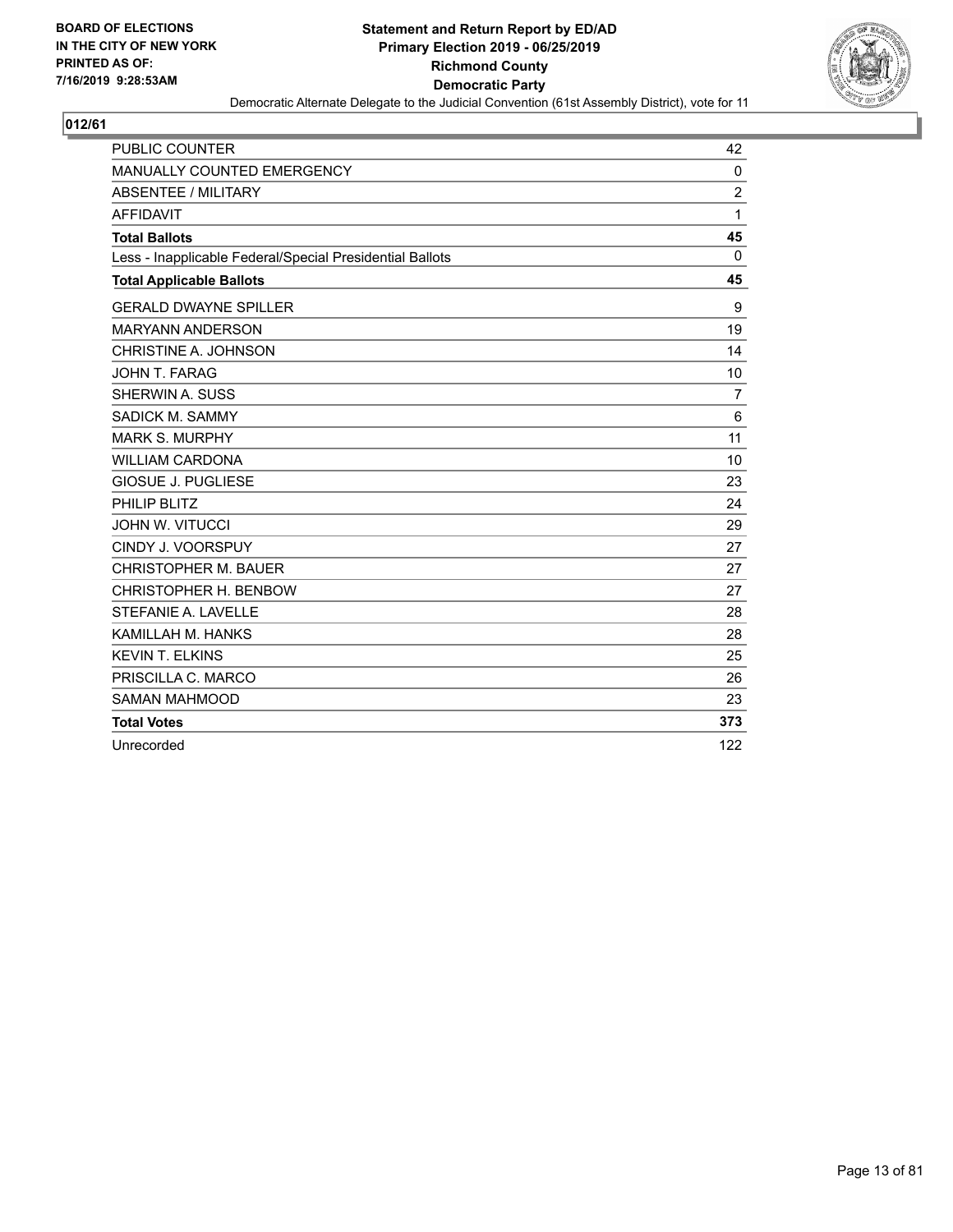**BOARD OF ELECTIONS IN THE CITY OF NEW YORK PRINTED AS OF: 7/16/2019 9:28:53AM**

**Statement and Return Report by ED/AD**
**Primary Election 2019 - 06/25/2019**
**Richmond County**
**Democratic Party**
Democratic Alternate Delegate to the Judicial Convention (61st Assembly District), vote for 11

## 012/61

| | |
|---|---|
| PUBLIC COUNTER | 42 |
| MANUALLY COUNTED EMERGENCY | 0 |
| ABSENTEE / MILITARY | 2 |
| AFFIDAVIT | 1 |
| **Total Ballots** | **45** |
| Less - Inapplicable Federal/Special Presidential Ballots | 0 |
| **Total Applicable Ballots** | **45** |
| GERALD DWAYNE SPILLER | 9 |
| MARYANN ANDERSON | 19 |
| CHRISTINE A. JOHNSON | 14 |
| JOHN T. FARAG | 10 |
| SHERWIN A. SUSS | 7 |
| SADICK M. SAMMY | 6 |
| MARK S. MURPHY | 11 |
| WILLIAM CARDONA | 10 |
| GIOSUE J. PUGLIESE | 23 |
| PHILIP BLITZ | 24 |
| JOHN W. VITUCCI | 29 |
| CINDY J. VOORSPUY | 27 |
| CHRISTOPHER M. BAUER | 27 |
| CHRISTOPHER H. BENBOW | 27 |
| STEFANIE A. LAVELLE | 28 |
| KAMILLAH M. HANKS | 28 |
| KEVIN T. ELKINS | 25 |
| PRISCILLA C. MARCO | 26 |
| SAMAN MAHMOOD | 23 |
| **Total Votes** | **373** |
| Unrecorded | 122 |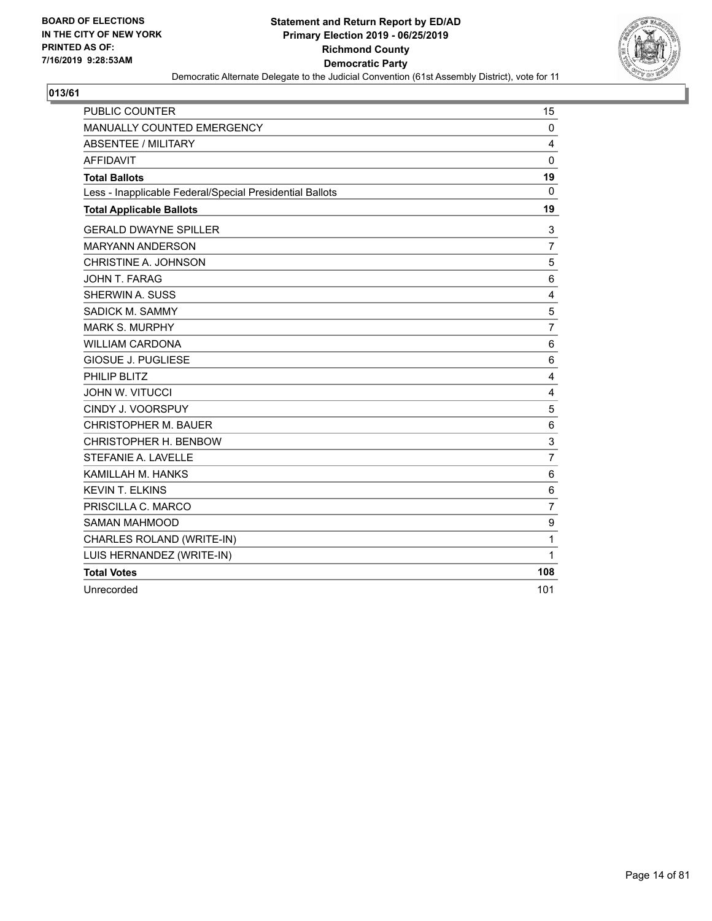**BOARD OF ELECTIONS IN THE CITY OF NEW YORK PRINTED AS OF: 7/16/2019 9:28:53AM**

**Statement and Return Report by ED/AD**
**Primary Election 2019 - 06/25/2019**
**Richmond County**
**Democratic Party**
Democratic Alternate Delegate to the Judicial Convention (61st Assembly District), vote for 11

## 013/61

| | |
|---|---|
| PUBLIC COUNTER | 15 |
| MANUALLY COUNTED EMERGENCY | 0 |
| ABSENTEE / MILITARY | 4 |
| AFFIDAVIT | 0 |
| **Total Ballots** | **19** |
| Less - Inapplicable Federal/Special Presidential Ballots | 0 |
| **Total Applicable Ballots** | **19** |
| GERALD DWAYNE SPILLER | 3 |
| MARYANN ANDERSON | 7 |
| CHRISTINE A. JOHNSON | 5 |
| JOHN T. FARAG | 6 |
| SHERWIN A. SUSS | 4 |
| SADICK M. SAMMY | 5 |
| MARK S. MURPHY | 7 |
| WILLIAM CARDONA | 6 |
| GIOSUE J. PUGLIESE | 6 |
| PHILIP BLITZ | 4 |
| JOHN W. VITUCCI | 4 |
| CINDY J. VOORSPUY | 5 |
| CHRISTOPHER M. BAUER | 6 |
| CHRISTOPHER H. BENBOW | 3 |
| STEFANIE A. LAVELLE | 7 |
| KAMILLAH M. HANKS | 6 |
| KEVIN T. ELKINS | 6 |
| PRISCILLA C. MARCO | 7 |
| SAMAN MAHMOOD | 9 |
| CHARLES ROLAND (WRITE-IN) | 1 |
| LUIS HERNANDEZ (WRITE-IN) | 1 |
| **Total Votes** | **108** |
| Unrecorded | 101 |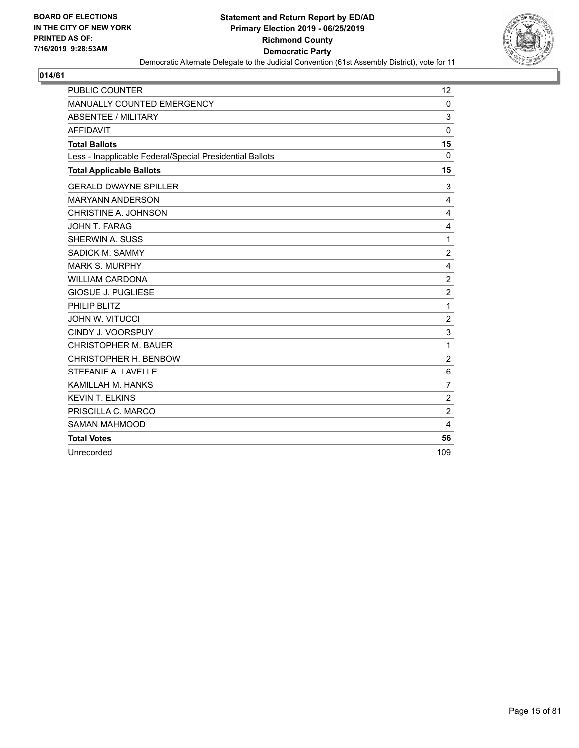**BOARD OF ELECTIONS IN THE CITY OF NEW YORK PRINTED AS OF: 7/16/2019 9:28:53AM**

# Statement and Return Report by ED/AD
## Primary Election 2019 - 06/25/2019
## Richmond County
## Democratic Party

Democratic Alternate Delegate to the Judicial Convention (61st Assembly District), vote for 11

### 014/61

| | |
|---|---|
| PUBLIC COUNTER | 12 |
| MANUALLY COUNTED EMERGENCY | 0 |
| ABSENTEE / MILITARY | 3 |
| AFFIDAVIT | 0 |
| **Total Ballots** | **15** |
| Less - Inapplicable Federal/Special Presidential Ballots | 0 |
| **Total Applicable Ballots** | **15** |
| GERALD DWAYNE SPILLER | 3 |
| MARYANN ANDERSON | 4 |
| CHRISTINE A. JOHNSON | 4 |
| JOHN T. FARAG | 4 |
| SHERWIN A. SUSS | 1 |
| SADICK M. SAMMY | 2 |
| MARK S. MURPHY | 4 |
| WILLIAM CARDONA | 2 |
| GIOSUE J. PUGLIESE | 2 |
| PHILIP BLITZ | 1 |
| JOHN W. VITUCCI | 2 |
| CINDY J. VOORSPUY | 3 |
| CHRISTOPHER M. BAUER | 1 |
| CHRISTOPHER H. BENBOW | 2 |
| STEFANIE A. LAVELLE | 6 |
| KAMILLAH M. HANKS | 7 |
| KEVIN T. ELKINS | 2 |
| PRISCILLA C. MARCO | 2 |
| SAMAN MAHMOOD | 4 |
| **Total Votes** | **56** |
| Unrecorded | 109 |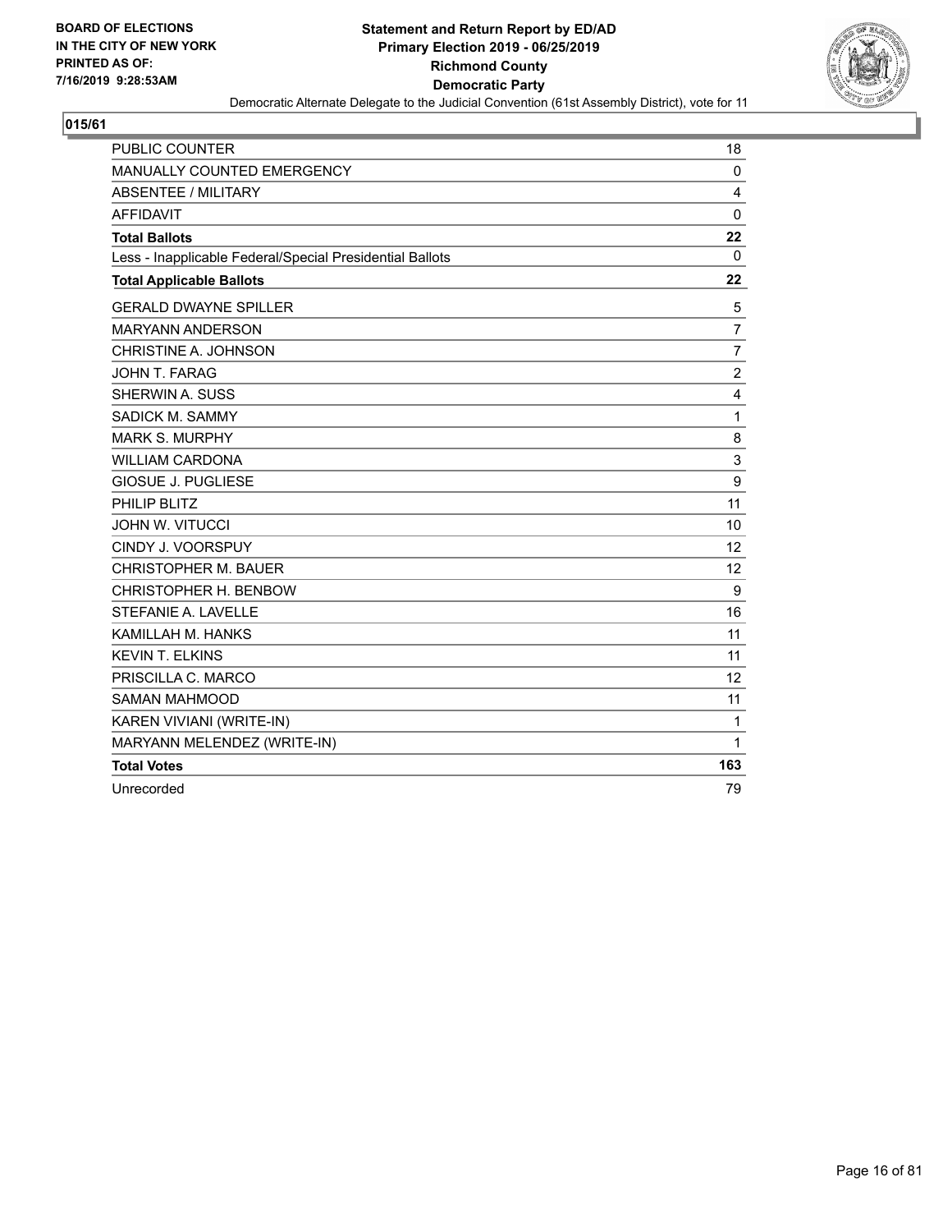BOARD OF ELECTIONS
IN THE CITY OF NEW YORK
PRINTED AS OF:
7/16/2019 9:28:53AM

**Statement and Return Report by ED/AD**
**Primary Election 2019 - 06/25/2019**
**Richmond County**
**Democratic Party**
Democratic Alternate Delegate to the Judicial Convention (61st Assembly District), vote for 11

**015/61**

| | |
|---|---|
| PUBLIC COUNTER | 18 |
| MANUALLY COUNTED EMERGENCY | 0 |
| ABSENTEE / MILITARY | 4 |
| AFFIDAVIT | 0 |
| **Total Ballots** | **22** |
| Less - Inapplicable Federal/Special Presidential Ballots | 0 |
| **Total Applicable Ballots** | **22** |
| GERALD DWAYNE SPILLER | 5 |
| MARYANN ANDERSON | 7 |
| CHRISTINE A. JOHNSON | 7 |
| JOHN T. FARAG | 2 |
| SHERWIN A. SUSS | 4 |
| SADICK M. SAMMY | 1 |
| MARK S. MURPHY | 8 |
| WILLIAM CARDONA | 3 |
| GIOSUE J. PUGLIESE | 9 |
| PHILIP BLITZ | 11 |
| JOHN W. VITUCCI | 10 |
| CINDY J. VOORSPUY | 12 |
| CHRISTOPHER M. BAUER | 12 |
| CHRISTOPHER H. BENBOW | 9 |
| STEFANIE A. LAVELLE | 16 |
| KAMILLAH M. HANKS | 11 |
| KEVIN T. ELKINS | 11 |
| PRISCILLA C. MARCO | 12 |
| SAMAN MAHMOOD | 11 |
| KAREN VIVIANI (WRITE-IN) | 1 |
| MARYANN MELENDEZ (WRITE-IN) | 1 |
| **Total Votes** | **163** |
| Unrecorded | 79 |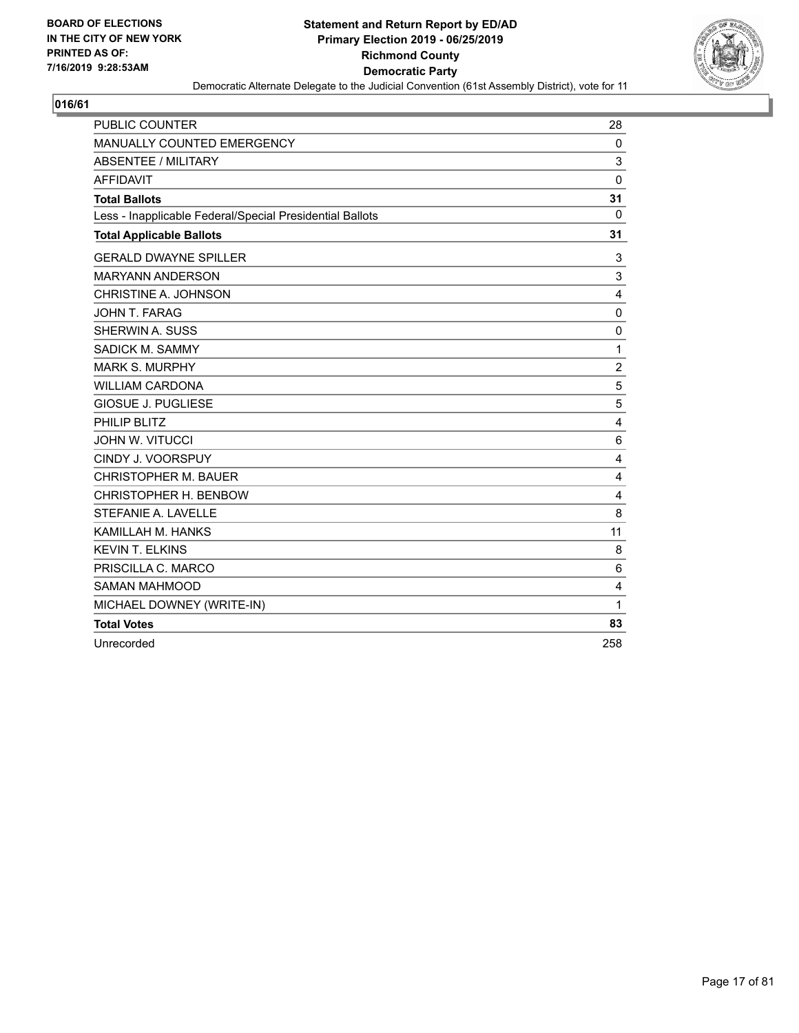**BOARD OF ELECTIONS IN THE CITY OF NEW YORK PRINTED AS OF: 7/16/2019 9:28:53AM**

**Statement and Return Report by ED/AD**
**Primary Election 2019 - 06/25/2019**
**Richmond County**
**Democratic Party**
Democratic Alternate Delegate to the Judicial Convention (61st Assembly District), vote for 11

## 016/61

| | |
|---|---|
| PUBLIC COUNTER | 28 |
| MANUALLY COUNTED EMERGENCY | 0 |
| ABSENTEE / MILITARY | 3 |
| AFFIDAVIT | 0 |
| **Total Ballots** | **31** |
| Less - Inapplicable Federal/Special Presidential Ballots | 0 |
| **Total Applicable Ballots** | **31** |
| GERALD DWAYNE SPILLER | 3 |
| MARYANN ANDERSON | 3 |
| CHRISTINE A. JOHNSON | 4 |
| JOHN T. FARAG | 0 |
| SHERWIN A. SUSS | 0 |
| SADICK M. SAMMY | 1 |
| MARK S. MURPHY | 2 |
| WILLIAM CARDONA | 5 |
| GIOSUE J. PUGLIESE | 5 |
| PHILIP BLITZ | 4 |
| JOHN W. VITUCCI | 6 |
| CINDY J. VOORSPUY | 4 |
| CHRISTOPHER M. BAUER | 4 |
| CHRISTOPHER H. BENBOW | 4 |
| STEFANIE A. LAVELLE | 8 |
| KAMILLAH M. HANKS | 11 |
| KEVIN T. ELKINS | 8 |
| PRISCILLA C. MARCO | 6 |
| SAMAN MAHMOOD | 4 |
| MICHAEL DOWNEY (WRITE-IN) | 1 |
| **Total Votes** | **83** |
| Unrecorded | 258 |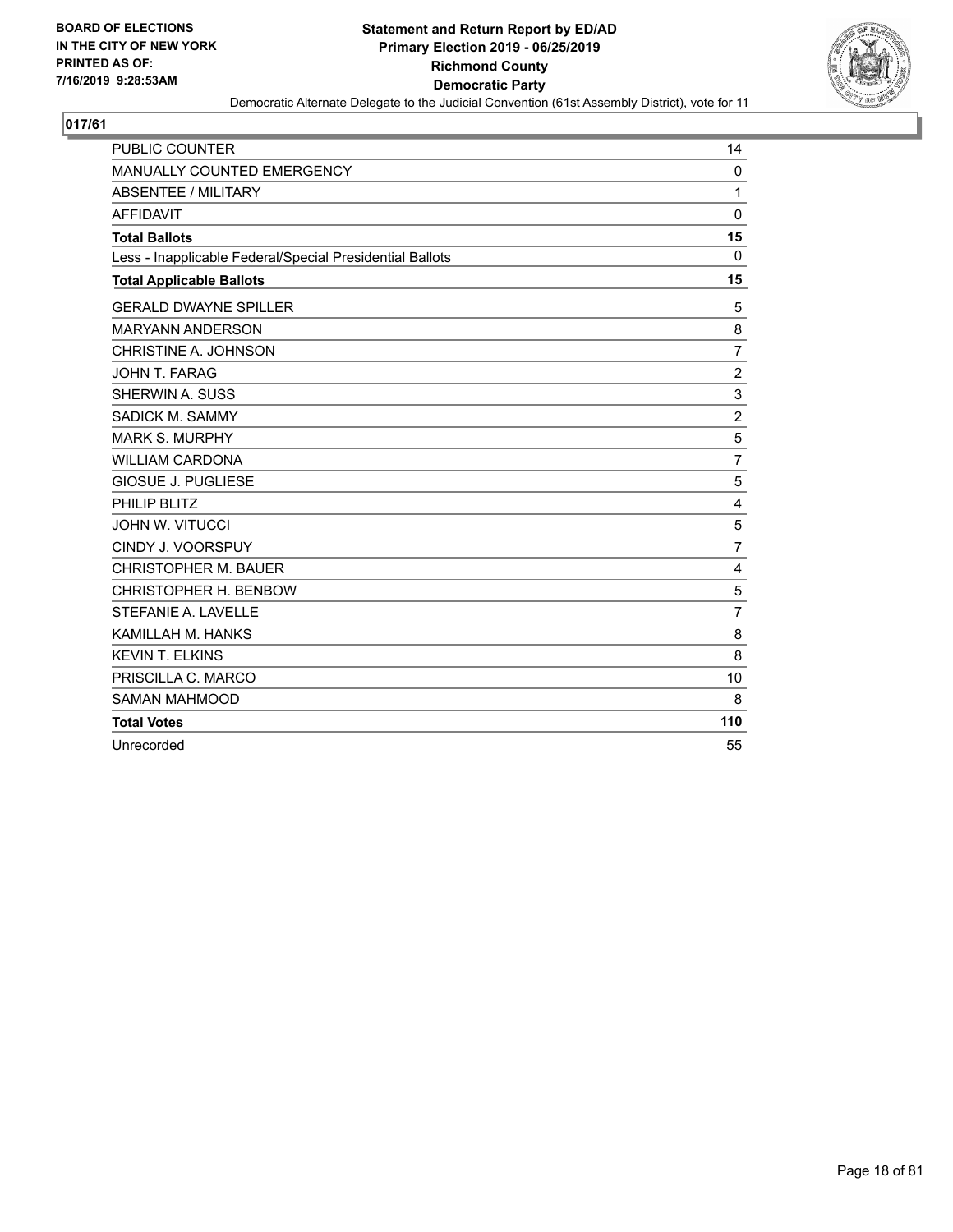**BOARD OF ELECTIONS IN THE CITY OF NEW YORK PRINTED AS OF: 7/16/2019 9:28:53AM**

**Statement and Return Report by ED/AD**
**Primary Election 2019 - 06/25/2019**
**Richmond County**
**Democratic Party**
Democratic Alternate Delegate to the Judicial Convention (61st Assembly District), vote for 11

## 017/61

| | |
|---|---|
| PUBLIC COUNTER | 14 |
| MANUALLY COUNTED EMERGENCY | 0 |
| ABSENTEE / MILITARY | 1 |
| AFFIDAVIT | 0 |
| **Total Ballots** | **15** |
| Less - Inapplicable Federal/Special Presidential Ballots | 0 |
| **Total Applicable Ballots** | **15** |
| GERALD DWAYNE SPILLER | 5 |
| MARYANN ANDERSON | 8 |
| CHRISTINE A. JOHNSON | 7 |
| JOHN T. FARAG | 2 |
| SHERWIN A. SUSS | 3 |
| SADICK M. SAMMY | 2 |
| MARK S. MURPHY | 5 |
| WILLIAM CARDONA | 7 |
| GIOSUE J. PUGLIESE | 5 |
| PHILIP BLITZ | 4 |
| JOHN W. VITUCCI | 5 |
| CINDY J. VOORSPUY | 7 |
| CHRISTOPHER M. BAUER | 4 |
| CHRISTOPHER H. BENBOW | 5 |
| STEFANIE A. LAVELLE | 7 |
| KAMILLAH M. HANKS | 8 |
| KEVIN T. ELKINS | 8 |
| PRISCILLA C. MARCO | 10 |
| SAMAN MAHMOOD | 8 |
| **Total Votes** | **110** |
| Unrecorded | 55 |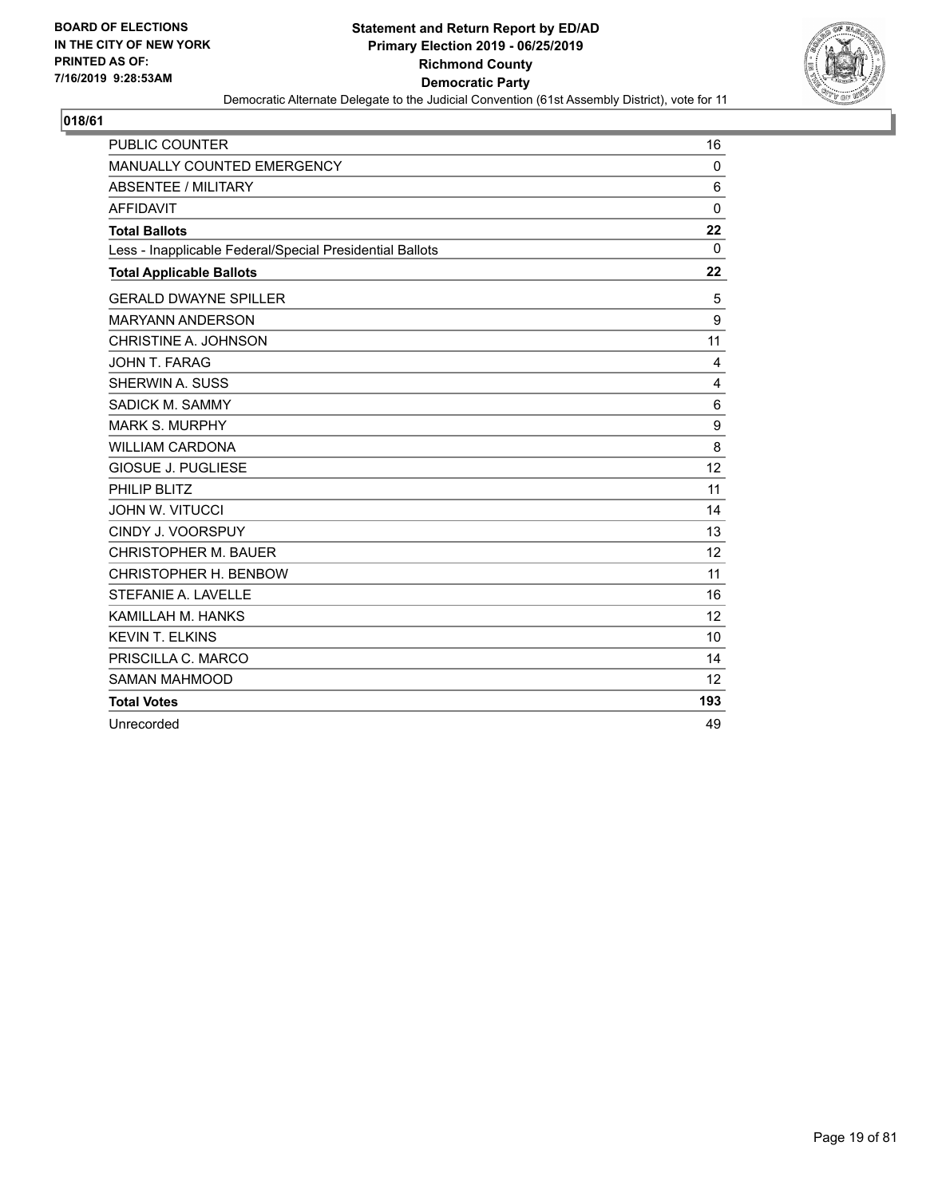BOARD OF ELECTIONS
IN THE CITY OF NEW YORK
PRINTED AS OF:
7/16/2019 9:28:53AM

**Statement and Return Report by ED/AD**
**Primary Election 2019 - 06/25/2019**
**Richmond County**
**Democratic Party**
Democratic Alternate Delegate to the Judicial Convention (61st Assembly District), vote for 11

## 018/61

| | |
|---|---|
| PUBLIC COUNTER | 16 |
| MANUALLY COUNTED EMERGENCY | 0 |
| ABSENTEE / MILITARY | 6 |
| AFFIDAVIT | 0 |
| **Total Ballots** | **22** |
| Less - Inapplicable Federal/Special Presidential Ballots | 0 |
| **Total Applicable Ballots** | **22** |
| GERALD DWAYNE SPILLER | 5 |
| MARYANN ANDERSON | 9 |
| CHRISTINE A. JOHNSON | 11 |
| JOHN T. FARAG | 4 |
| SHERWIN A. SUSS | 4 |
| SADICK M. SAMMY | 6 |
| MARK S. MURPHY | 9 |
| WILLIAM CARDONA | 8 |
| GIOSUE J. PUGLIESE | 12 |
| PHILIP BLITZ | 11 |
| JOHN W. VITUCCI | 14 |
| CINDY J. VOORSPUY | 13 |
| CHRISTOPHER M. BAUER | 12 |
| CHRISTOPHER H. BENBOW | 11 |
| STEFANIE A. LAVELLE | 16 |
| KAMILLAH M. HANKS | 12 |
| KEVIN T. ELKINS | 10 |
| PRISCILLA C. MARCO | 14 |
| SAMAN MAHMOOD | 12 |
| **Total Votes** | **193** |
| Unrecorded | 49 |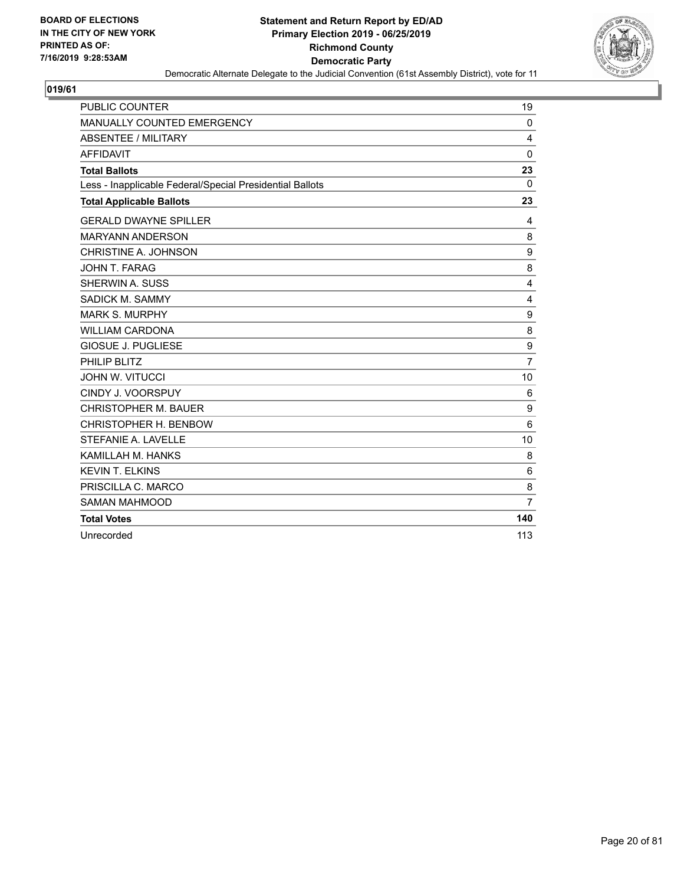**BOARD OF ELECTIONS IN THE CITY OF NEW YORK PRINTED AS OF: 7/16/2019 9:28:53AM**

**Statement and Return Report by ED/AD**
**Primary Election 2019 - 06/25/2019**
**Richmond County**
**Democratic Party**
Democratic Alternate Delegate to the Judicial Convention (61st Assembly District), vote for 11

## 019/61

| | |
|---|---|
| PUBLIC COUNTER | 19 |
| MANUALLY COUNTED EMERGENCY | 0 |
| ABSENTEE / MILITARY | 4 |
| AFFIDAVIT | 0 |
| **Total Ballots** | **23** |
| Less - Inapplicable Federal/Special Presidential Ballots | 0 |
| **Total Applicable Ballots** | **23** |
| GERALD DWAYNE SPILLER | 4 |
| MARYANN ANDERSON | 8 |
| CHRISTINE A. JOHNSON | 9 |
| JOHN T. FARAG | 8 |
| SHERWIN A. SUSS | 4 |
| SADICK M. SAMMY | 4 |
| MARK S. MURPHY | 9 |
| WILLIAM CARDONA | 8 |
| GIOSUE J. PUGLIESE | 9 |
| PHILIP BLITZ | 7 |
| JOHN W. VITUCCI | 10 |
| CINDY J. VOORSPUY | 6 |
| CHRISTOPHER M. BAUER | 9 |
| CHRISTOPHER H. BENBOW | 6 |
| STEFANIE A. LAVELLE | 10 |
| KAMILLAH M. HANKS | 8 |
| KEVIN T. ELKINS | 6 |
| PRISCILLA C. MARCO | 8 |
| SAMAN MAHMOOD | 7 |
| **Total Votes** | **140** |
| Unrecorded | 113 |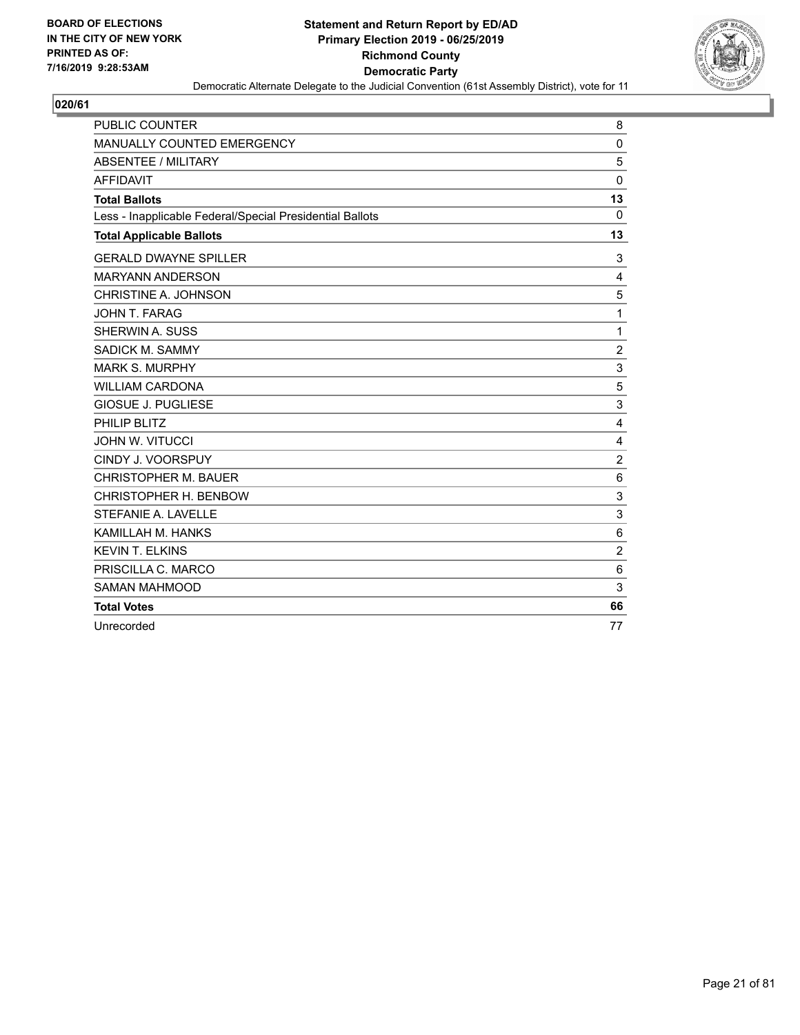BOARD OF ELECTIONS
IN THE CITY OF NEW YORK
PRINTED AS OF:
7/16/2019 9:28:53AM

**Statement and Return Report by ED/AD**
**Primary Election 2019 - 06/25/2019**
**Richmond County**
**Democratic Party**
Democratic Alternate Delegate to the Judicial Convention (61st Assembly District), vote for 11

**020/61**

| | |
|---|---|
| PUBLIC COUNTER | 8 |
| MANUALLY COUNTED EMERGENCY | 0 |
| ABSENTEE / MILITARY | 5 |
| AFFIDAVIT | 0 |
| **Total Ballots** | **13** |
| Less - Inapplicable Federal/Special Presidential Ballots | 0 |
| **Total Applicable Ballots** | **13** |
| GERALD DWAYNE SPILLER | 3 |
| MARYANN ANDERSON | 4 |
| CHRISTINE A. JOHNSON | 5 |
| JOHN T. FARAG | 1 |
| SHERWIN A. SUSS | 1 |
| SADICK M. SAMMY | 2 |
| MARK S. MURPHY | 3 |
| WILLIAM CARDONA | 5 |
| GIOSUE J. PUGLIESE | 3 |
| PHILIP BLITZ | 4 |
| JOHN W. VITUCCI | 4 |
| CINDY J. VOORSPUY | 2 |
| CHRISTOPHER M. BAUER | 6 |
| CHRISTOPHER H. BENBOW | 3 |
| STEFANIE A. LAVELLE | 3 |
| KAMILLAH M. HANKS | 6 |
| KEVIN T. ELKINS | 2 |
| PRISCILLA C. MARCO | 6 |
| SAMAN MAHMOOD | 3 |
| **Total Votes** | **66** |
| Unrecorded | 77 |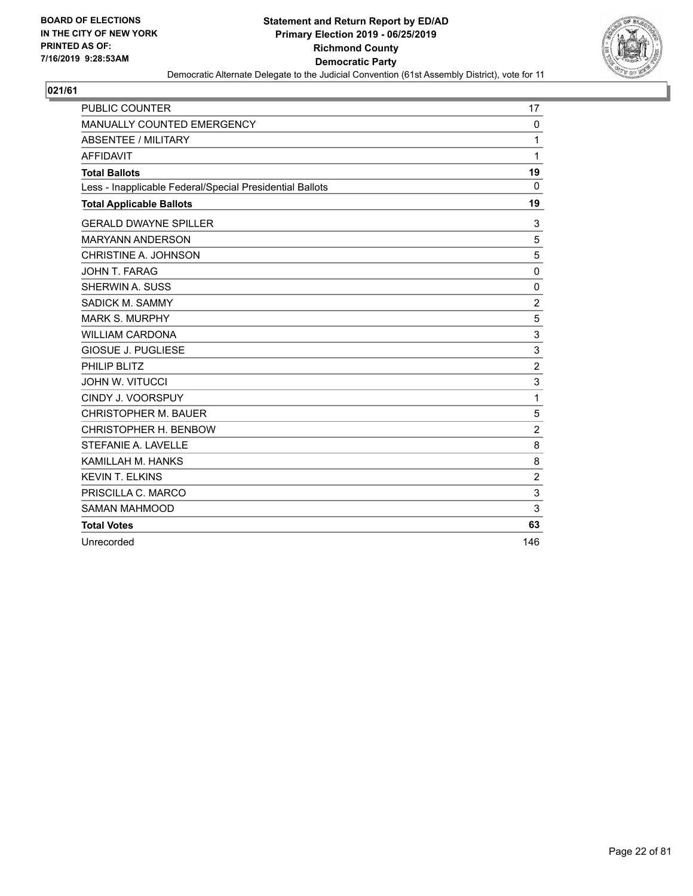**BOARD OF ELECTIONS IN THE CITY OF NEW YORK PRINTED AS OF: 7/16/2019 9:28:53AM**

**Statement and Return Report by ED/AD**
**Primary Election 2019 - 06/25/2019**
**Richmond County**
**Democratic Party**

Democratic Alternate Delegate to the Judicial Convention (61st Assembly District), vote for 11

## 021/61

| | |
|---|---|
| PUBLIC COUNTER | 17 |
| MANUALLY COUNTED EMERGENCY | 0 |
| ABSENTEE / MILITARY | 1 |
| AFFIDAVIT | 1 |
| **Total Ballots** | **19** |
| Less - Inapplicable Federal/Special Presidential Ballots | 0 |
| **Total Applicable Ballots** | **19** |
| GERALD DWAYNE SPILLER | 3 |
| MARYANN ANDERSON | 5 |
| CHRISTINE A. JOHNSON | 5 |
| JOHN T. FARAG | 0 |
| SHERWIN A. SUSS | 0 |
| SADICK M. SAMMY | 2 |
| MARK S. MURPHY | 5 |
| WILLIAM CARDONA | 3 |
| GIOSUE J. PUGLIESE | 3 |
| PHILIP BLITZ | 2 |
| JOHN W. VITUCCI | 3 |
| CINDY J. VOORSPUY | 1 |
| CHRISTOPHER M. BAUER | 5 |
| CHRISTOPHER H. BENBOW | 2 |
| STEFANIE A. LAVELLE | 8 |
| KAMILLAH M. HANKS | 8 |
| KEVIN T. ELKINS | 2 |
| PRISCILLA C. MARCO | 3 |
| SAMAN MAHMOOD | 3 |
| **Total Votes** | **63** |
| Unrecorded | 146 |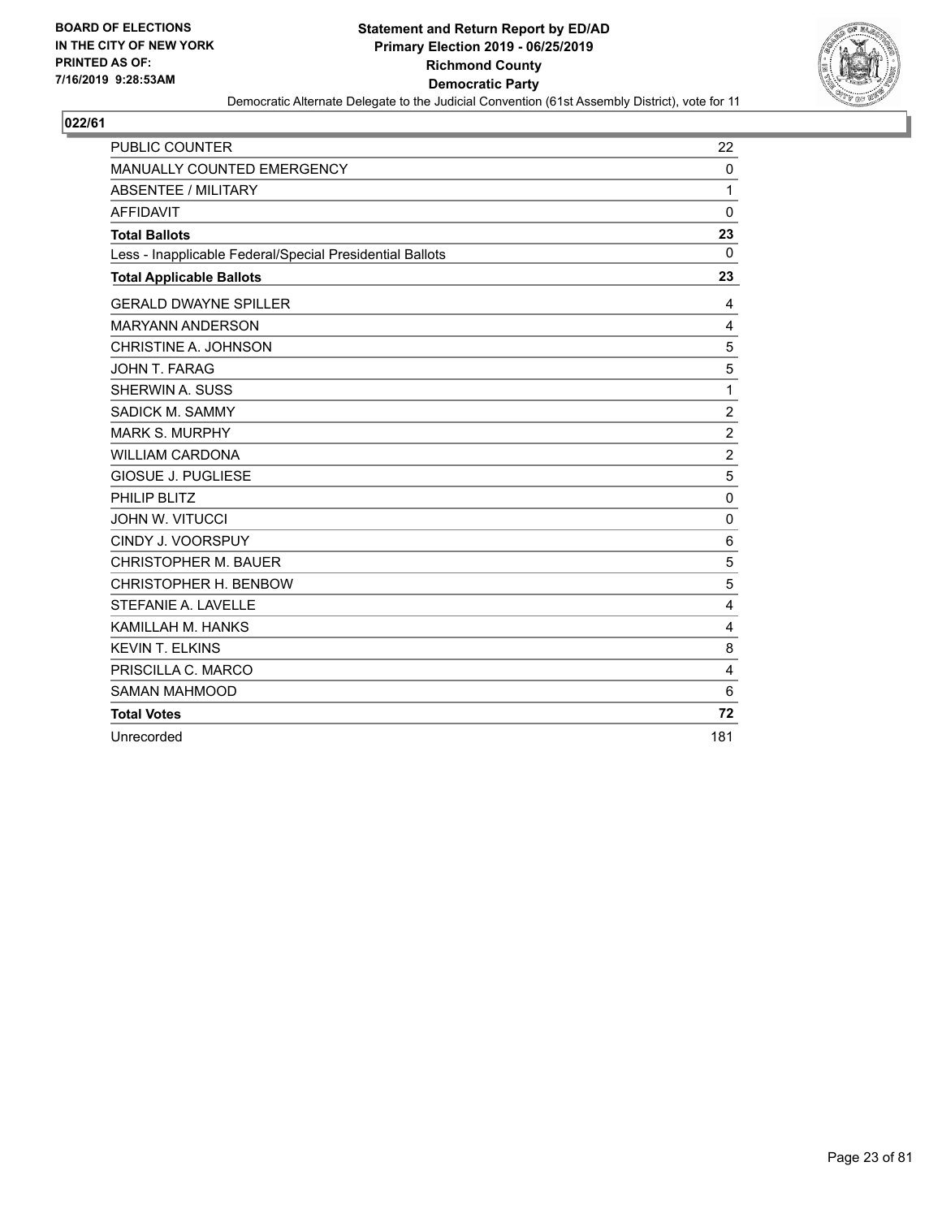**BOARD OF ELECTIONS IN THE CITY OF NEW YORK PRINTED AS OF: 7/16/2019 9:28:53AM**

**Statement and Return Report by ED/AD**
**Primary Election 2019 - 06/25/2019**
**Richmond County**
**Democratic Party**
Democratic Alternate Delegate to the Judicial Convention (61st Assembly District), vote for 11

## 022/61

| | |
|---|---|
| PUBLIC COUNTER | 22 |
| MANUALLY COUNTED EMERGENCY | 0 |
| ABSENTEE / MILITARY | 1 |
| AFFIDAVIT | 0 |
| **Total Ballots** | **23** |
| Less - Inapplicable Federal/Special Presidential Ballots | 0 |
| **Total Applicable Ballots** | **23** |
| GERALD DWAYNE SPILLER | 4 |
| MARYANN ANDERSON | 4 |
| CHRISTINE A. JOHNSON | 5 |
| JOHN T. FARAG | 5 |
| SHERWIN A. SUSS | 1 |
| SADICK M. SAMMY | 2 |
| MARK S. MURPHY | 2 |
| WILLIAM CARDONA | 2 |
| GIOSUE J. PUGLIESE | 5 |
| PHILIP BLITZ | 0 |
| JOHN W. VITUCCI | 0 |
| CINDY J. VOORSPUY | 6 |
| CHRISTOPHER M. BAUER | 5 |
| CHRISTOPHER H. BENBOW | 5 |
| STEFANIE A. LAVELLE | 4 |
| KAMILLAH M. HANKS | 4 |
| KEVIN T. ELKINS | 8 |
| PRISCILLA C. MARCO | 4 |
| SAMAN MAHMOOD | 6 |
| **Total Votes** | **72** |
| Unrecorded | 181 |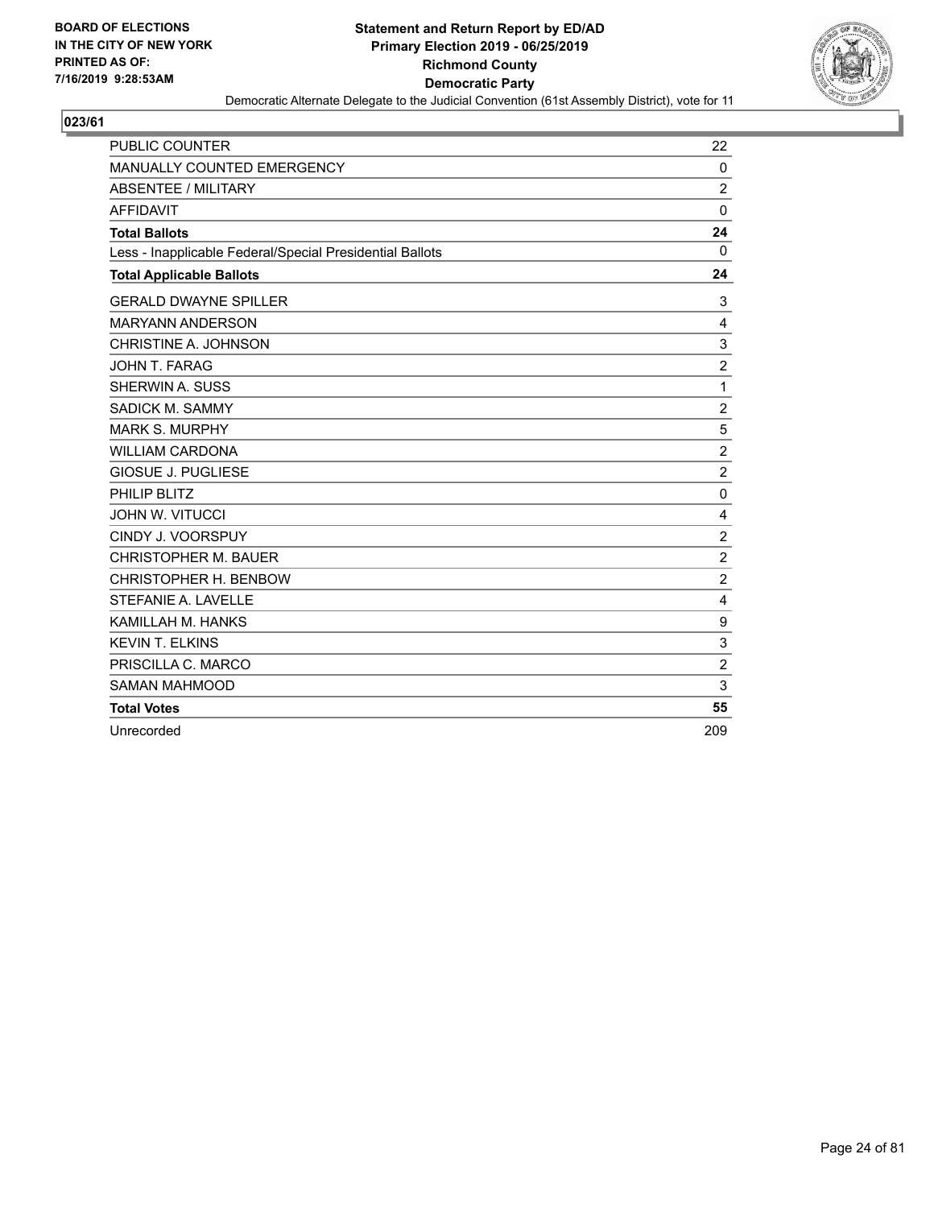BOARD OF ELECTIONS
IN THE CITY OF NEW YORK
PRINTED AS OF:
7/16/2019 9:28:53AM

**Statement and Return Report by ED/AD**
**Primary Election 2019 - 06/25/2019**
**Richmond County**
**Democratic Party**
Democratic Alternate Delegate to the Judicial Convention (61st Assembly District), vote for 11

## 023/61

| | |
|---|---|
| PUBLIC COUNTER | 22 |
| MANUALLY COUNTED EMERGENCY | 0 |
| ABSENTEE / MILITARY | 2 |
| AFFIDAVIT | 0 |
| **Total Ballots** | **24** |
| Less - Inapplicable Federal/Special Presidential Ballots | 0 |
| **Total Applicable Ballots** | **24** |
| GERALD DWAYNE SPILLER | 3 |
| MARYANN ANDERSON | 4 |
| CHRISTINE A. JOHNSON | 3 |
| JOHN T. FARAG | 2 |
| SHERWIN A. SUSS | 1 |
| SADICK M. SAMMY | 2 |
| MARK S. MURPHY | 5 |
| WILLIAM CARDONA | 2 |
| GIOSUE J. PUGLIESE | 2 |
| PHILIP BLITZ | 0 |
| JOHN W. VITUCCI | 4 |
| CINDY J. VOORSPUY | 2 |
| CHRISTOPHER M. BAUER | 2 |
| CHRISTOPHER H. BENBOW | 2 |
| STEFANIE A. LAVELLE | 4 |
| KAMILLAH M. HANKS | 9 |
| KEVIN T. ELKINS | 3 |
| PRISCILLA C. MARCO | 2 |
| SAMAN MAHMOOD | 3 |
| **Total Votes** | **55** |
| Unrecorded | 209 |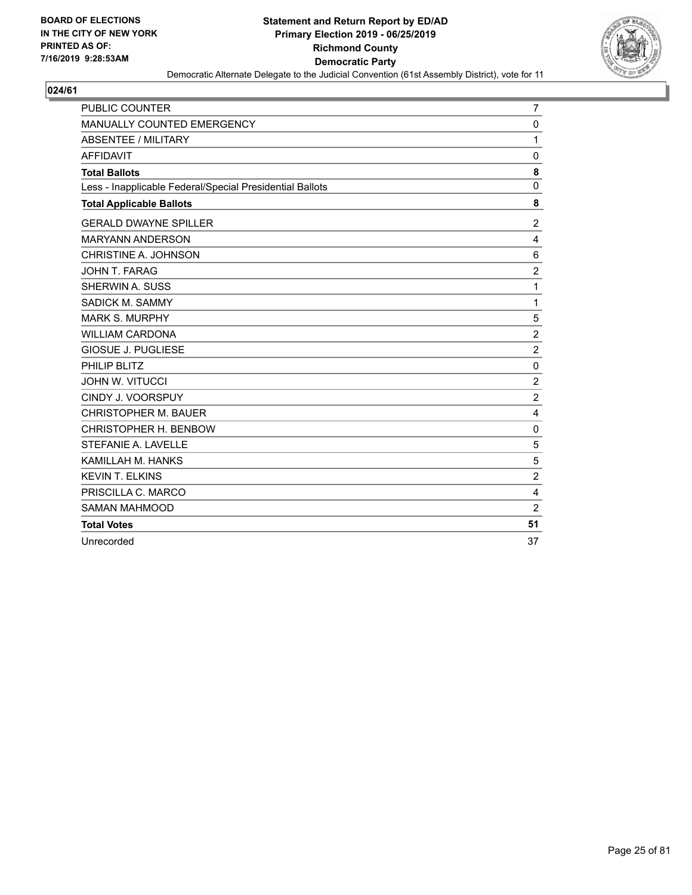BOARD OF ELECTIONS
IN THE CITY OF NEW YORK
PRINTED AS OF:
7/16/2019 9:28:53AM

**Statement and Return Report by ED/AD**
**Primary Election 2019 - 06/25/2019**
**Richmond County**
**Democratic Party**
Democratic Alternate Delegate to the Judicial Convention (61st Assembly District), vote for 11

**024/61**

| | |
|---|---|
| PUBLIC COUNTER | 7 |
| MANUALLY COUNTED EMERGENCY | 0 |
| ABSENTEE / MILITARY | 1 |
| AFFIDAVIT | 0 |
| **Total Ballots** | **8** |
| Less - Inapplicable Federal/Special Presidential Ballots | 0 |
| **Total Applicable Ballots** | **8** |
| GERALD DWAYNE SPILLER | 2 |
| MARYANN ANDERSON | 4 |
| CHRISTINE A. JOHNSON | 6 |
| JOHN T. FARAG | 2 |
| SHERWIN A. SUSS | 1 |
| SADICK M. SAMMY | 1 |
| MARK S. MURPHY | 5 |
| WILLIAM CARDONA | 2 |
| GIOSUE J. PUGLIESE | 2 |
| PHILIP BLITZ | 0 |
| JOHN W. VITUCCI | 2 |
| CINDY J. VOORSPUY | 2 |
| CHRISTOPHER M. BAUER | 4 |
| CHRISTOPHER H. BENBOW | 0 |
| STEFANIE A. LAVELLE | 5 |
| KAMILLAH M. HANKS | 5 |
| KEVIN T. ELKINS | 2 |
| PRISCILLA C. MARCO | 4 |
| SAMAN MAHMOOD | 2 |
| **Total Votes** | **51** |
| Unrecorded | 37 |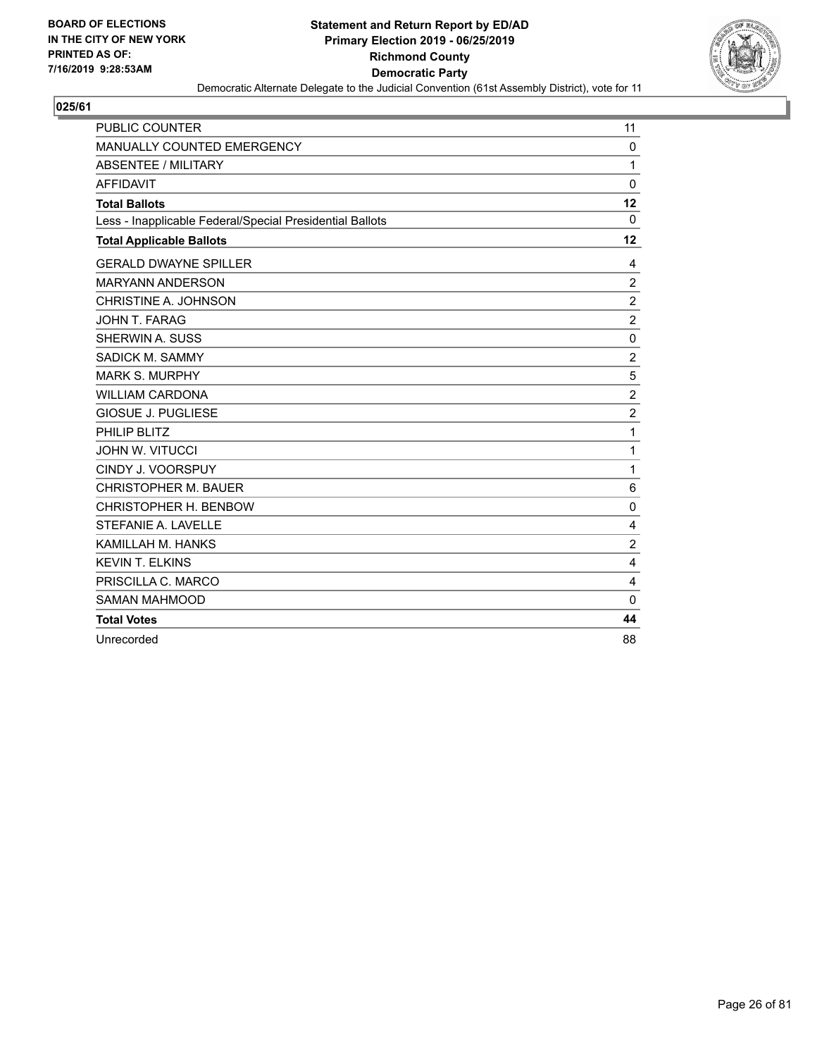BOARD OF ELECTIONS
IN THE CITY OF NEW YORK
PRINTED AS OF:
7/16/2019 9:28:53AM

**Statement and Return Report by ED/AD**
**Primary Election 2019 - 06/25/2019**
**Richmond County**
**Democratic Party**
Democratic Alternate Delegate to the Judicial Convention (61st Assembly District), vote for 11

**025/61**

| | |
|---|---|
| PUBLIC COUNTER | 11 |
| MANUALLY COUNTED EMERGENCY | 0 |
| ABSENTEE / MILITARY | 1 |
| AFFIDAVIT | 0 |
| **Total Ballots** | **12** |
| Less - Inapplicable Federal/Special Presidential Ballots | 0 |
| **Total Applicable Ballots** | **12** |
| GERALD DWAYNE SPILLER | 4 |
| MARYANN ANDERSON | 2 |
| CHRISTINE A. JOHNSON | 2 |
| JOHN T. FARAG | 2 |
| SHERWIN A. SUSS | 0 |
| SADICK M. SAMMY | 2 |
| MARK S. MURPHY | 5 |
| WILLIAM CARDONA | 2 |
| GIOSUE J. PUGLIESE | 2 |
| PHILIP BLITZ | 1 |
| JOHN W. VITUCCI | 1 |
| CINDY J. VOORSPUY | 1 |
| CHRISTOPHER M. BAUER | 6 |
| CHRISTOPHER H. BENBOW | 0 |
| STEFANIE A. LAVELLE | 4 |
| KAMILLAH M. HANKS | 2 |
| KEVIN T. ELKINS | 4 |
| PRISCILLA C. MARCO | 4 |
| SAMAN MAHMOOD | 0 |
| **Total Votes** | **44** |
| Unrecorded | 88 |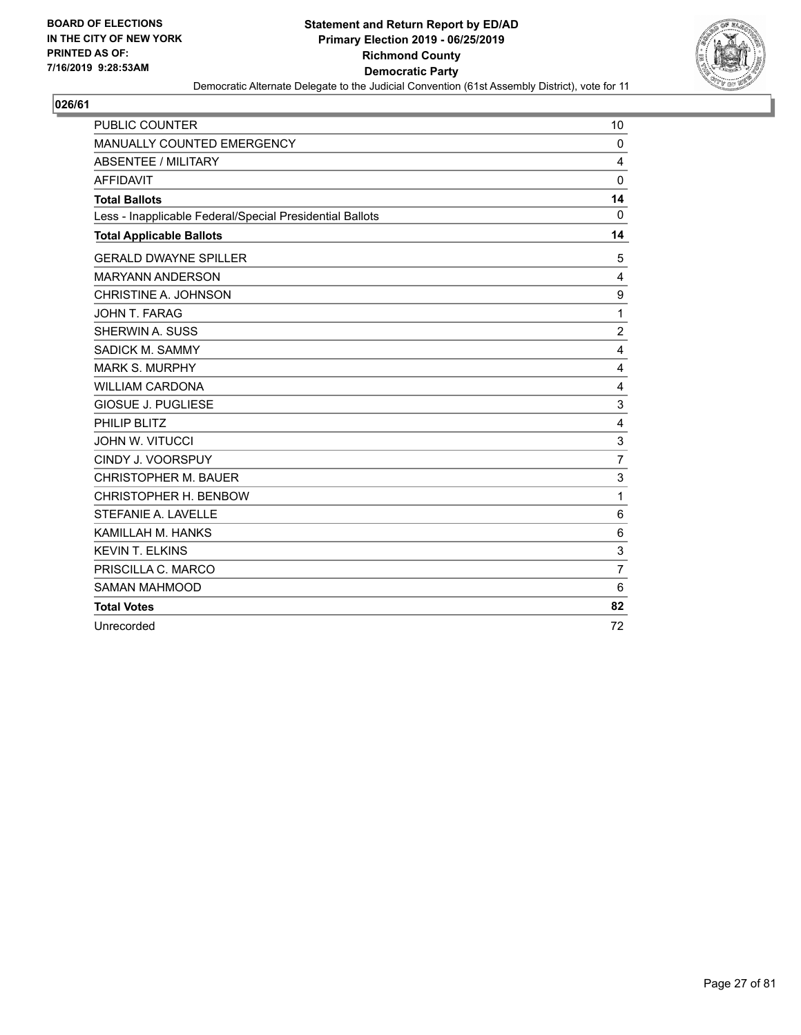BOARD OF ELECTIONS
IN THE CITY OF NEW YORK
PRINTED AS OF:
7/16/2019 9:28:53AM

**Statement and Return Report by ED/AD**
**Primary Election 2019 - 06/25/2019**
**Richmond County**
**Democratic Party**
Democratic Alternate Delegate to the Judicial Convention (61st Assembly District), vote for 11

## 026/61

| | |
|---|---|
| PUBLIC COUNTER | 10 |
| MANUALLY COUNTED EMERGENCY | 0 |
| ABSENTEE / MILITARY | 4 |
| AFFIDAVIT | 0 |
| **Total Ballots** | **14** |
| Less - Inapplicable Federal/Special Presidential Ballots | 0 |
| **Total Applicable Ballots** | **14** |
| GERALD DWAYNE SPILLER | 5 |
| MARYANN ANDERSON | 4 |
| CHRISTINE A. JOHNSON | 9 |
| JOHN T. FARAG | 1 |
| SHERWIN A. SUSS | 2 |
| SADICK M. SAMMY | 4 |
| MARK S. MURPHY | 4 |
| WILLIAM CARDONA | 4 |
| GIOSUE J. PUGLIESE | 3 |
| PHILIP BLITZ | 4 |
| JOHN W. VITUCCI | 3 |
| CINDY J. VOORSPUY | 7 |
| CHRISTOPHER M. BAUER | 3 |
| CHRISTOPHER H. BENBOW | 1 |
| STEFANIE A. LAVELLE | 6 |
| KAMILLAH M. HANKS | 6 |
| KEVIN T. ELKINS | 3 |
| PRISCILLA C. MARCO | 7 |
| SAMAN MAHMOOD | 6 |
| **Total Votes** | **82** |
| Unrecorded | 72 |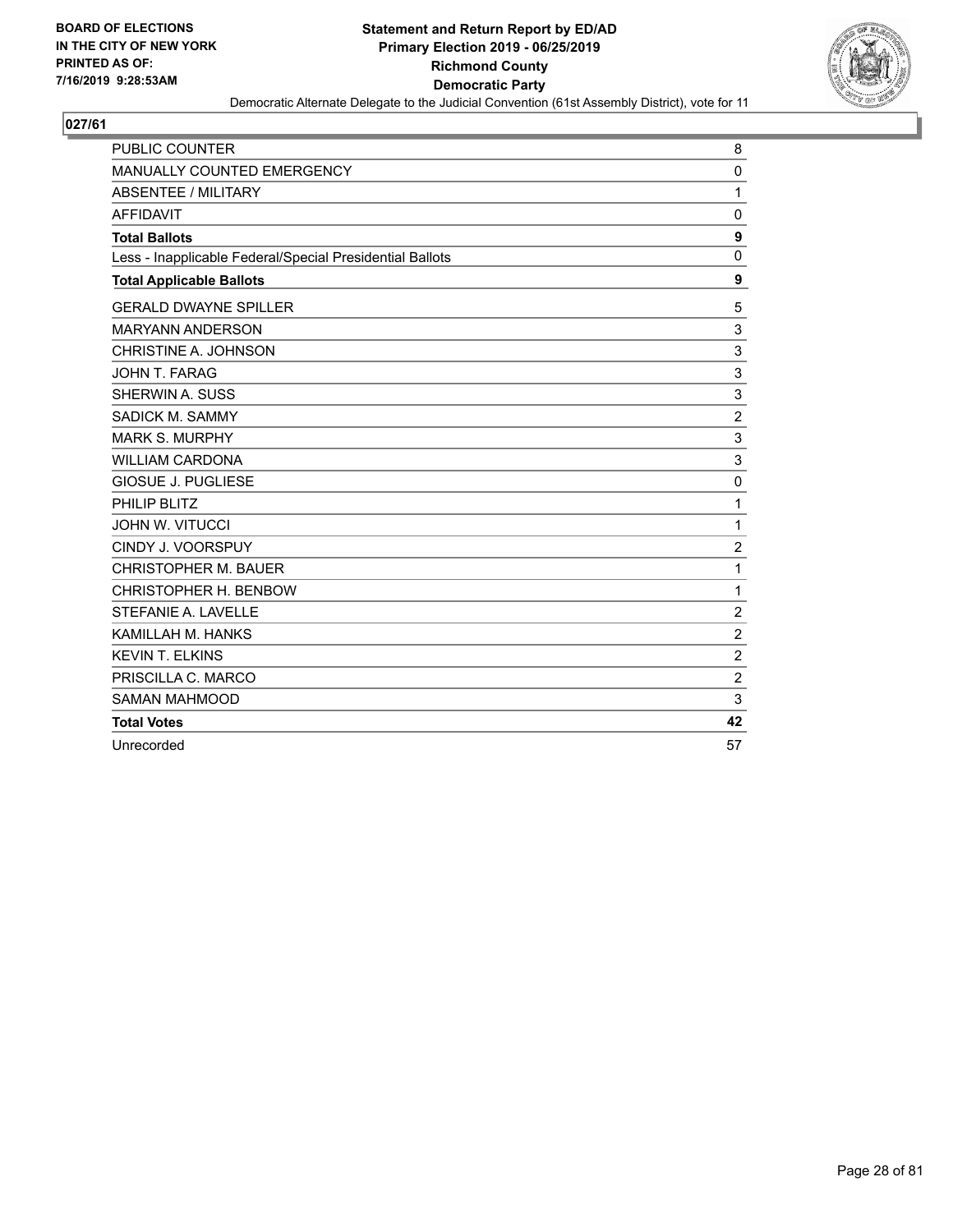BOARD OF ELECTIONS
IN THE CITY OF NEW YORK
PRINTED AS OF:
7/16/2019 9:28:53AM

**Statement and Return Report by ED/AD**
**Primary Election 2019 - 06/25/2019**
**Richmond County**
**Democratic Party**
Democratic Alternate Delegate to the Judicial Convention (61st Assembly District), vote for 11

## 027/61

| | |
|---|---|
| PUBLIC COUNTER | 8 |
| MANUALLY COUNTED EMERGENCY | 0 |
| ABSENTEE / MILITARY | 1 |
| AFFIDAVIT | 0 |
| **Total Ballots** | **9** |
| Less - Inapplicable Federal/Special Presidential Ballots | 0 |
| **Total Applicable Ballots** | **9** |
| GERALD DWAYNE SPILLER | 5 |
| MARYANN ANDERSON | 3 |
| CHRISTINE A. JOHNSON | 3 |
| JOHN T. FARAG | 3 |
| SHERWIN A. SUSS | 3 |
| SADICK M. SAMMY | 2 |
| MARK S. MURPHY | 3 |
| WILLIAM CARDONA | 3 |
| GIOSUE J. PUGLIESE | 0 |
| PHILIP BLITZ | 1 |
| JOHN W. VITUCCI | 1 |
| CINDY J. VOORSPUY | 2 |
| CHRISTOPHER M. BAUER | 1 |
| CHRISTOPHER H. BENBOW | 1 |
| STEFANIE A. LAVELLE | 2 |
| KAMILLAH M. HANKS | 2 |
| KEVIN T. ELKINS | 2 |
| PRISCILLA C. MARCO | 2 |
| SAMAN MAHMOOD | 3 |
| **Total Votes** | **42** |
| Unrecorded | 57 |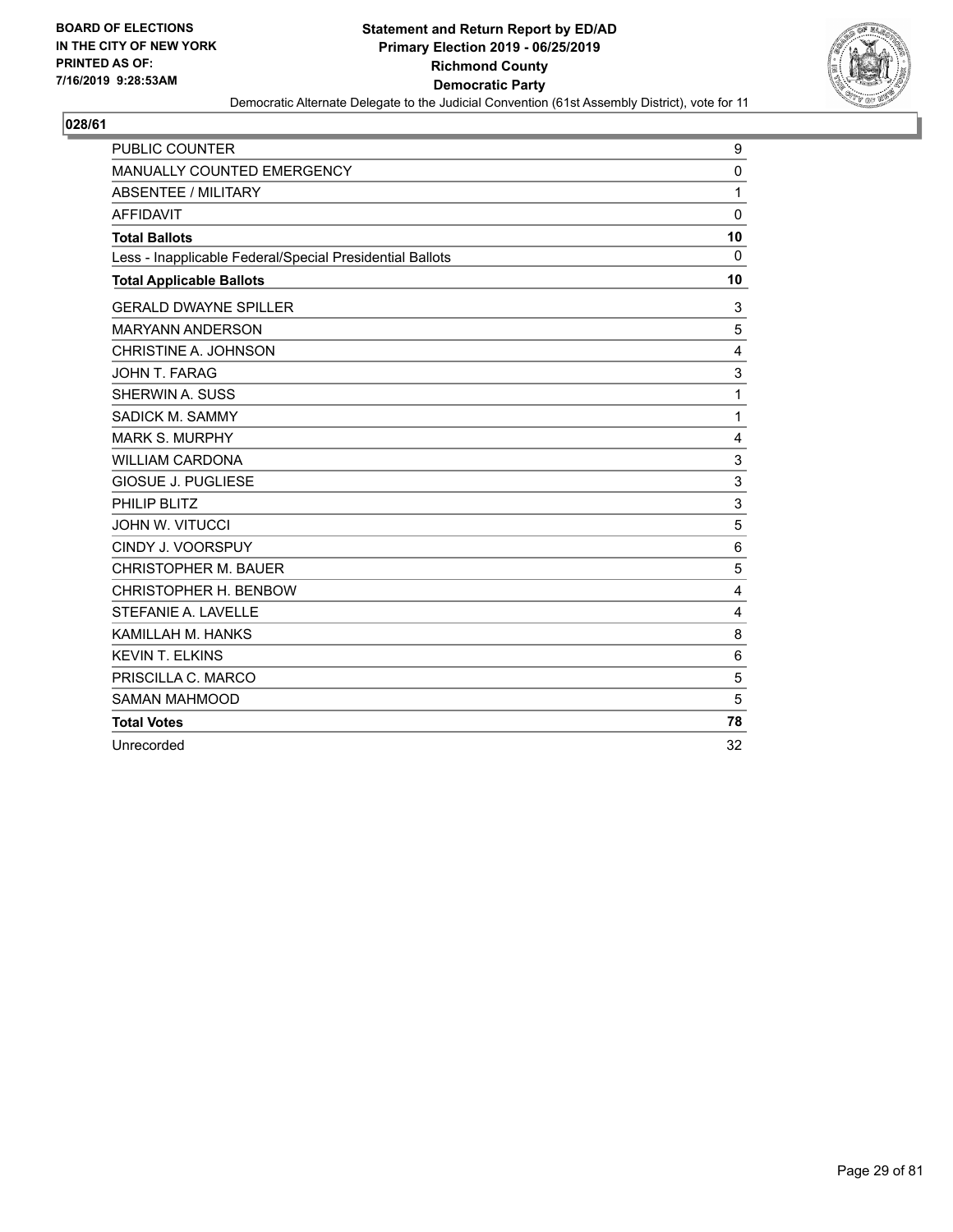BOARD OF ELECTIONS
IN THE CITY OF NEW YORK
PRINTED AS OF:
7/16/2019 9:28:53AM

**Statement and Return Report by ED/AD**
**Primary Election 2019 - 06/25/2019**
**Richmond County**
**Democratic Party**
Democratic Alternate Delegate to the Judicial Convention (61st Assembly District), vote for 11

## 028/61

| | |
|---|---|
| PUBLIC COUNTER | 9 |
| MANUALLY COUNTED EMERGENCY | 0 |
| ABSENTEE / MILITARY | 1 |
| AFFIDAVIT | 0 |
| **Total Ballots** | **10** |
| Less - Inapplicable Federal/Special Presidential Ballots | 0 |
| **Total Applicable Ballots** | **10** |
| GERALD DWAYNE SPILLER | 3 |
| MARYANN ANDERSON | 5 |
| CHRISTINE A. JOHNSON | 4 |
| JOHN T. FARAG | 3 |
| SHERWIN A. SUSS | 1 |
| SADICK M. SAMMY | 1 |
| MARK S. MURPHY | 4 |
| WILLIAM CARDONA | 3 |
| GIOSUE J. PUGLIESE | 3 |
| PHILIP BLITZ | 3 |
| JOHN W. VITUCCI | 5 |
| CINDY J. VOORSPUY | 6 |
| CHRISTOPHER M. BAUER | 5 |
| CHRISTOPHER H. BENBOW | 4 |
| STEFANIE A. LAVELLE | 4 |
| KAMILLAH M. HANKS | 8 |
| KEVIN T. ELKINS | 6 |
| PRISCILLA C. MARCO | 5 |
| SAMAN MAHMOOD | 5 |
| **Total Votes** | **78** |
| Unrecorded | 32 |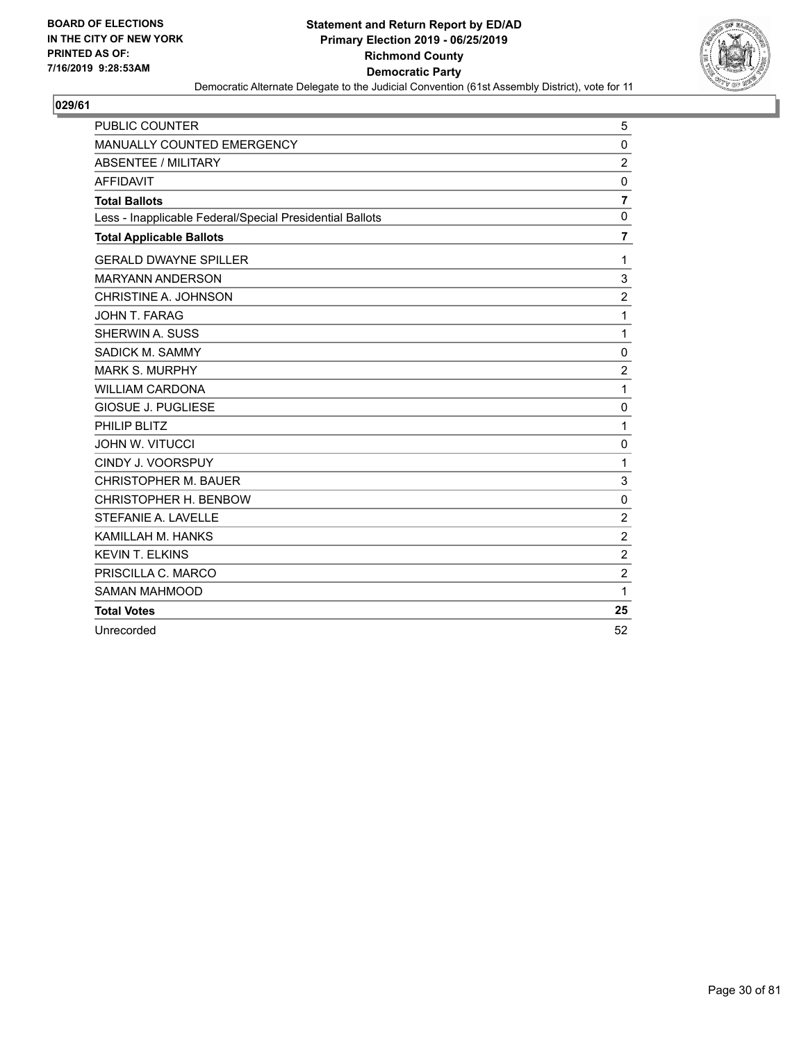BOARD OF ELECTIONS
IN THE CITY OF NEW YORK
PRINTED AS OF:
7/16/2019 9:28:53AM

**Statement and Return Report by ED/AD**
**Primary Election 2019 - 06/25/2019**
**Richmond County**
**Democratic Party**
Democratic Alternate Delegate to the Judicial Convention (61st Assembly District), vote for 11

## 029/61

| | |
|---|---|
| PUBLIC COUNTER | 5 |
| MANUALLY COUNTED EMERGENCY | 0 |
| ABSENTEE / MILITARY | 2 |
| AFFIDAVIT | 0 |
| **Total Ballots** | **7** |
| Less - Inapplicable Federal/Special Presidential Ballots | 0 |
| **Total Applicable Ballots** | **7** |
| GERALD DWAYNE SPILLER | 1 |
| MARYANN ANDERSON | 3 |
| CHRISTINE A. JOHNSON | 2 |
| JOHN T. FARAG | 1 |
| SHERWIN A. SUSS | 1 |
| SADICK M. SAMMY | 0 |
| MARK S. MURPHY | 2 |
| WILLIAM CARDONA | 1 |
| GIOSUE J. PUGLIESE | 0 |
| PHILIP BLITZ | 1 |
| JOHN W. VITUCCI | 0 |
| CINDY J. VOORSPUY | 1 |
| CHRISTOPHER M. BAUER | 3 |
| CHRISTOPHER H. BENBOW | 0 |
| STEFANIE A. LAVELLE | 2 |
| KAMILLAH M. HANKS | 2 |
| KEVIN T. ELKINS | 2 |
| PRISCILLA C. MARCO | 2 |
| SAMAN MAHMOOD | 1 |
| **Total Votes** | **25** |
| Unrecorded | 52 |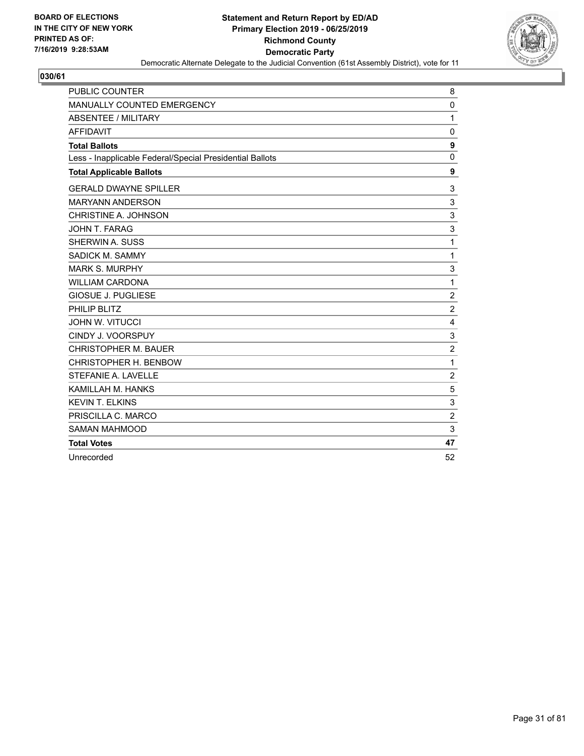**BOARD OF ELECTIONS IN THE CITY OF NEW YORK PRINTED AS OF: 7/16/2019 9:28:53AM**

# Statement and Return Report by ED/AD
## Primary Election 2019 - 06/25/2019
## Richmond County
## Democratic Party

Democratic Alternate Delegate to the Judicial Convention (61st Assembly District), vote for 11

### 030/61

| | |
|---|---|
| PUBLIC COUNTER | 8 |
| MANUALLY COUNTED EMERGENCY | 0 |
| ABSENTEE / MILITARY | 1 |
| AFFIDAVIT | 0 |
| **Total Ballots** | **9** |
| Less - Inapplicable Federal/Special Presidential Ballots | 0 |
| **Total Applicable Ballots** | **9** |
| GERALD DWAYNE SPILLER | 3 |
| MARYANN ANDERSON | 3 |
| CHRISTINE A. JOHNSON | 3 |
| JOHN T. FARAG | 3 |
| SHERWIN A. SUSS | 1 |
| SADICK M. SAMMY | 1 |
| MARK S. MURPHY | 3 |
| WILLIAM CARDONA | 1 |
| GIOSUE J. PUGLIESE | 2 |
| PHILIP BLITZ | 2 |
| JOHN W. VITUCCI | 4 |
| CINDY J. VOORSPUY | 3 |
| CHRISTOPHER M. BAUER | 2 |
| CHRISTOPHER H. BENBOW | 1 |
| STEFANIE A. LAVELLE | 2 |
| KAMILLAH M. HANKS | 5 |
| KEVIN T. ELKINS | 3 |
| PRISCILLA C. MARCO | 2 |
| SAMAN MAHMOOD | 3 |
| **Total Votes** | **47** |
| Unrecorded | 52 |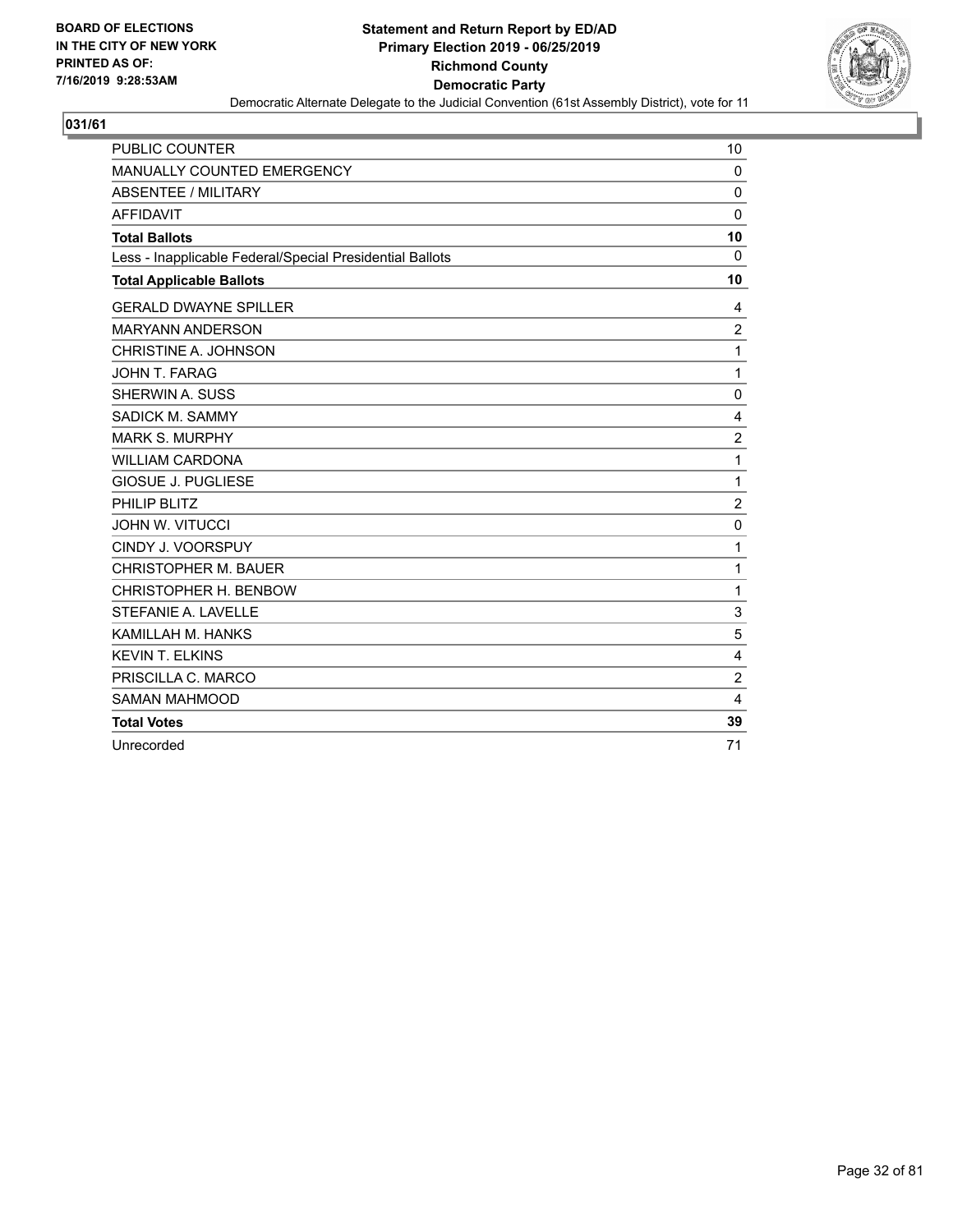BOARD OF ELECTIONS
IN THE CITY OF NEW YORK
PRINTED AS OF:
7/16/2019 9:28:53AM

**Statement and Return Report by ED/AD**
**Primary Election 2019 - 06/25/2019**
**Richmond County**
**Democratic Party**
Democratic Alternate Delegate to the Judicial Convention (61st Assembly District), vote for 11

## 031/61

| | |
|---|---|
| PUBLIC COUNTER | 10 |
| MANUALLY COUNTED EMERGENCY | 0 |
| ABSENTEE / MILITARY | 0 |
| AFFIDAVIT | 0 |
| **Total Ballots** | **10** |
| Less - Inapplicable Federal/Special Presidential Ballots | 0 |
| **Total Applicable Ballots** | **10** |
| GERALD DWAYNE SPILLER | 4 |
| MARYANN ANDERSON | 2 |
| CHRISTINE A. JOHNSON | 1 |
| JOHN T. FARAG | 1 |
| SHERWIN A. SUSS | 0 |
| SADICK M. SAMMY | 4 |
| MARK S. MURPHY | 2 |
| WILLIAM CARDONA | 1 |
| GIOSUE J. PUGLIESE | 1 |
| PHILIP BLITZ | 2 |
| JOHN W. VITUCCI | 0 |
| CINDY J. VOORSPUY | 1 |
| CHRISTOPHER M. BAUER | 1 |
| CHRISTOPHER H. BENBOW | 1 |
| STEFANIE A. LAVELLE | 3 |
| KAMILLAH M. HANKS | 5 |
| KEVIN T. ELKINS | 4 |
| PRISCILLA C. MARCO | 2 |
| SAMAN MAHMOOD | 4 |
| **Total Votes** | **39** |
| Unrecorded | 71 |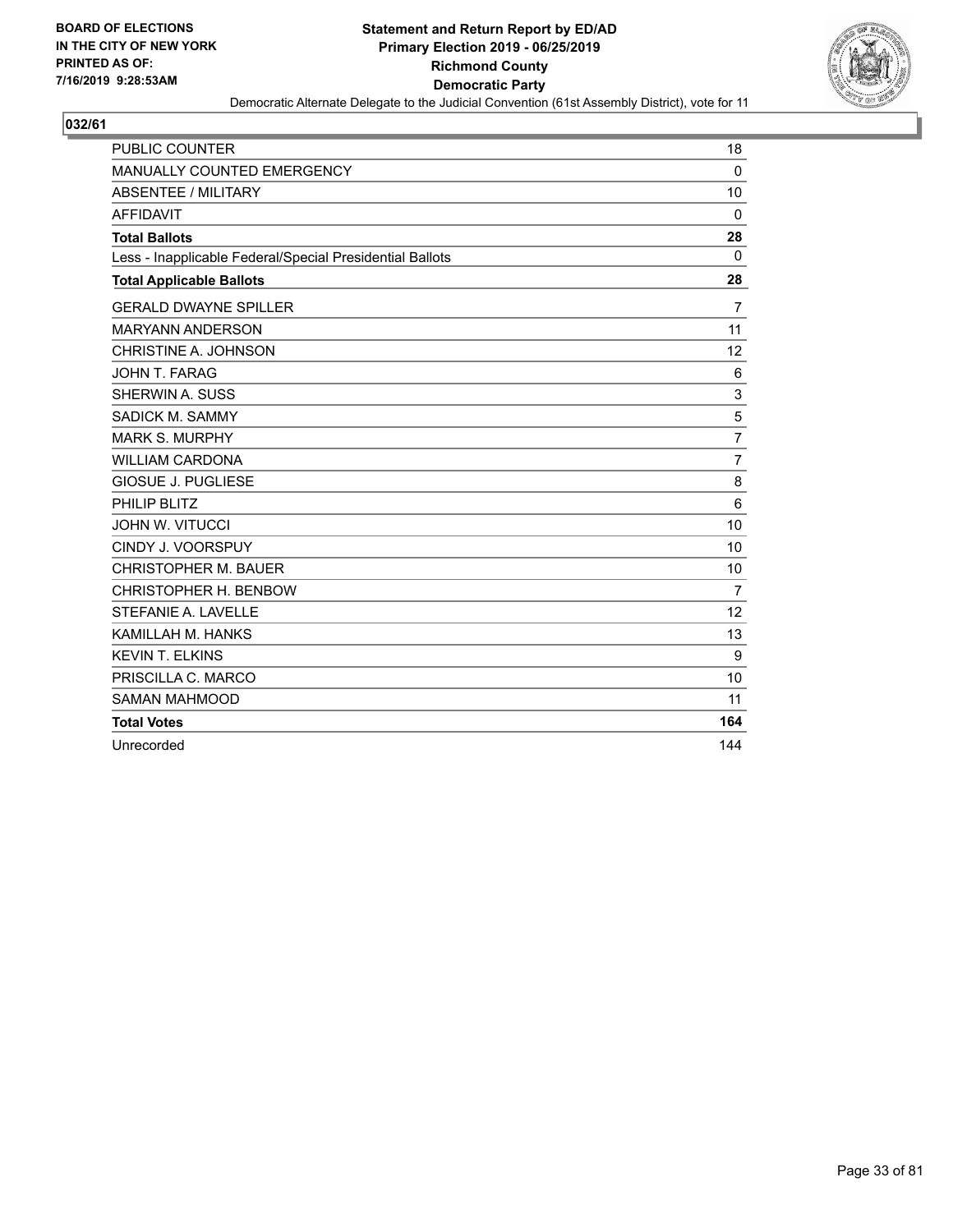BOARD OF ELECTIONS
IN THE CITY OF NEW YORK
PRINTED AS OF:
7/16/2019 9:28:53AM

**Statement and Return Report by ED/AD**
**Primary Election 2019 - 06/25/2019**
**Richmond County**
**Democratic Party**
Democratic Alternate Delegate to the Judicial Convention (61st Assembly District), vote for 11

## 032/61

| | |
|---|---|
| PUBLIC COUNTER | 18 |
| MANUALLY COUNTED EMERGENCY | 0 |
| ABSENTEE / MILITARY | 10 |
| AFFIDAVIT | 0 |
| **Total Ballots** | **28** |
| Less - Inapplicable Federal/Special Presidential Ballots | 0 |
| **Total Applicable Ballots** | **28** |
| GERALD DWAYNE SPILLER | 7 |
| MARYANN ANDERSON | 11 |
| CHRISTINE A. JOHNSON | 12 |
| JOHN T. FARAG | 6 |
| SHERWIN A. SUSS | 3 |
| SADICK M. SAMMY | 5 |
| MARK S. MURPHY | 7 |
| WILLIAM CARDONA | 7 |
| GIOSUE J. PUGLIESE | 8 |
| PHILIP BLITZ | 6 |
| JOHN W. VITUCCI | 10 |
| CINDY J. VOORSPUY | 10 |
| CHRISTOPHER M. BAUER | 10 |
| CHRISTOPHER H. BENBOW | 7 |
| STEFANIE A. LAVELLE | 12 |
| KAMILLAH M. HANKS | 13 |
| KEVIN T. ELKINS | 9 |
| PRISCILLA C. MARCO | 10 |
| SAMAN MAHMOOD | 11 |
| **Total Votes** | **164** |
| Unrecorded | 144 |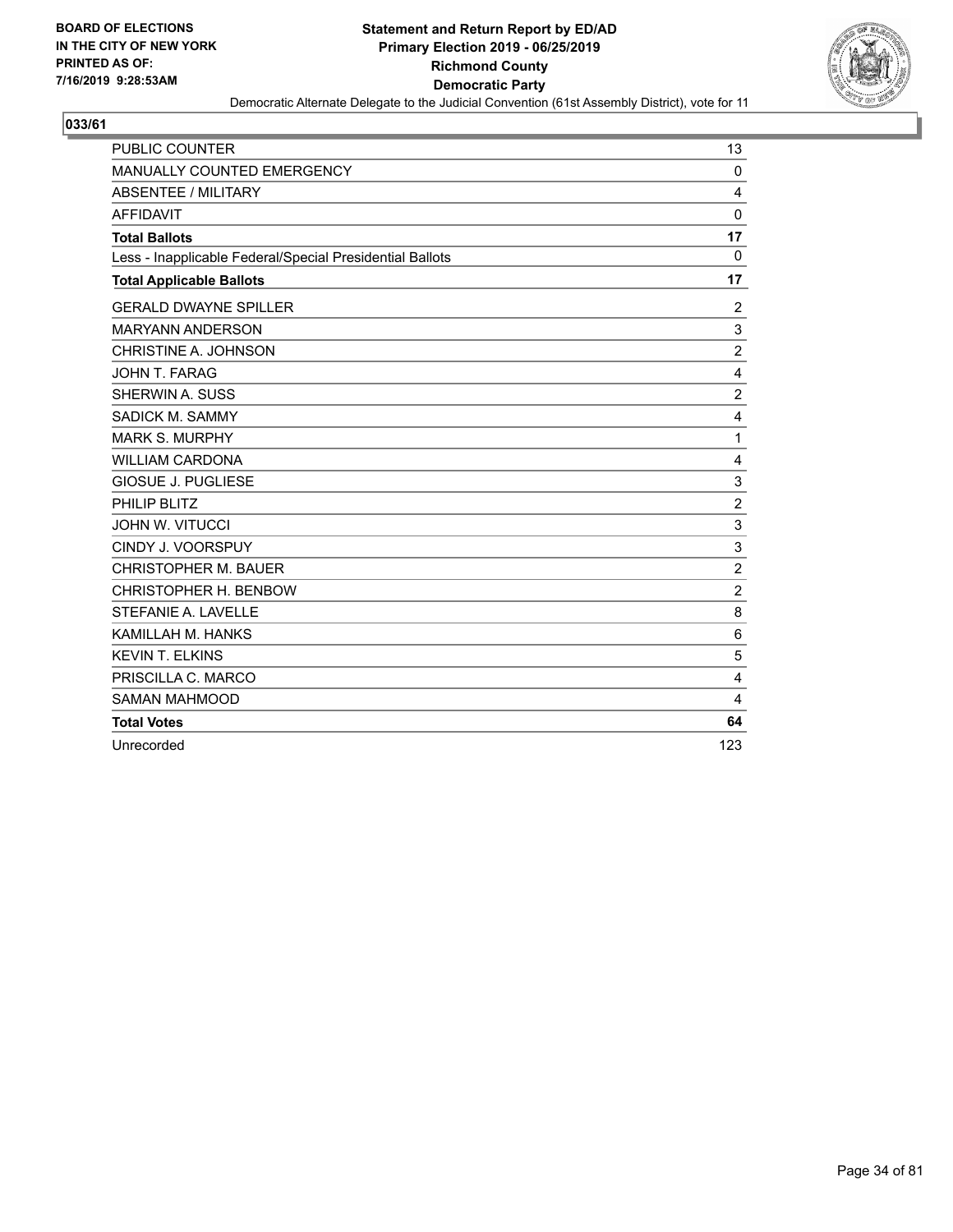BOARD OF ELECTIONS
IN THE CITY OF NEW YORK
PRINTED AS OF:
7/16/2019 9:28:53AM

**Statement and Return Report by ED/AD**
**Primary Election 2019 - 06/25/2019**
**Richmond County**
**Democratic Party**
Democratic Alternate Delegate to the Judicial Convention (61st Assembly District), vote for 11

**033/61**

| | |
|---|---|
| PUBLIC COUNTER | 13 |
| MANUALLY COUNTED EMERGENCY | 0 |
| ABSENTEE / MILITARY | 4 |
| AFFIDAVIT | 0 |
| **Total Ballots** | **17** |
| Less - Inapplicable Federal/Special Presidential Ballots | 0 |
| **Total Applicable Ballots** | **17** |
| GERALD DWAYNE SPILLER | 2 |
| MARYANN ANDERSON | 3 |
| CHRISTINE A. JOHNSON | 2 |
| JOHN T. FARAG | 4 |
| SHERWIN A. SUSS | 2 |
| SADICK M. SAMMY | 4 |
| MARK S. MURPHY | 1 |
| WILLIAM CARDONA | 4 |
| GIOSUE J. PUGLIESE | 3 |
| PHILIP BLITZ | 2 |
| JOHN W. VITUCCI | 3 |
| CINDY J. VOORSPUY | 3 |
| CHRISTOPHER M. BAUER | 2 |
| CHRISTOPHER H. BENBOW | 2 |
| STEFANIE A. LAVELLE | 8 |
| KAMILLAH M. HANKS | 6 |
| KEVIN T. ELKINS | 5 |
| PRISCILLA C. MARCO | 4 |
| SAMAN MAHMOOD | 4 |
| **Total Votes** | **64** |
| Unrecorded | 123 |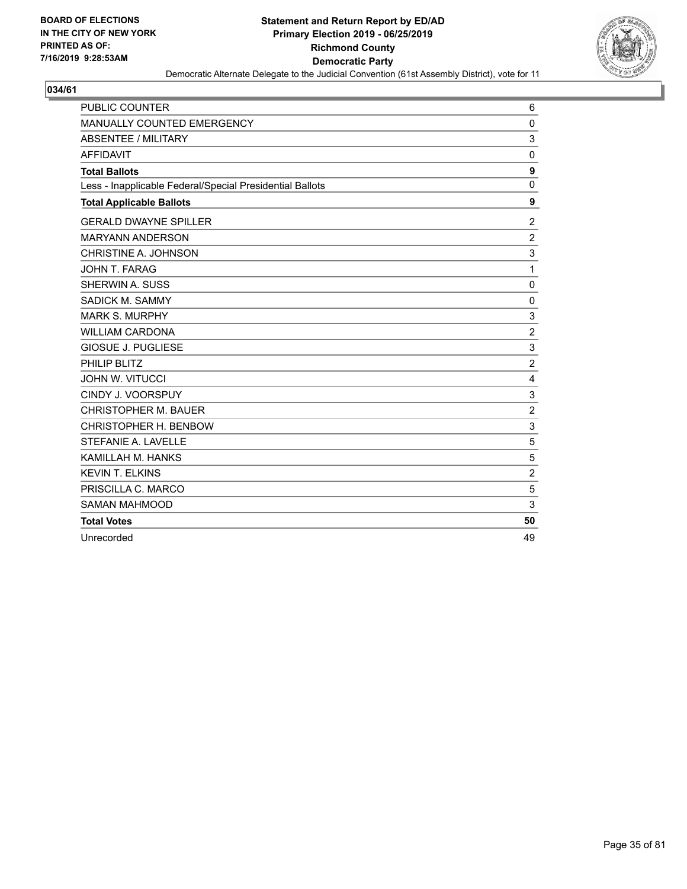**BOARD OF ELECTIONS IN THE CITY OF NEW YORK PRINTED AS OF: 7/16/2019 9:28:53AM**

**Statement and Return Report by ED/AD Primary Election 2019 - 06/25/2019 Richmond County Democratic Party**

Democratic Alternate Delegate to the Judicial Convention (61st Assembly District), vote for 11

**034/61**

| | |
|---|---|
| PUBLIC COUNTER | 6 |
| MANUALLY COUNTED EMERGENCY | 0 |
| ABSENTEE / MILITARY | 3 |
| AFFIDAVIT | 0 |
| **Total Ballots** | **9** |
| Less - Inapplicable Federal/Special Presidential Ballots | 0 |
| **Total Applicable Ballots** | **9** |
| GERALD DWAYNE SPILLER | 2 |
| MARYANN ANDERSON | 2 |
| CHRISTINE A. JOHNSON | 3 |
| JOHN T. FARAG | 1 |
| SHERWIN A. SUSS | 0 |
| SADICK M. SAMMY | 0 |
| MARK S. MURPHY | 3 |
| WILLIAM CARDONA | 2 |
| GIOSUE J. PUGLIESE | 3 |
| PHILIP BLITZ | 2 |
| JOHN W. VITUCCI | 4 |
| CINDY J. VOORSPUY | 3 |
| CHRISTOPHER M. BAUER | 2 |
| CHRISTOPHER H. BENBOW | 3 |
| STEFANIE A. LAVELLE | 5 |
| KAMILLAH M. HANKS | 5 |
| KEVIN T. ELKINS | 2 |
| PRISCILLA C. MARCO | 5 |
| SAMAN MAHMOOD | 3 |
| **Total Votes** | **50** |
| Unrecorded | 49 |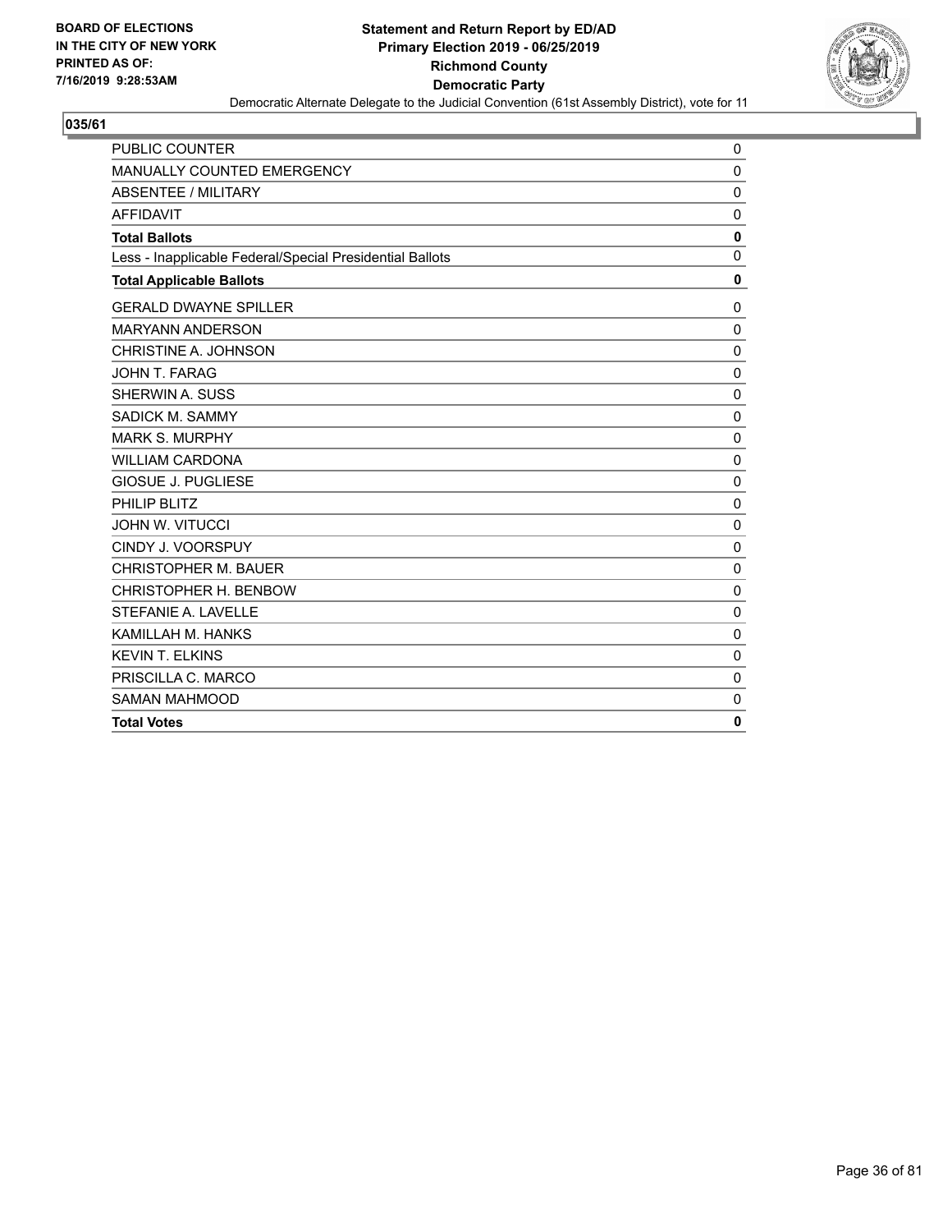**BOARD OF ELECTIONS IN THE CITY OF NEW YORK PRINTED AS OF: 7/16/2019 9:28:53AM**

**Statement and Return Report by ED/AD**
**Primary Election 2019 - 06/25/2019**
**Richmond County**
**Democratic Party**
Democratic Alternate Delegate to the Judicial Convention (61st Assembly District), vote for 11

**035/61**

| | |
|---|---|
| PUBLIC COUNTER | 0 |
| MANUALLY COUNTED EMERGENCY | 0 |
| ABSENTEE / MILITARY | 0 |
| AFFIDAVIT | 0 |
| **Total Ballots** | **0** |
| Less - Inapplicable Federal/Special Presidential Ballots | 0 |
| **Total Applicable Ballots** | **0** |
| GERALD DWAYNE SPILLER | 0 |
| MARYANN ANDERSON | 0 |
| CHRISTINE A. JOHNSON | 0 |
| JOHN T. FARAG | 0 |
| SHERWIN A. SUSS | 0 |
| SADICK M. SAMMY | 0 |
| MARK S. MURPHY | 0 |
| WILLIAM CARDONA | 0 |
| GIOSUE J. PUGLIESE | 0 |
| PHILIP BLITZ | 0 |
| JOHN W. VITUCCI | 0 |
| CINDY J. VOORSPUY | 0 |
| CHRISTOPHER M. BAUER | 0 |
| CHRISTOPHER H. BENBOW | 0 |
| STEFANIE A. LAVELLE | 0 |
| KAMILLAH M. HANKS | 0 |
| KEVIN T. ELKINS | 0 |
| PRISCILLA C. MARCO | 0 |
| SAMAN MAHMOOD | 0 |
| **Total Votes** | **0** |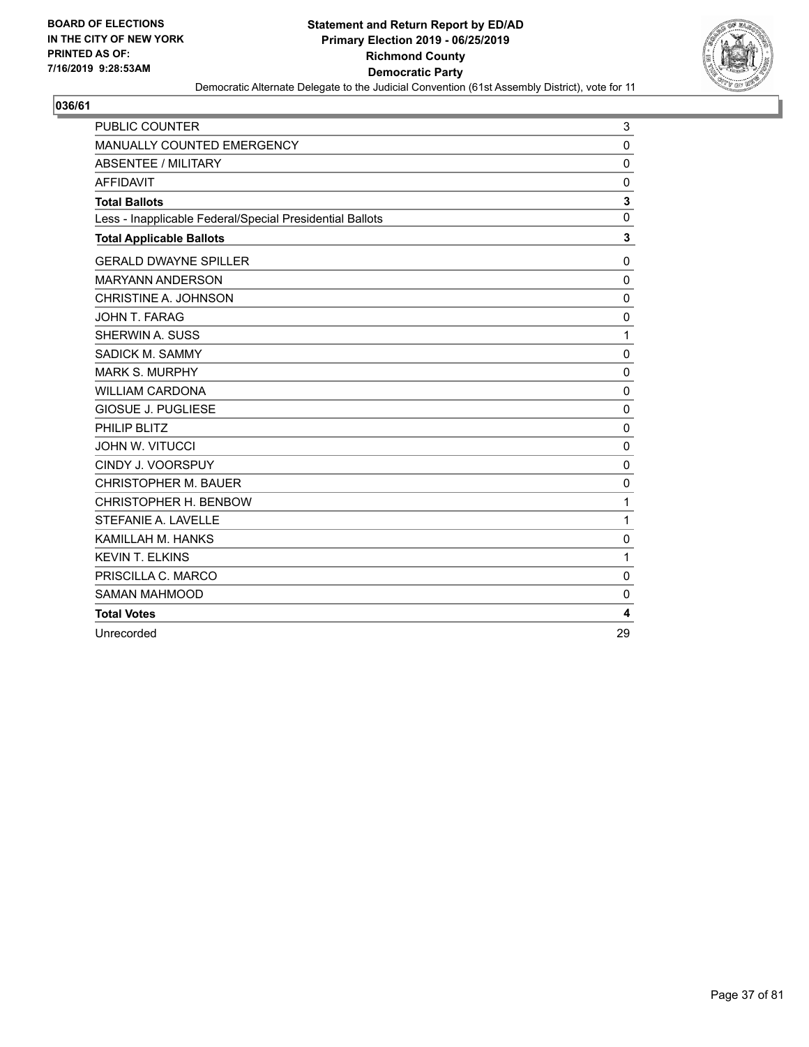BOARD OF ELECTIONS
IN THE CITY OF NEW YORK
PRINTED AS OF:
7/16/2019 9:28:53AM

**Statement and Return Report by ED/AD**
**Primary Election 2019 - 06/25/2019**
**Richmond County**
**Democratic Party**
Democratic Alternate Delegate to the Judicial Convention (61st Assembly District), vote for 11

**036/61**

| | |
|---|---|
| PUBLIC COUNTER | 3 |
| MANUALLY COUNTED EMERGENCY | 0 |
| ABSENTEE / MILITARY | 0 |
| AFFIDAVIT | 0 |
| **Total Ballots** | **3** |
| Less - Inapplicable Federal/Special Presidential Ballots | 0 |
| **Total Applicable Ballots** | **3** |
| GERALD DWAYNE SPILLER | 0 |
| MARYANN ANDERSON | 0 |
| CHRISTINE A. JOHNSON | 0 |
| JOHN T. FARAG | 0 |
| SHERWIN A. SUSS | 1 |
| SADICK M. SAMMY | 0 |
| MARK S. MURPHY | 0 |
| WILLIAM CARDONA | 0 |
| GIOSUE J. PUGLIESE | 0 |
| PHILIP BLITZ | 0 |
| JOHN W. VITUCCI | 0 |
| CINDY J. VOORSPUY | 0 |
| CHRISTOPHER M. BAUER | 0 |
| CHRISTOPHER H. BENBOW | 1 |
| STEFANIE A. LAVELLE | 1 |
| KAMILLAH M. HANKS | 0 |
| KEVIN T. ELKINS | 1 |
| PRISCILLA C. MARCO | 0 |
| SAMAN MAHMOOD | 0 |
| **Total Votes** | **4** |
| Unrecorded | 29 |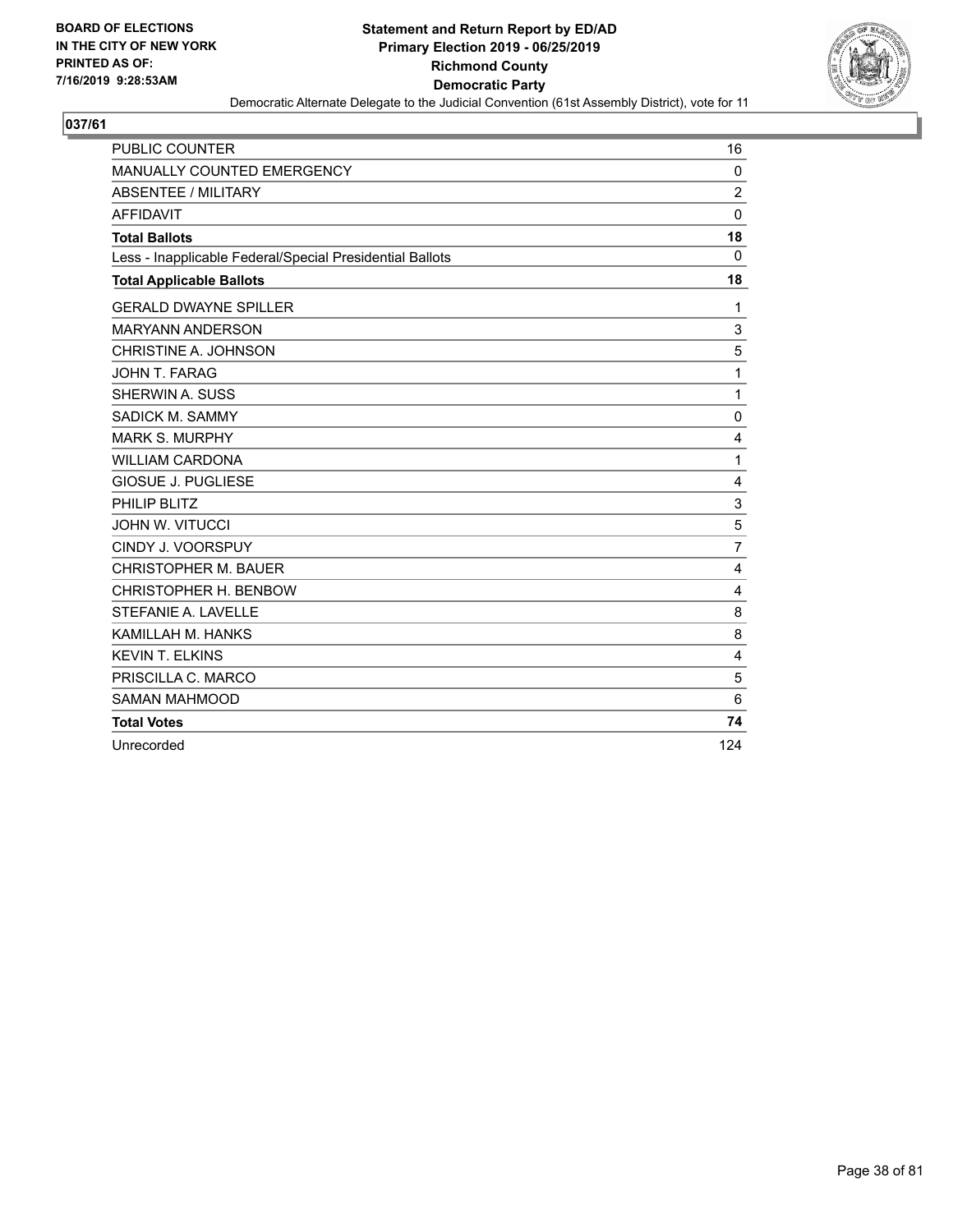**BOARD OF ELECTIONS IN THE CITY OF NEW YORK PRINTED AS OF: 7/16/2019 9:28:53AM**

**Statement and Return Report by ED/AD**
**Primary Election 2019 - 06/25/2019**
**Richmond County**
**Democratic Party**
Democratic Alternate Delegate to the Judicial Convention (61st Assembly District), vote for 11

## 037/61

| | |
|---|---|
| PUBLIC COUNTER | 16 |
| MANUALLY COUNTED EMERGENCY | 0 |
| ABSENTEE / MILITARY | 2 |
| AFFIDAVIT | 0 |
| **Total Ballots** | **18** |
| Less - Inapplicable Federal/Special Presidential Ballots | 0 |
| **Total Applicable Ballots** | **18** |
| GERALD DWAYNE SPILLER | 1 |
| MARYANN ANDERSON | 3 |
| CHRISTINE A. JOHNSON | 5 |
| JOHN T. FARAG | 1 |
| SHERWIN A. SUSS | 1 |
| SADICK M. SAMMY | 0 |
| MARK S. MURPHY | 4 |
| WILLIAM CARDONA | 1 |
| GIOSUE J. PUGLIESE | 4 |
| PHILIP BLITZ | 3 |
| JOHN W. VITUCCI | 5 |
| CINDY J. VOORSPUY | 7 |
| CHRISTOPHER M. BAUER | 4 |
| CHRISTOPHER H. BENBOW | 4 |
| STEFANIE A. LAVELLE | 8 |
| KAMILLAH M. HANKS | 8 |
| KEVIN T. ELKINS | 4 |
| PRISCILLA C. MARCO | 5 |
| SAMAN MAHMOOD | 6 |
| **Total Votes** | **74** |
| Unrecorded | 124 |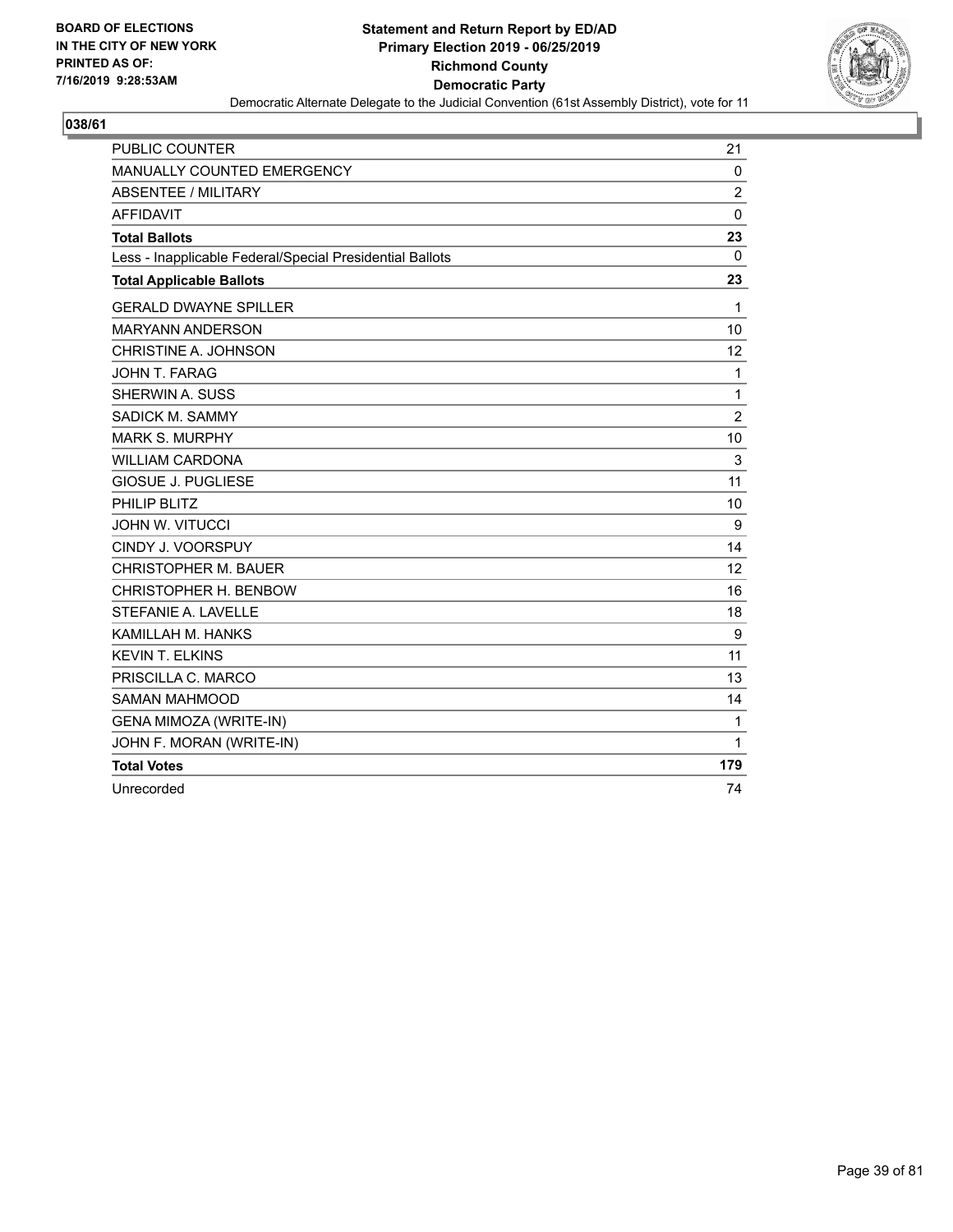**BOARD OF ELECTIONS IN THE CITY OF NEW YORK PRINTED AS OF: 7/16/2019 9:28:53AM**

**Statement and Return Report by ED/AD**
**Primary Election 2019 - 06/25/2019**
**Richmond County**
**Democratic Party**
Democratic Alternate Delegate to the Judicial Convention (61st Assembly District), vote for 11

**038/61**

| | |
|---|---|
| PUBLIC COUNTER | 21 |
| MANUALLY COUNTED EMERGENCY | 0 |
| ABSENTEE / MILITARY | 2 |
| AFFIDAVIT | 0 |
| **Total Ballots** | **23** |
| Less - Inapplicable Federal/Special Presidential Ballots | 0 |
| **Total Applicable Ballots** | **23** |
| GERALD DWAYNE SPILLER | 1 |
| MARYANN ANDERSON | 10 |
| CHRISTINE A. JOHNSON | 12 |
| JOHN T. FARAG | 1 |
| SHERWIN A. SUSS | 1 |
| SADICK M. SAMMY | 2 |
| MARK S. MURPHY | 10 |
| WILLIAM CARDONA | 3 |
| GIOSUE J. PUGLIESE | 11 |
| PHILIP BLITZ | 10 |
| JOHN W. VITUCCI | 9 |
| CINDY J. VOORSPUY | 14 |
| CHRISTOPHER M. BAUER | 12 |
| CHRISTOPHER H. BENBOW | 16 |
| STEFANIE A. LAVELLE | 18 |
| KAMILLAH M. HANKS | 9 |
| KEVIN T. ELKINS | 11 |
| PRISCILLA C. MARCO | 13 |
| SAMAN MAHMOOD | 14 |
| GENA MIMOZA (WRITE-IN) | 1 |
| JOHN F. MORAN (WRITE-IN) | 1 |
| **Total Votes** | **179** |
| Unrecorded | 74 |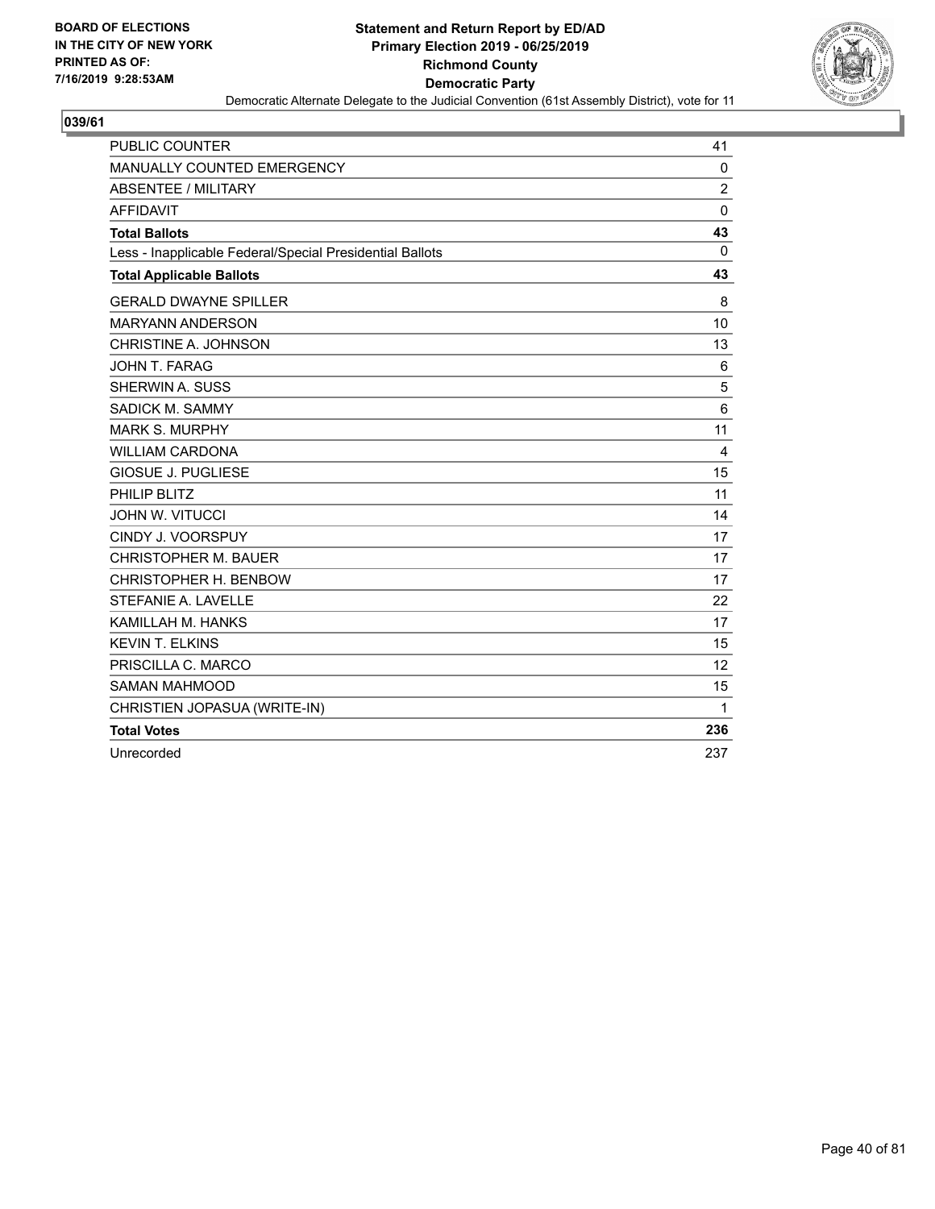BOARD OF ELECTIONS
IN THE CITY OF NEW YORK
PRINTED AS OF:
7/16/2019 9:28:53AM

**Statement and Return Report by ED/AD**
**Primary Election 2019 - 06/25/2019**
**Richmond County**
**Democratic Party**
Democratic Alternate Delegate to the Judicial Convention (61st Assembly District), vote for 11

## 039/61

| | |
|---|---|
| PUBLIC COUNTER | 41 |
| MANUALLY COUNTED EMERGENCY | 0 |
| ABSENTEE / MILITARY | 2 |
| AFFIDAVIT | 0 |
| **Total Ballots** | **43** |
| Less - Inapplicable Federal/Special Presidential Ballots | 0 |
| **Total Applicable Ballots** | **43** |
| GERALD DWAYNE SPILLER | 8 |
| MARYANN ANDERSON | 10 |
| CHRISTINE A. JOHNSON | 13 |
| JOHN T. FARAG | 6 |
| SHERWIN A. SUSS | 5 |
| SADICK M. SAMMY | 6 |
| MARK S. MURPHY | 11 |
| WILLIAM CARDONA | 4 |
| GIOSUE J. PUGLIESE | 15 |
| PHILIP BLITZ | 11 |
| JOHN W. VITUCCI | 14 |
| CINDY J. VOORSPUY | 17 |
| CHRISTOPHER M. BAUER | 17 |
| CHRISTOPHER H. BENBOW | 17 |
| STEFANIE A. LAVELLE | 22 |
| KAMILLAH M. HANKS | 17 |
| KEVIN T. ELKINS | 15 |
| PRISCILLA C. MARCO | 12 |
| SAMAN MAHMOOD | 15 |
| CHRISTIEN JOPASUA (WRITE-IN) | 1 |
| **Total Votes** | **236** |
| Unrecorded | 237 |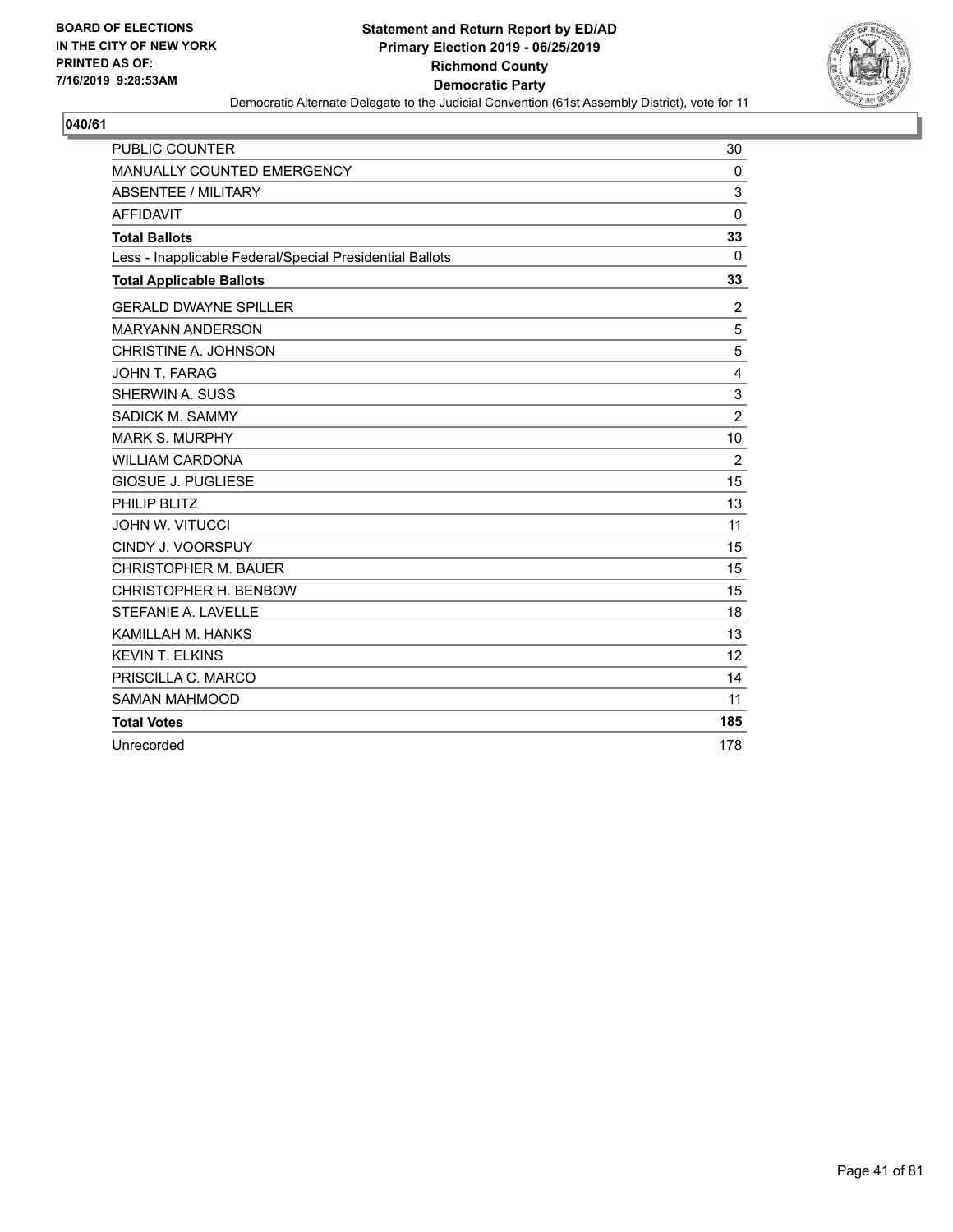**BOARD OF ELECTIONS IN THE CITY OF NEW YORK PRINTED AS OF: 7/16/2019 9:28:53AM**

**Statement and Return Report by ED/AD**
**Primary Election 2019 - 06/25/2019**
**Richmond County**
**Democratic Party**
Democratic Alternate Delegate to the Judicial Convention (61st Assembly District), vote for 11

**040/61**

| | |
|---|---|
| PUBLIC COUNTER | 30 |
| MANUALLY COUNTED EMERGENCY | 0 |
| ABSENTEE / MILITARY | 3 |
| AFFIDAVIT | 0 |
| **Total Ballots** | **33** |
| Less - Inapplicable Federal/Special Presidential Ballots | 0 |
| **Total Applicable Ballots** | **33** |
| GERALD DWAYNE SPILLER | 2 |
| MARYANN ANDERSON | 5 |
| CHRISTINE A. JOHNSON | 5 |
| JOHN T. FARAG | 4 |
| SHERWIN A. SUSS | 3 |
| SADICK M. SAMMY | 2 |
| MARK S. MURPHY | 10 |
| WILLIAM CARDONA | 2 |
| GIOSUE J. PUGLIESE | 15 |
| PHILIP BLITZ | 13 |
| JOHN W. VITUCCI | 11 |
| CINDY J. VOORSPUY | 15 |
| CHRISTOPHER M. BAUER | 15 |
| CHRISTOPHER H. BENBOW | 15 |
| STEFANIE A. LAVELLE | 18 |
| KAMILLAH M. HANKS | 13 |
| KEVIN T. ELKINS | 12 |
| PRISCILLA C. MARCO | 14 |
| SAMAN MAHMOOD | 11 |
| **Total Votes** | **185** |
| Unrecorded | 178 |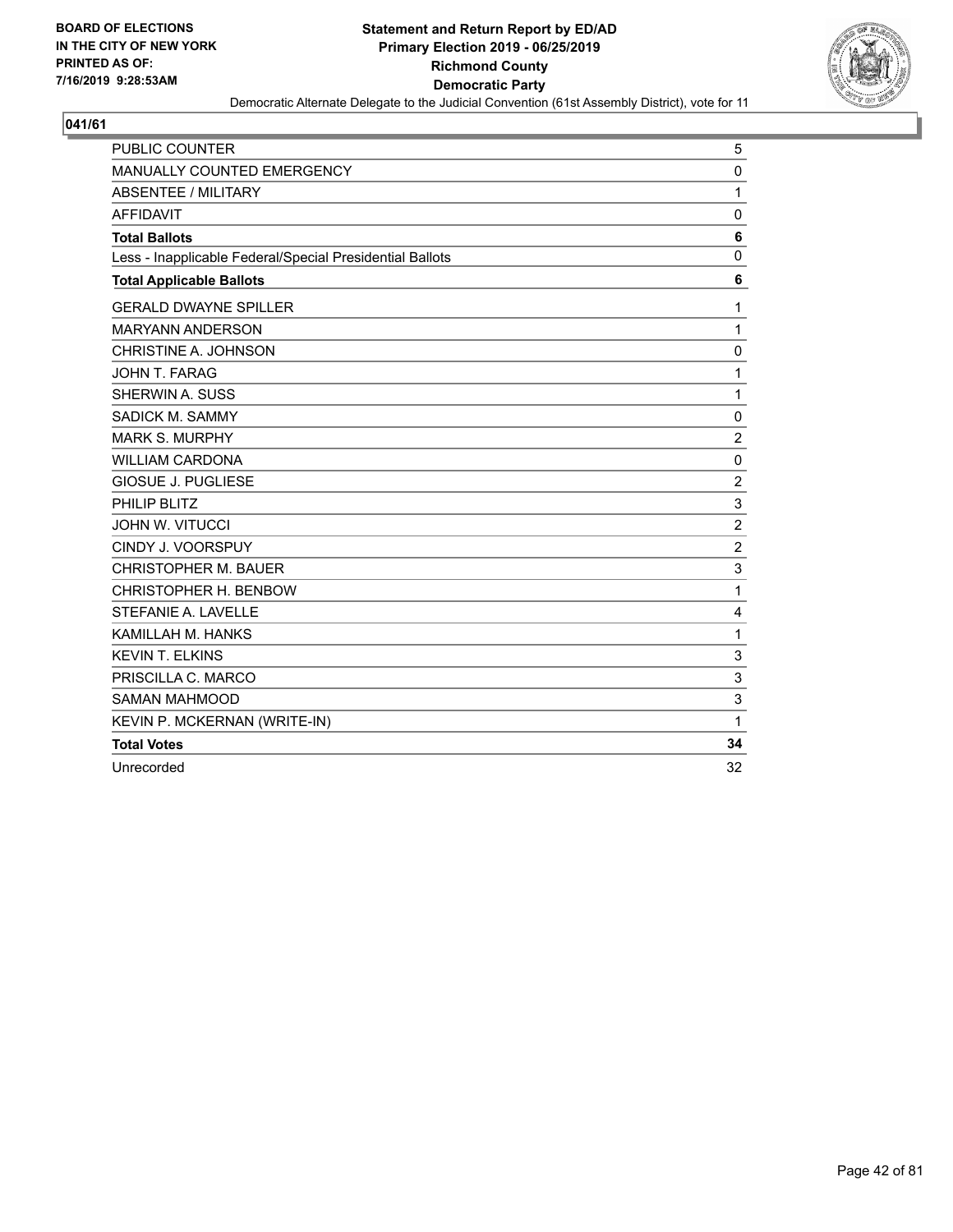BOARD OF ELECTIONS
IN THE CITY OF NEW YORK
PRINTED AS OF:
7/16/2019 9:28:53AM

**Statement and Return Report by ED/AD**
**Primary Election 2019 - 06/25/2019**
**Richmond County**
**Democratic Party**
Democratic Alternate Delegate to the Judicial Convention (61st Assembly District), vote for 11

## 041/61

| | |
|---|---|
| PUBLIC COUNTER | 5 |
| MANUALLY COUNTED EMERGENCY | 0 |
| ABSENTEE / MILITARY | 1 |
| AFFIDAVIT | 0 |
| **Total Ballots** | **6** |
| Less - Inapplicable Federal/Special Presidential Ballots | 0 |
| **Total Applicable Ballots** | **6** |
| GERALD DWAYNE SPILLER | 1 |
| MARYANN ANDERSON | 1 |
| CHRISTINE A. JOHNSON | 0 |
| JOHN T. FARAG | 1 |
| SHERWIN A. SUSS | 1 |
| SADICK M. SAMMY | 0 |
| MARK S. MURPHY | 2 |
| WILLIAM CARDONA | 0 |
| GIOSUE J. PUGLIESE | 2 |
| PHILIP BLITZ | 3 |
| JOHN W. VITUCCI | 2 |
| CINDY J. VOORSPUY | 2 |
| CHRISTOPHER M. BAUER | 3 |
| CHRISTOPHER H. BENBOW | 1 |
| STEFANIE A. LAVELLE | 4 |
| KAMILLAH M. HANKS | 1 |
| KEVIN T. ELKINS | 3 |
| PRISCILLA C. MARCO | 3 |
| SAMAN MAHMOOD | 3 |
| KEVIN P. MCKERNAN (WRITE-IN) | 1 |
| **Total Votes** | **34** |
| Unrecorded | 32 |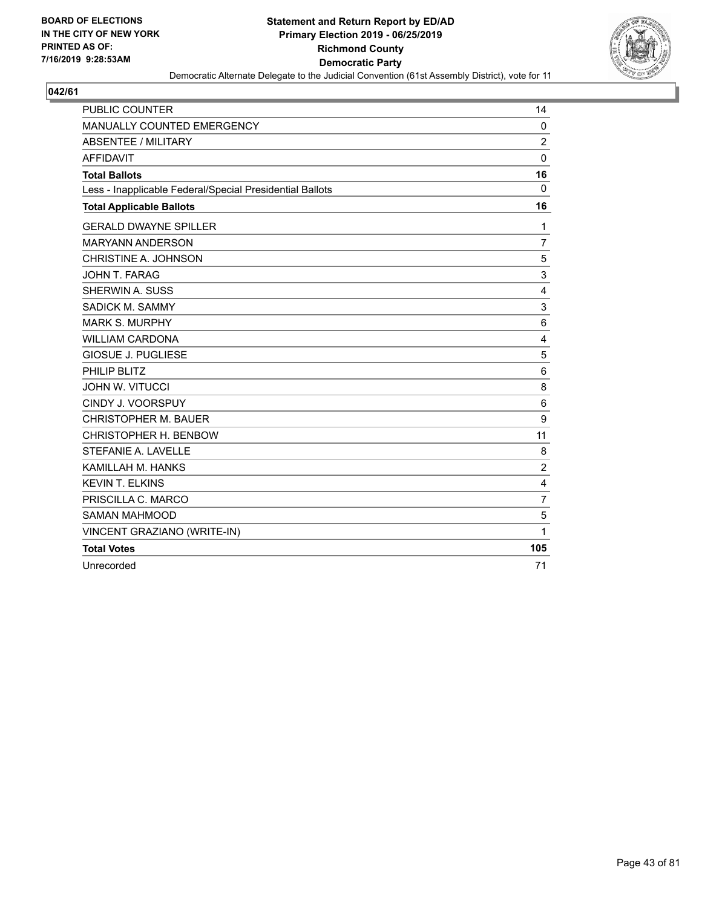BOARD OF ELECTIONS
IN THE CITY OF NEW YORK
PRINTED AS OF:
7/16/2019 9:28:53AM

**Statement and Return Report by ED/AD**
**Primary Election 2019 - 06/25/2019**
**Richmond County**
**Democratic Party**
Democratic Alternate Delegate to the Judicial Convention (61st Assembly District), vote for 11

**042/61**

| | |
|---|---|
| PUBLIC COUNTER | 14 |
| MANUALLY COUNTED EMERGENCY | 0 |
| ABSENTEE / MILITARY | 2 |
| AFFIDAVIT | 0 |
| **Total Ballots** | **16** |
| Less - Inapplicable Federal/Special Presidential Ballots | 0 |
| **Total Applicable Ballots** | **16** |
| GERALD DWAYNE SPILLER | 1 |
| MARYANN ANDERSON | 7 |
| CHRISTINE A. JOHNSON | 5 |
| JOHN T. FARAG | 3 |
| SHERWIN A. SUSS | 4 |
| SADICK M. SAMMY | 3 |
| MARK S. MURPHY | 6 |
| WILLIAM CARDONA | 4 |
| GIOSUE J. PUGLIESE | 5 |
| PHILIP BLITZ | 6 |
| JOHN W. VITUCCI | 8 |
| CINDY J. VOORSPUY | 6 |
| CHRISTOPHER M. BAUER | 9 |
| CHRISTOPHER H. BENBOW | 11 |
| STEFANIE A. LAVELLE | 8 |
| KAMILLAH M. HANKS | 2 |
| KEVIN T. ELKINS | 4 |
| PRISCILLA C. MARCO | 7 |
| SAMAN MAHMOOD | 5 |
| VINCENT GRAZIANO (WRITE-IN) | 1 |
| **Total Votes** | **105** |
| Unrecorded | 71 |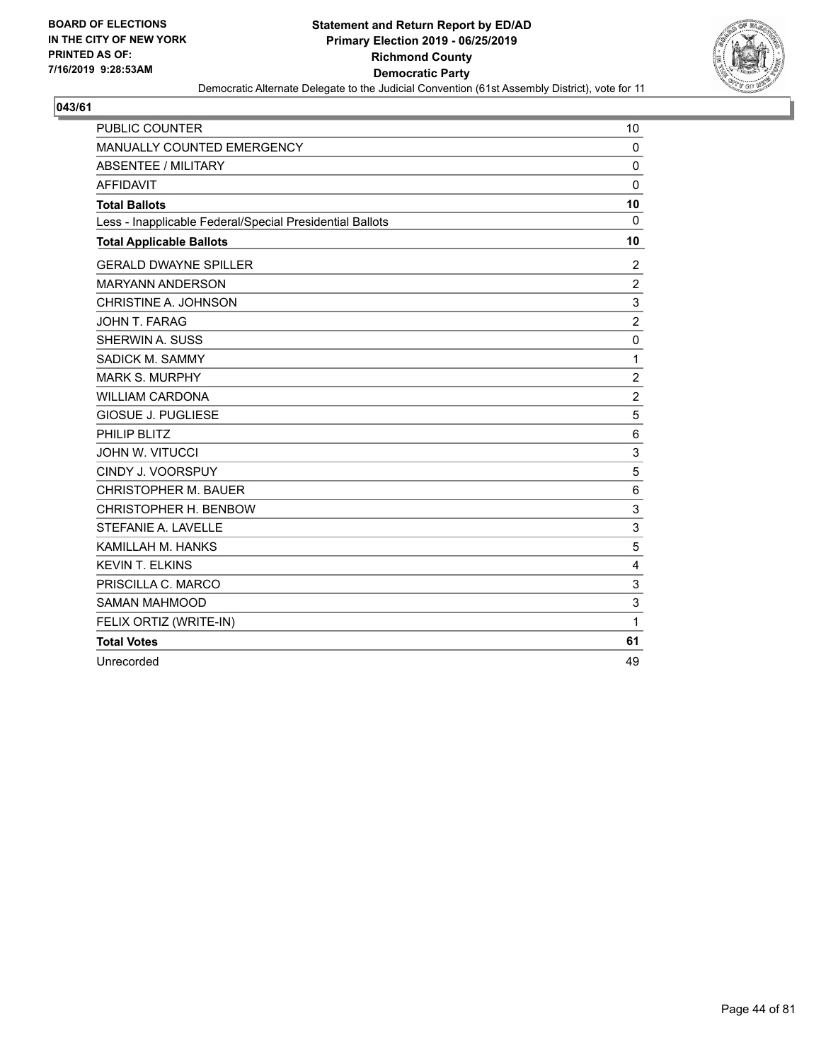**BOARD OF ELECTIONS IN THE CITY OF NEW YORK PRINTED AS OF: 7/16/2019 9:28:53AM**

**Statement and Return Report by ED/AD Primary Election 2019 - 06/25/2019 Richmond County Democratic Party**

Democratic Alternate Delegate to the Judicial Convention (61st Assembly District), vote for 11

## 043/61

| | |
|---|---|
| PUBLIC COUNTER | 10 |
| MANUALLY COUNTED EMERGENCY | 0 |
| ABSENTEE / MILITARY | 0 |
| AFFIDAVIT | 0 |
| **Total Ballots** | **10** |
| Less - Inapplicable Federal/Special Presidential Ballots | 0 |
| **Total Applicable Ballots** | **10** |
| GERALD DWAYNE SPILLER | 2 |
| MARYANN ANDERSON | 2 |
| CHRISTINE A. JOHNSON | 3 |
| JOHN T. FARAG | 2 |
| SHERWIN A. SUSS | 0 |
| SADICK M. SAMMY | 1 |
| MARK S. MURPHY | 2 |
| WILLIAM CARDONA | 2 |
| GIOSUE J. PUGLIESE | 5 |
| PHILIP BLITZ | 6 |
| JOHN W. VITUCCI | 3 |
| CINDY J. VOORSPUY | 5 |
| CHRISTOPHER M. BAUER | 6 |
| CHRISTOPHER H. BENBOW | 3 |
| STEFANIE A. LAVELLE | 3 |
| KAMILLAH M. HANKS | 5 |
| KEVIN T. ELKINS | 4 |
| PRISCILLA C. MARCO | 3 |
| SAMAN MAHMOOD | 3 |
| FELIX ORTIZ (WRITE-IN) | 1 |
| **Total Votes** | **61** |
| Unrecorded | 49 |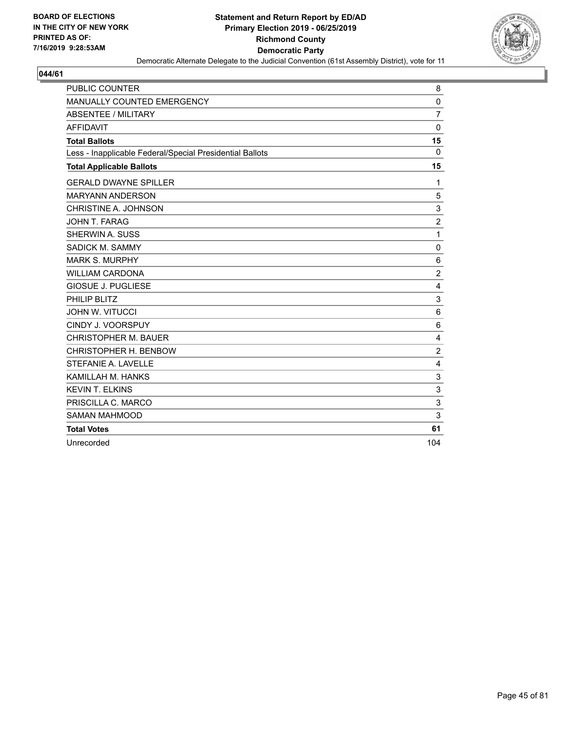BOARD OF ELECTIONS
IN THE CITY OF NEW YORK
PRINTED AS OF:
7/16/2019 9:28:53AM

**Statement and Return Report by ED/AD**
**Primary Election 2019 - 06/25/2019**
**Richmond County**
**Democratic Party**
Democratic Alternate Delegate to the Judicial Convention (61st Assembly District), vote for 11

## 044/61

| | |
|---|---|
| PUBLIC COUNTER | 8 |
| MANUALLY COUNTED EMERGENCY | 0 |
| ABSENTEE / MILITARY | 7 |
| AFFIDAVIT | 0 |
| **Total Ballots** | **15** |
| Less - Inapplicable Federal/Special Presidential Ballots | 0 |
| **Total Applicable Ballots** | **15** |
| GERALD DWAYNE SPILLER | 1 |
| MARYANN ANDERSON | 5 |
| CHRISTINE A. JOHNSON | 3 |
| JOHN T. FARAG | 2 |
| SHERWIN A. SUSS | 1 |
| SADICK M. SAMMY | 0 |
| MARK S. MURPHY | 6 |
| WILLIAM CARDONA | 2 |
| GIOSUE J. PUGLIESE | 4 |
| PHILIP BLITZ | 3 |
| JOHN W. VITUCCI | 6 |
| CINDY J. VOORSPUY | 6 |
| CHRISTOPHER M. BAUER | 4 |
| CHRISTOPHER H. BENBOW | 2 |
| STEFANIE A. LAVELLE | 4 |
| KAMILLAH M. HANKS | 3 |
| KEVIN T. ELKINS | 3 |
| PRISCILLA C. MARCO | 3 |
| SAMAN MAHMOOD | 3 |
| **Total Votes** | **61** |
| Unrecorded | 104 |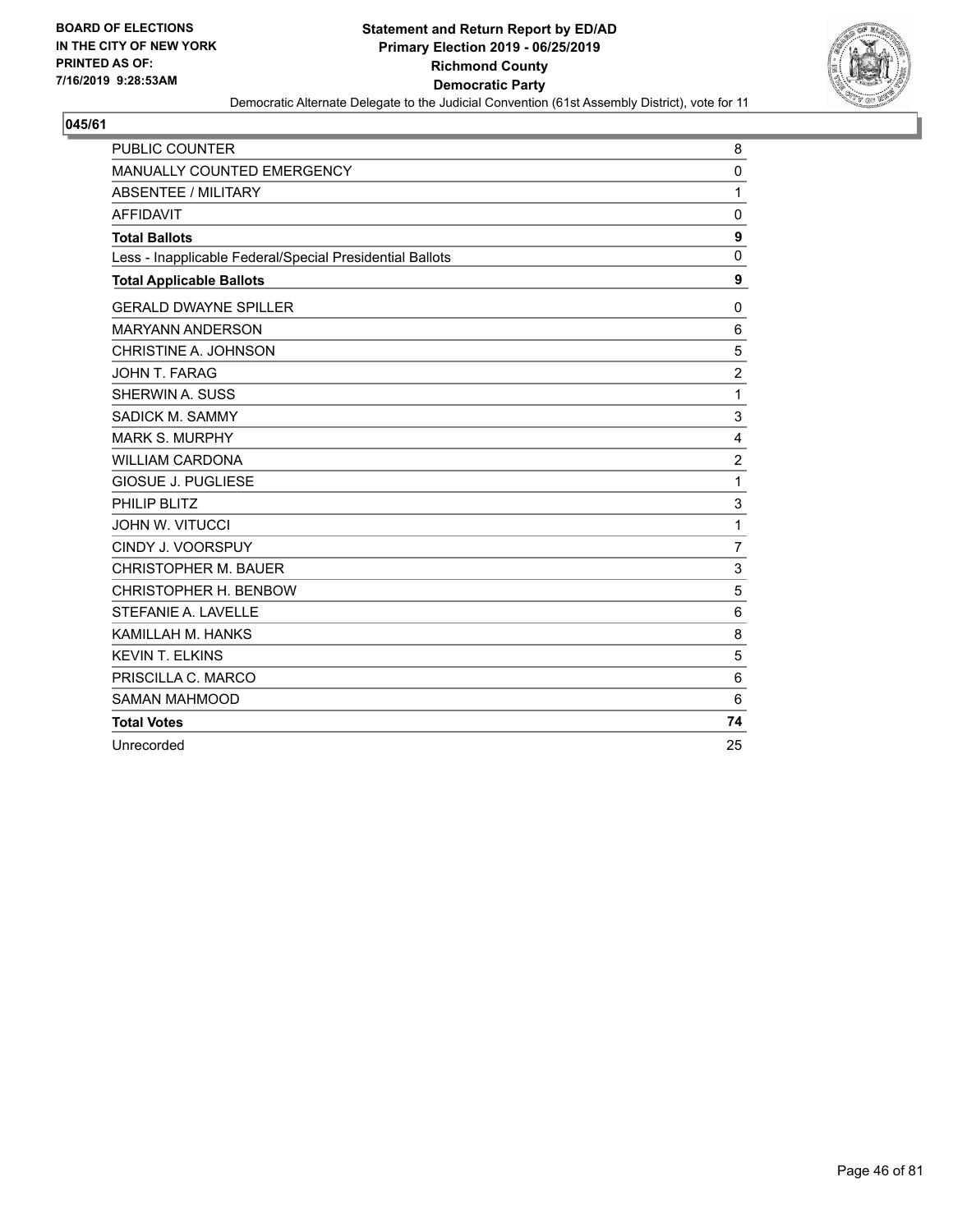**BOARD OF ELECTIONS IN THE CITY OF NEW YORK PRINTED AS OF: 7/16/2019 9:28:53AM**

**Statement and Return Report by ED/AD Primary Election 2019 - 06/25/2019 Richmond County Democratic Party**

Democratic Alternate Delegate to the Judicial Convention (61st Assembly District), vote for 11

**045/61**

| | |
|---|---|
| PUBLIC COUNTER | 8 |
| MANUALLY COUNTED EMERGENCY | 0 |
| ABSENTEE / MILITARY | 1 |
| AFFIDAVIT | 0 |
| **Total Ballots** | **9** |
| Less - Inapplicable Federal/Special Presidential Ballots | 0 |
| **Total Applicable Ballots** | **9** |
| GERALD DWAYNE SPILLER | 0 |
| MARYANN ANDERSON | 6 |
| CHRISTINE A. JOHNSON | 5 |
| JOHN T. FARAG | 2 |
| SHERWIN A. SUSS | 1 |
| SADICK M. SAMMY | 3 |
| MARK S. MURPHY | 4 |
| WILLIAM CARDONA | 2 |
| GIOSUE J. PUGLIESE | 1 |
| PHILIP BLITZ | 3 |
| JOHN W. VITUCCI | 1 |
| CINDY J. VOORSPUY | 7 |
| CHRISTOPHER M. BAUER | 3 |
| CHRISTOPHER H. BENBOW | 5 |
| STEFANIE A. LAVELLE | 6 |
| KAMILLAH M. HANKS | 8 |
| KEVIN T. ELKINS | 5 |
| PRISCILLA C. MARCO | 6 |
| SAMAN MAHMOOD | 6 |
| **Total Votes** | **74** |
| Unrecorded | 25 |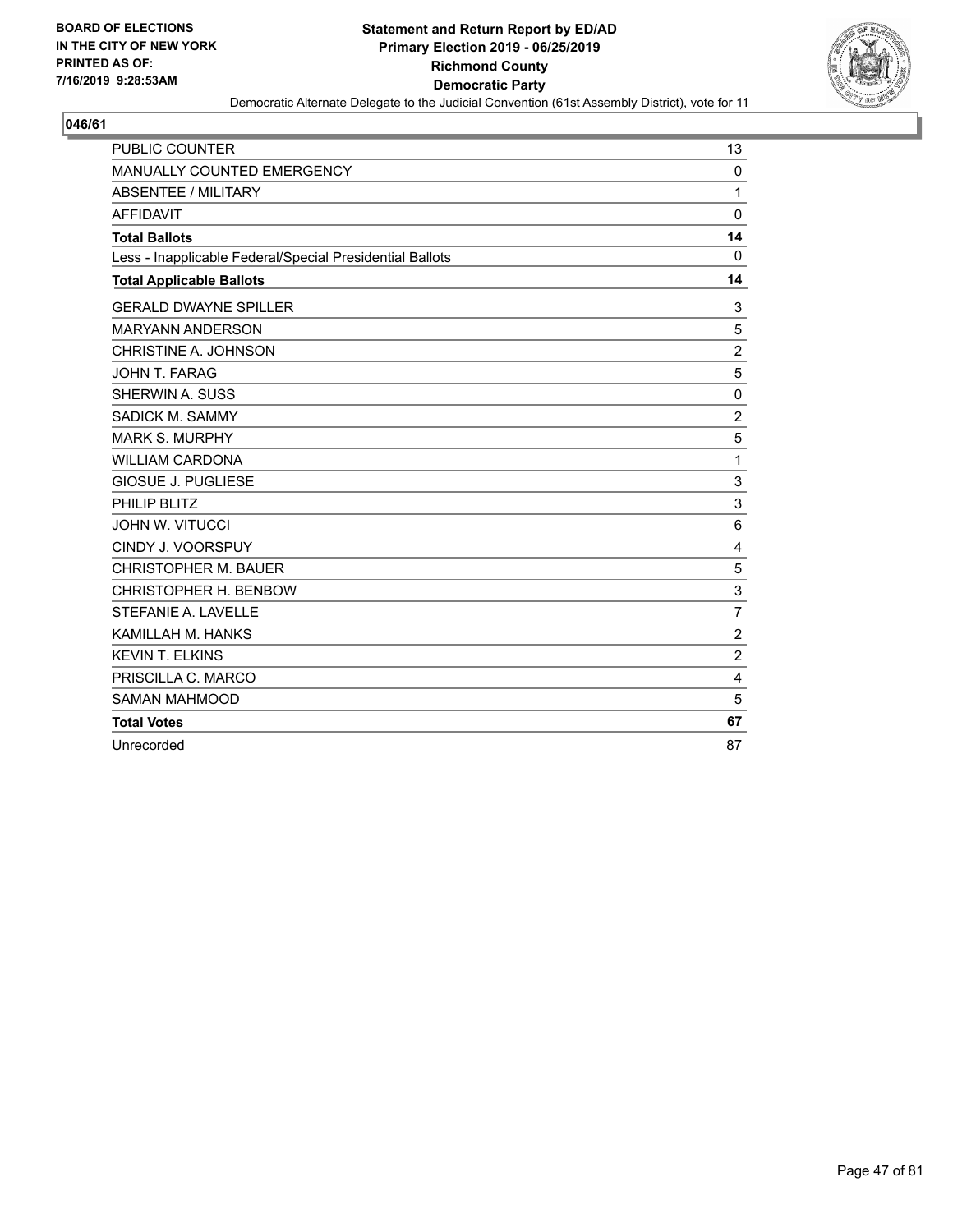BOARD OF ELECTIONS
IN THE CITY OF NEW YORK
PRINTED AS OF:
7/16/2019 9:28:53AM

**Statement and Return Report by ED/AD**
**Primary Election 2019 - 06/25/2019**
**Richmond County**
**Democratic Party**
Democratic Alternate Delegate to the Judicial Convention (61st Assembly District), vote for 11

## 046/61

| | |
|---|---|
| PUBLIC COUNTER | 13 |
| MANUALLY COUNTED EMERGENCY | 0 |
| ABSENTEE / MILITARY | 1 |
| AFFIDAVIT | 0 |
| **Total Ballots** | **14** |
| Less - Inapplicable Federal/Special Presidential Ballots | 0 |
| **Total Applicable Ballots** | **14** |
| GERALD DWAYNE SPILLER | 3 |
| MARYANN ANDERSON | 5 |
| CHRISTINE A. JOHNSON | 2 |
| JOHN T. FARAG | 5 |
| SHERWIN A. SUSS | 0 |
| SADICK M. SAMMY | 2 |
| MARK S. MURPHY | 5 |
| WILLIAM CARDONA | 1 |
| GIOSUE J. PUGLIESE | 3 |
| PHILIP BLITZ | 3 |
| JOHN W. VITUCCI | 6 |
| CINDY J. VOORSPUY | 4 |
| CHRISTOPHER M. BAUER | 5 |
| CHRISTOPHER H. BENBOW | 3 |
| STEFANIE A. LAVELLE | 7 |
| KAMILLAH M. HANKS | 2 |
| KEVIN T. ELKINS | 2 |
| PRISCILLA C. MARCO | 4 |
| SAMAN MAHMOOD | 5 |
| **Total Votes** | **67** |
| Unrecorded | 87 |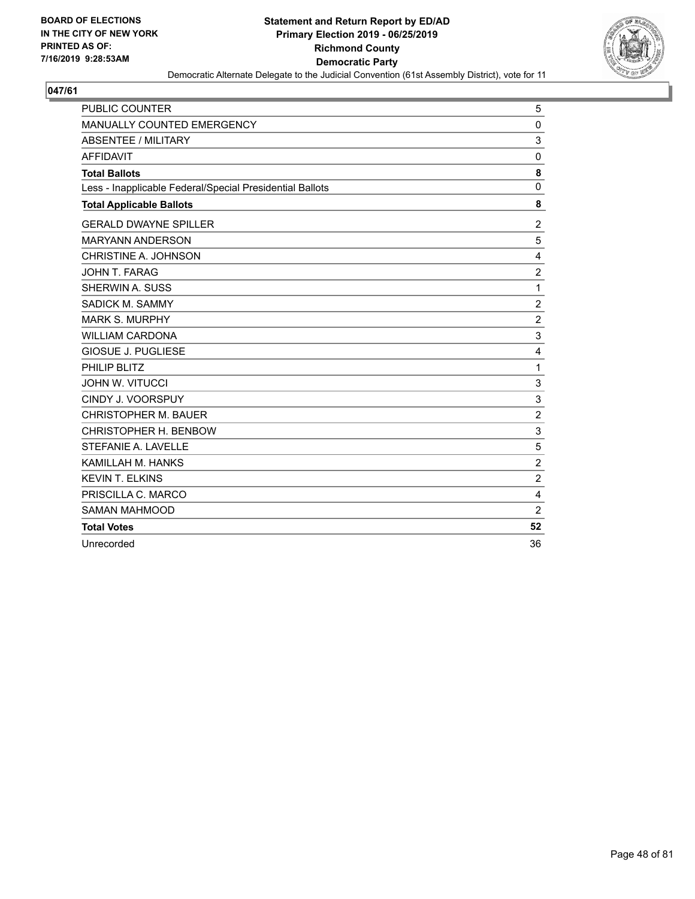BOARD OF ELECTIONS
IN THE CITY OF NEW YORK
PRINTED AS OF:
7/16/2019 9:28:53AM

**Statement and Return Report by ED/AD**
**Primary Election 2019 - 06/25/2019**
**Richmond County**
**Democratic Party**
Democratic Alternate Delegate to the Judicial Convention (61st Assembly District), vote for 11

**047/61**

| | |
|---|---|
| PUBLIC COUNTER | 5 |
| MANUALLY COUNTED EMERGENCY | 0 |
| ABSENTEE / MILITARY | 3 |
| AFFIDAVIT | 0 |
| **Total Ballots** | **8** |
| Less - Inapplicable Federal/Special Presidential Ballots | 0 |
| **Total Applicable Ballots** | **8** |
| GERALD DWAYNE SPILLER | 2 |
| MARYANN ANDERSON | 5 |
| CHRISTINE A. JOHNSON | 4 |
| JOHN T. FARAG | 2 |
| SHERWIN A. SUSS | 1 |
| SADICK M. SAMMY | 2 |
| MARK S. MURPHY | 2 |
| WILLIAM CARDONA | 3 |
| GIOSUE J. PUGLIESE | 4 |
| PHILIP BLITZ | 1 |
| JOHN W. VITUCCI | 3 |
| CINDY J. VOORSPUY | 3 |
| CHRISTOPHER M. BAUER | 2 |
| CHRISTOPHER H. BENBOW | 3 |
| STEFANIE A. LAVELLE | 5 |
| KAMILLAH M. HANKS | 2 |
| KEVIN T. ELKINS | 2 |
| PRISCILLA C. MARCO | 4 |
| SAMAN MAHMOOD | 2 |
| **Total Votes** | **52** |
| Unrecorded | 36 |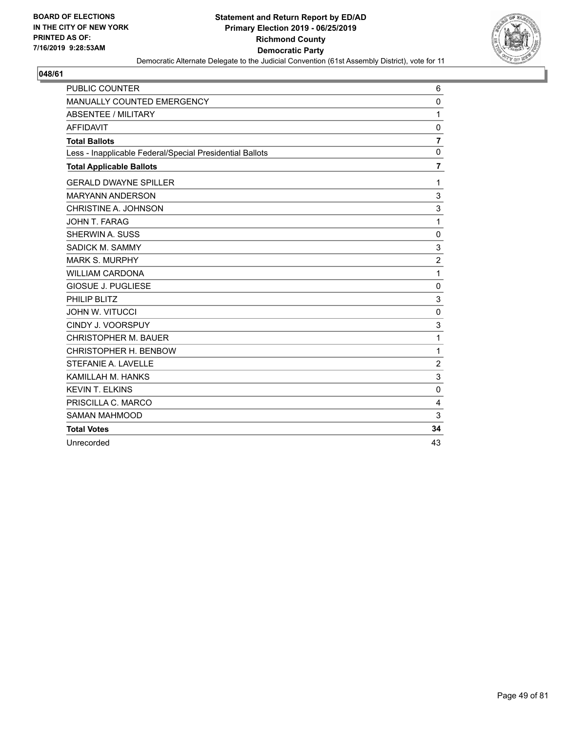**BOARD OF ELECTIONS IN THE CITY OF NEW YORK PRINTED AS OF: 7/16/2019 9:28:53AM**

**Statement and Return Report by ED/AD**
**Primary Election 2019 - 06/25/2019**
**Richmond County**
**Democratic Party**

Democratic Alternate Delegate to the Judicial Convention (61st Assembly District), vote for 11

**048/61**

| | |
|---|---|
| PUBLIC COUNTER | 6 |
| MANUALLY COUNTED EMERGENCY | 0 |
| ABSENTEE / MILITARY | 1 |
| AFFIDAVIT | 0 |
| **Total Ballots** | **7** |
| Less - Inapplicable Federal/Special Presidential Ballots | 0 |
| **Total Applicable Ballots** | **7** |
| GERALD DWAYNE SPILLER | 1 |
| MARYANN ANDERSON | 3 |
| CHRISTINE A. JOHNSON | 3 |
| JOHN T. FARAG | 1 |
| SHERWIN A. SUSS | 0 |
| SADICK M. SAMMY | 3 |
| MARK S. MURPHY | 2 |
| WILLIAM CARDONA | 1 |
| GIOSUE J. PUGLIESE | 0 |
| PHILIP BLITZ | 3 |
| JOHN W. VITUCCI | 0 |
| CINDY J. VOORSPUY | 3 |
| CHRISTOPHER M. BAUER | 1 |
| CHRISTOPHER H. BENBOW | 1 |
| STEFANIE A. LAVELLE | 2 |
| KAMILLAH M. HANKS | 3 |
| KEVIN T. ELKINS | 0 |
| PRISCILLA C. MARCO | 4 |
| SAMAN MAHMOOD | 3 |
| **Total Votes** | **34** |
| Unrecorded | 43 |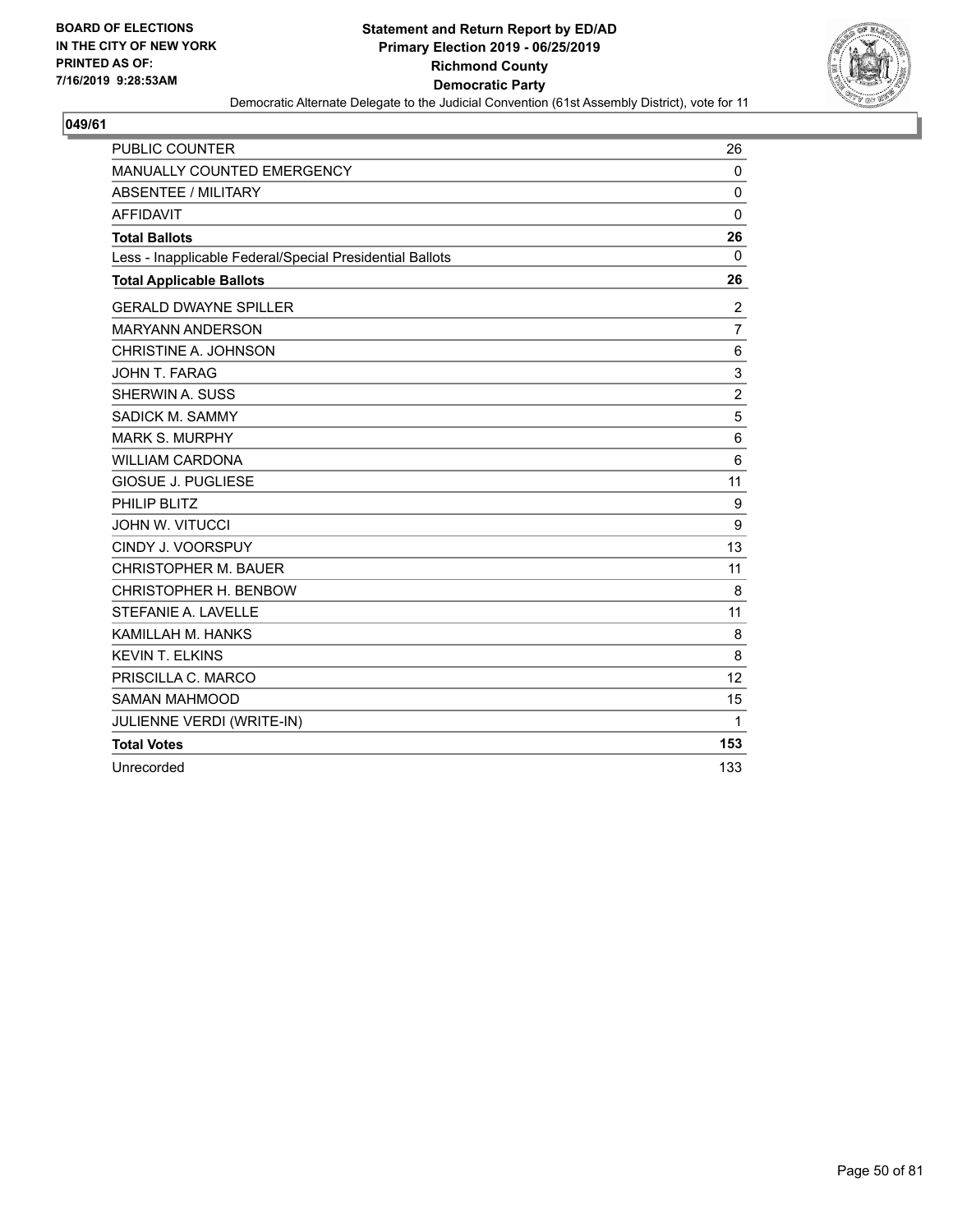BOARD OF ELECTIONS
IN THE CITY OF NEW YORK
PRINTED AS OF:
7/16/2019 9:28:53AM

**Statement and Return Report by ED/AD**
**Primary Election 2019 - 06/25/2019**
**Richmond County**
**Democratic Party**
Democratic Alternate Delegate to the Judicial Convention (61st Assembly District), vote for 11

**049/61**

| | |
|---|---|
| PUBLIC COUNTER | 26 |
| MANUALLY COUNTED EMERGENCY | 0 |
| ABSENTEE / MILITARY | 0 |
| AFFIDAVIT | 0 |
| **Total Ballots** | **26** |
| Less - Inapplicable Federal/Special Presidential Ballots | 0 |
| **Total Applicable Ballots** | **26** |
| GERALD DWAYNE SPILLER | 2 |
| MARYANN ANDERSON | 7 |
| CHRISTINE A. JOHNSON | 6 |
| JOHN T. FARAG | 3 |
| SHERWIN A. SUSS | 2 |
| SADICK M. SAMMY | 5 |
| MARK S. MURPHY | 6 |
| WILLIAM CARDONA | 6 |
| GIOSUE J. PUGLIESE | 11 |
| PHILIP BLITZ | 9 |
| JOHN W. VITUCCI | 9 |
| CINDY J. VOORSPUY | 13 |
| CHRISTOPHER M. BAUER | 11 |
| CHRISTOPHER H. BENBOW | 8 |
| STEFANIE A. LAVELLE | 11 |
| KAMILLAH M. HANKS | 8 |
| KEVIN T. ELKINS | 8 |
| PRISCILLA C. MARCO | 12 |
| SAMAN MAHMOOD | 15 |
| JULIENNE VERDI (WRITE-IN) | 1 |
| **Total Votes** | **153** |
| Unrecorded | 133 |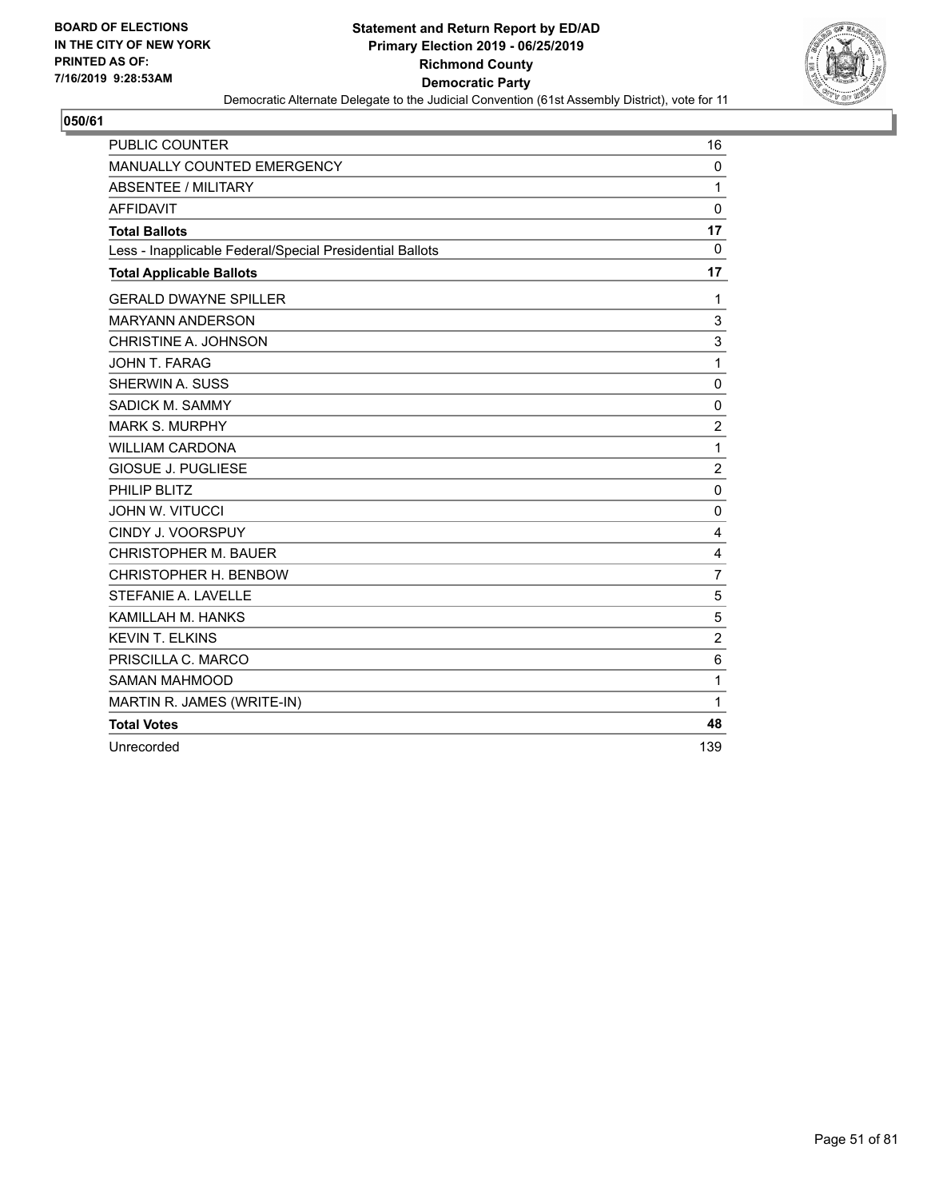BOARD OF ELECTIONS
IN THE CITY OF NEW YORK
PRINTED AS OF:
7/16/2019 9:28:53AM

**Statement and Return Report by ED/AD**
**Primary Election 2019 - 06/25/2019**
**Richmond County**
**Democratic Party**
Democratic Alternate Delegate to the Judicial Convention (61st Assembly District), vote for 11

## 050/61

| | |
|---|---|
| PUBLIC COUNTER | 16 |
| MANUALLY COUNTED EMERGENCY | 0 |
| ABSENTEE / MILITARY | 1 |
| AFFIDAVIT | 0 |
| **Total Ballots** | **17** |
| Less - Inapplicable Federal/Special Presidential Ballots | 0 |
| **Total Applicable Ballots** | **17** |
| GERALD DWAYNE SPILLER | 1 |
| MARYANN ANDERSON | 3 |
| CHRISTINE A. JOHNSON | 3 |
| JOHN T. FARAG | 1 |
| SHERWIN A. SUSS | 0 |
| SADICK M. SAMMY | 0 |
| MARK S. MURPHY | 2 |
| WILLIAM CARDONA | 1 |
| GIOSUE J. PUGLIESE | 2 |
| PHILIP BLITZ | 0 |
| JOHN W. VITUCCI | 0 |
| CINDY J. VOORSPUY | 4 |
| CHRISTOPHER M. BAUER | 4 |
| CHRISTOPHER H. BENBOW | 7 |
| STEFANIE A. LAVELLE | 5 |
| KAMILLAH M. HANKS | 5 |
| KEVIN T. ELKINS | 2 |
| PRISCILLA C. MARCO | 6 |
| SAMAN MAHMOOD | 1 |
| MARTIN R. JAMES (WRITE-IN) | 1 |
| **Total Votes** | **48** |
| Unrecorded | 139 |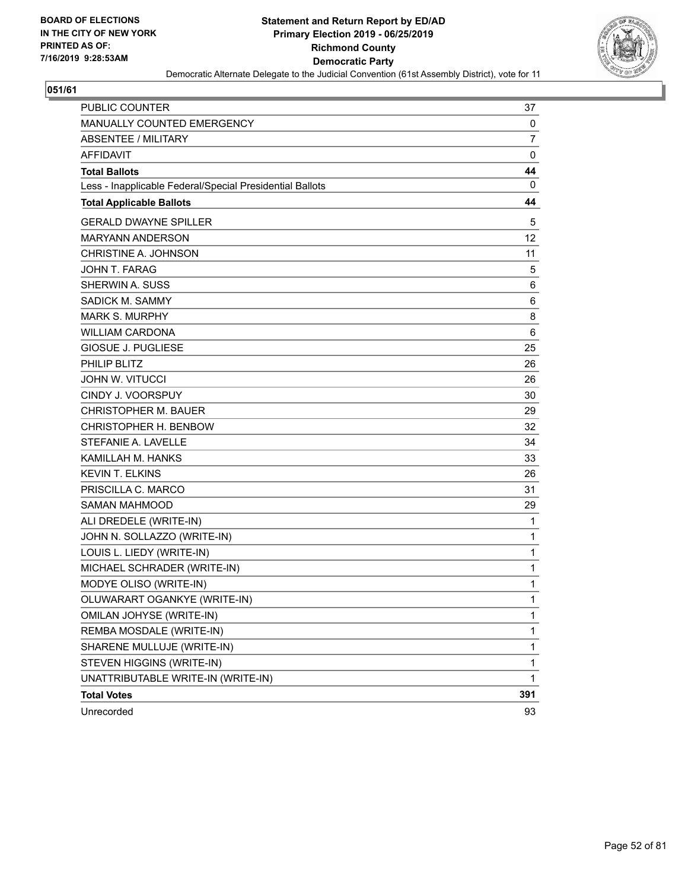BOARD OF ELECTIONS
IN THE CITY OF NEW YORK
PRINTED AS OF:
7/16/2019 9:28:53AM

# Statement and Return Report by ED/AD
## Primary Election 2019 - 06/25/2019
## Richmond County
## Democratic Party

Democratic Alternate Delegate to the Judicial Convention (61st Assembly District), vote for 11

**051/61**

| | |
|---|---|
| PUBLIC COUNTER | 37 |
| MANUALLY COUNTED EMERGENCY | 0 |
| ABSENTEE / MILITARY | 7 |
| AFFIDAVIT | 0 |
| **Total Ballots** | **44** |
| Less - Inapplicable Federal/Special Presidential Ballots | 0 |
| **Total Applicable Ballots** | **44** |
| GERALD DWAYNE SPILLER | 5 |
| MARYANN ANDERSON | 12 |
| CHRISTINE A. JOHNSON | 11 |
| JOHN T. FARAG | 5 |
| SHERWIN A. SUSS | 6 |
| SADICK M. SAMMY | 6 |
| MARK S. MURPHY | 8 |
| WILLIAM CARDONA | 6 |
| GIOSUE J. PUGLIESE | 25 |
| PHILIP BLITZ | 26 |
| JOHN W. VITUCCI | 26 |
| CINDY J. VOORSPUY | 30 |
| CHRISTOPHER M. BAUER | 29 |
| CHRISTOPHER H. BENBOW | 32 |
| STEFANIE A. LAVELLE | 34 |
| KAMILLAH M. HANKS | 33 |
| KEVIN T. ELKINS | 26 |
| PRISCILLA C. MARCO | 31 |
| SAMAN MAHMOOD | 29 |
| ALI DREDELE (WRITE-IN) | 1 |
| JOHN N. SOLLAZZO (WRITE-IN) | 1 |
| LOUIS L. LIEDY (WRITE-IN) | 1 |
| MICHAEL SCHRADER (WRITE-IN) | 1 |
| MODYE OLISO (WRITE-IN) | 1 |
| OLUWARART OGANKYE (WRITE-IN) | 1 |
| OMILAN JOHYSE (WRITE-IN) | 1 |
| REMBA MOSDALE (WRITE-IN) | 1 |
| SHARENE MULLUJE (WRITE-IN) | 1 |
| STEVEN HIGGINS (WRITE-IN) | 1 |
| UNATTRIBUTABLE WRITE-IN (WRITE-IN) | 1 |
| **Total Votes** | **391** |
| Unrecorded | 93 |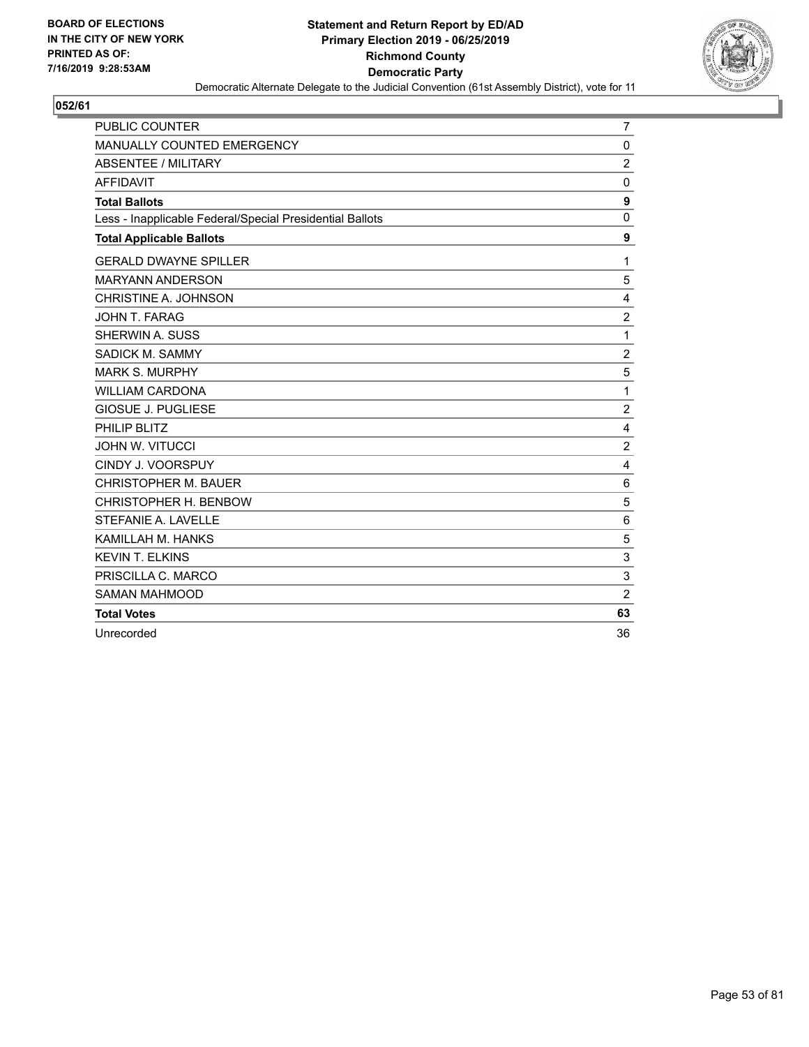BOARD OF ELECTIONS
IN THE CITY OF NEW YORK
PRINTED AS OF:
7/16/2019 9:28:53AM

**Statement and Return Report by ED/AD**
**Primary Election 2019 - 06/25/2019**
**Richmond County**
**Democratic Party**
Democratic Alternate Delegate to the Judicial Convention (61st Assembly District), vote for 11

## 052/61

| | |
|---|---|
| PUBLIC COUNTER | 7 |
| MANUALLY COUNTED EMERGENCY | 0 |
| ABSENTEE / MILITARY | 2 |
| AFFIDAVIT | 0 |
| **Total Ballots** | **9** |
| Less - Inapplicable Federal/Special Presidential Ballots | 0 |
| **Total Applicable Ballots** | **9** |
| GERALD DWAYNE SPILLER | 1 |
| MARYANN ANDERSON | 5 |
| CHRISTINE A. JOHNSON | 4 |
| JOHN T. FARAG | 2 |
| SHERWIN A. SUSS | 1 |
| SADICK M. SAMMY | 2 |
| MARK S. MURPHY | 5 |
| WILLIAM CARDONA | 1 |
| GIOSUE J. PUGLIESE | 2 |
| PHILIP BLITZ | 4 |
| JOHN W. VITUCCI | 2 |
| CINDY J. VOORSPUY | 4 |
| CHRISTOPHER M. BAUER | 6 |
| CHRISTOPHER H. BENBOW | 5 |
| STEFANIE A. LAVELLE | 6 |
| KAMILLAH M. HANKS | 5 |
| KEVIN T. ELKINS | 3 |
| PRISCILLA C. MARCO | 3 |
| SAMAN MAHMOOD | 2 |
| **Total Votes** | **63** |
| Unrecorded | 36 |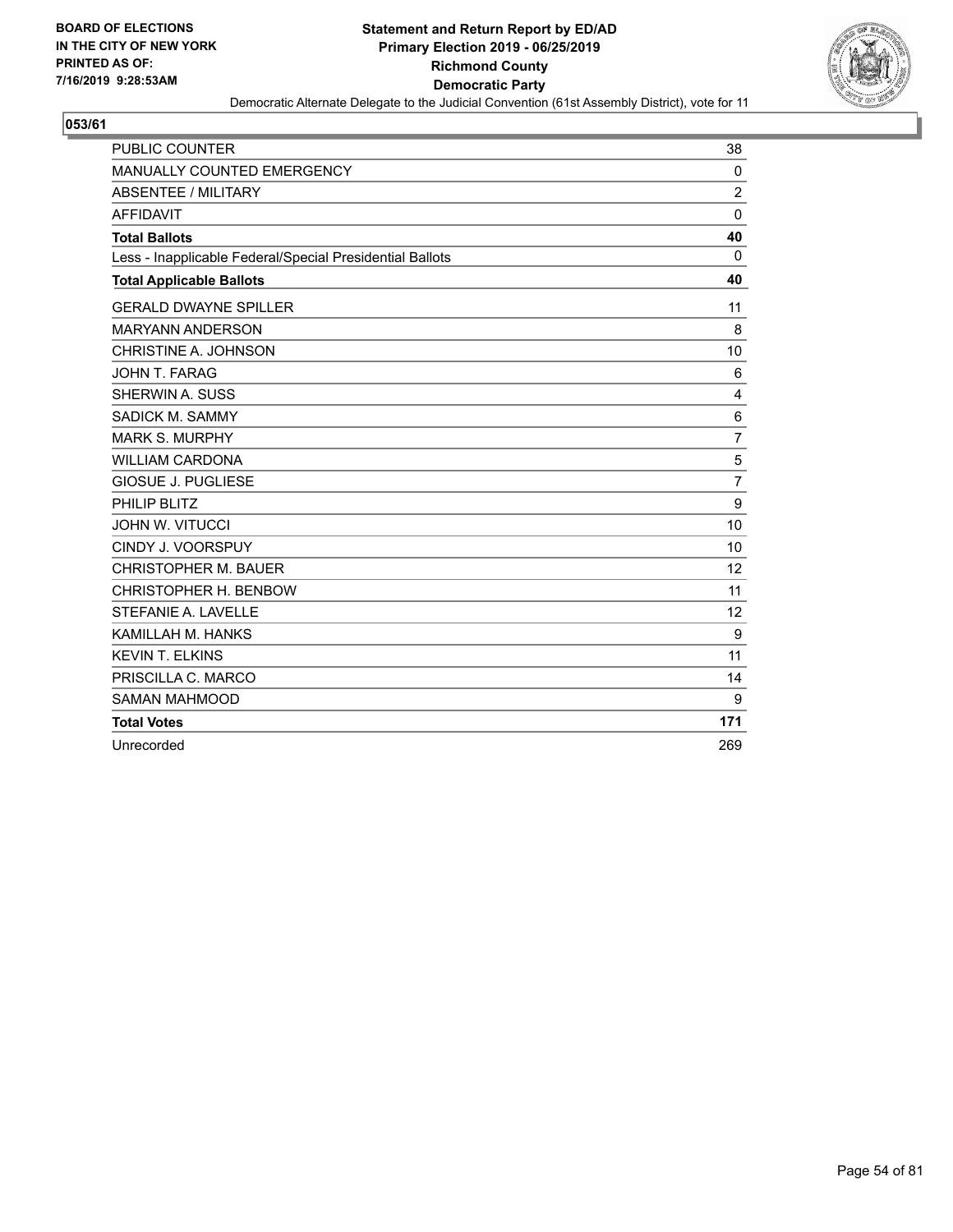**BOARD OF ELECTIONS IN THE CITY OF NEW YORK PRINTED AS OF: 7/16/2019 9:28:53AM**

**Statement and Return Report by ED/AD**
**Primary Election 2019 - 06/25/2019**
**Richmond County**
**Democratic Party**
Democratic Alternate Delegate to the Judicial Convention (61st Assembly District), vote for 11

**053/61**

| | |
|---|---|
| PUBLIC COUNTER | 38 |
| MANUALLY COUNTED EMERGENCY | 0 |
| ABSENTEE / MILITARY | 2 |
| AFFIDAVIT | 0 |
| **Total Ballots** | **40** |
| Less - Inapplicable Federal/Special Presidential Ballots | 0 |
| **Total Applicable Ballots** | **40** |
| GERALD DWAYNE SPILLER | 11 |
| MARYANN ANDERSON | 8 |
| CHRISTINE A. JOHNSON | 10 |
| JOHN T. FARAG | 6 |
| SHERWIN A. SUSS | 4 |
| SADICK M. SAMMY | 6 |
| MARK S. MURPHY | 7 |
| WILLIAM CARDONA | 5 |
| GIOSUE J. PUGLIESE | 7 |
| PHILIP BLITZ | 9 |
| JOHN W. VITUCCI | 10 |
| CINDY J. VOORSPUY | 10 |
| CHRISTOPHER M. BAUER | 12 |
| CHRISTOPHER H. BENBOW | 11 |
| STEFANIE A. LAVELLE | 12 |
| KAMILLAH M. HANKS | 9 |
| KEVIN T. ELKINS | 11 |
| PRISCILLA C. MARCO | 14 |
| SAMAN MAHMOOD | 9 |
| **Total Votes** | **171** |
| Unrecorded | 269 |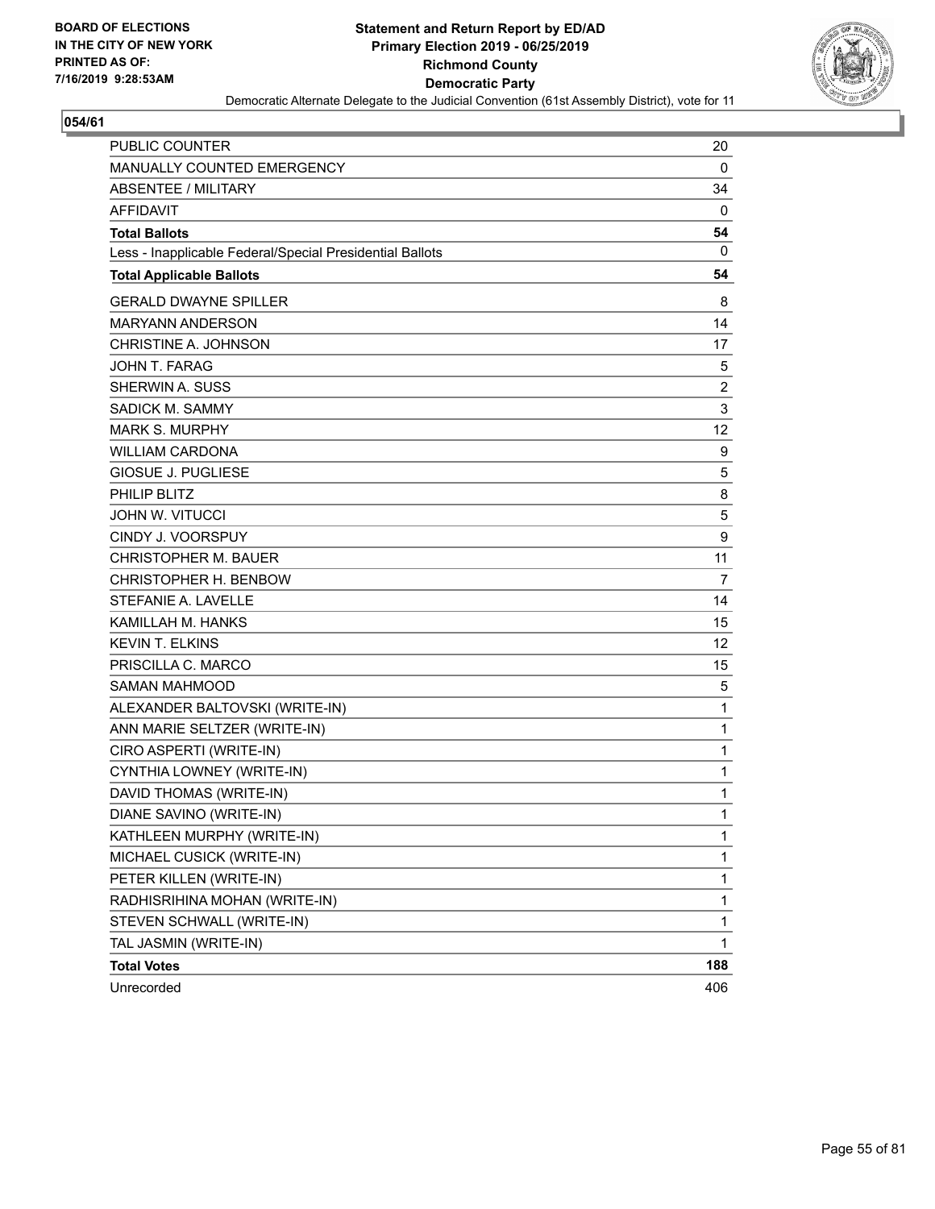**BOARD OF ELECTIONS IN THE CITY OF NEW YORK PRINTED AS OF: 7/16/2019 9:28:53AM**

**Statement and Return Report by ED/AD Primary Election 2019 - 06/25/2019 Richmond County Democratic Party**

Democratic Alternate Delegate to the Judicial Convention (61st Assembly District), vote for 11

**054/61**

| | |
|---|---|
| PUBLIC COUNTER | 20 |
| MANUALLY COUNTED EMERGENCY | 0 |
| ABSENTEE / MILITARY | 34 |
| AFFIDAVIT | 0 |
| **Total Ballots** | **54** |
| Less - Inapplicable Federal/Special Presidential Ballots | 0 |
| **Total Applicable Ballots** | **54** |
| GERALD DWAYNE SPILLER | 8 |
| MARYANN ANDERSON | 14 |
| CHRISTINE A. JOHNSON | 17 |
| JOHN T. FARAG | 5 |
| SHERWIN A. SUSS | 2 |
| SADICK M. SAMMY | 3 |
| MARK S. MURPHY | 12 |
| WILLIAM CARDONA | 9 |
| GIOSUE J. PUGLIESE | 5 |
| PHILIP BLITZ | 8 |
| JOHN W. VITUCCI | 5 |
| CINDY J. VOORSPUY | 9 |
| CHRISTOPHER M. BAUER | 11 |
| CHRISTOPHER H. BENBOW | 7 |
| STEFANIE A. LAVELLE | 14 |
| KAMILLAH M. HANKS | 15 |
| KEVIN T. ELKINS | 12 |
| PRISCILLA C. MARCO | 15 |
| SAMAN MAHMOOD | 5 |
| ALEXANDER BALTOVSKI (WRITE-IN) | 1 |
| ANN MARIE SELTZER (WRITE-IN) | 1 |
| CIRO ASPERTI (WRITE-IN) | 1 |
| CYNTHIA LOWNEY (WRITE-IN) | 1 |
| DAVID THOMAS (WRITE-IN) | 1 |
| DIANE SAVINO (WRITE-IN) | 1 |
| KATHLEEN MURPHY (WRITE-IN) | 1 |
| MICHAEL CUSICK (WRITE-IN) | 1 |
| PETER KILLEN (WRITE-IN) | 1 |
| RADHISRIHINA MOHAN (WRITE-IN) | 1 |
| STEVEN SCHWALL (WRITE-IN) | 1 |
| TAL JASMIN (WRITE-IN) | 1 |
| **Total Votes** | **188** |
| Unrecorded | 406 |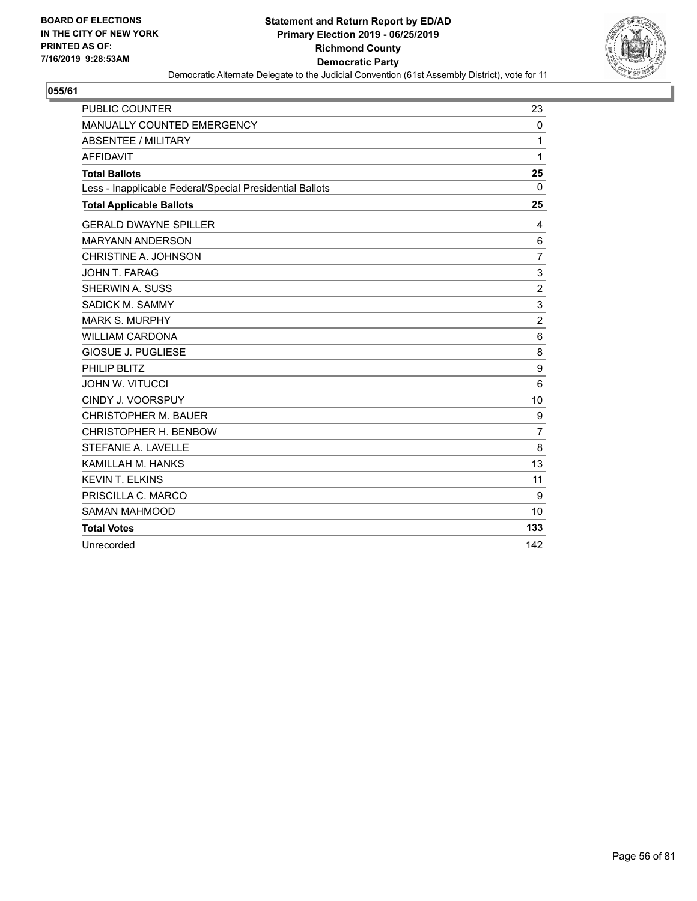BOARD OF ELECTIONS
IN THE CITY OF NEW YORK
PRINTED AS OF:
7/16/2019 9:28:53AM

**Statement and Return Report by ED/AD**
**Primary Election 2019 - 06/25/2019**
**Richmond County**
**Democratic Party**
Democratic Alternate Delegate to the Judicial Convention (61st Assembly District), vote for 11

## 055/61

| | |
|---|---|
| PUBLIC COUNTER | 23 |
| MANUALLY COUNTED EMERGENCY | 0 |
| ABSENTEE / MILITARY | 1 |
| AFFIDAVIT | 1 |
| **Total Ballots** | **25** |
| Less - Inapplicable Federal/Special Presidential Ballots | 0 |
| **Total Applicable Ballots** | **25** |
| GERALD DWAYNE SPILLER | 4 |
| MARYANN ANDERSON | 6 |
| CHRISTINE A. JOHNSON | 7 |
| JOHN T. FARAG | 3 |
| SHERWIN A. SUSS | 2 |
| SADICK M. SAMMY | 3 |
| MARK S. MURPHY | 2 |
| WILLIAM CARDONA | 6 |
| GIOSUE J. PUGLIESE | 8 |
| PHILIP BLITZ | 9 |
| JOHN W. VITUCCI | 6 |
| CINDY J. VOORSPUY | 10 |
| CHRISTOPHER M. BAUER | 9 |
| CHRISTOPHER H. BENBOW | 7 |
| STEFANIE A. LAVELLE | 8 |
| KAMILLAH M. HANKS | 13 |
| KEVIN T. ELKINS | 11 |
| PRISCILLA C. MARCO | 9 |
| SAMAN MAHMOOD | 10 |
| **Total Votes** | **133** |
| Unrecorded | 142 |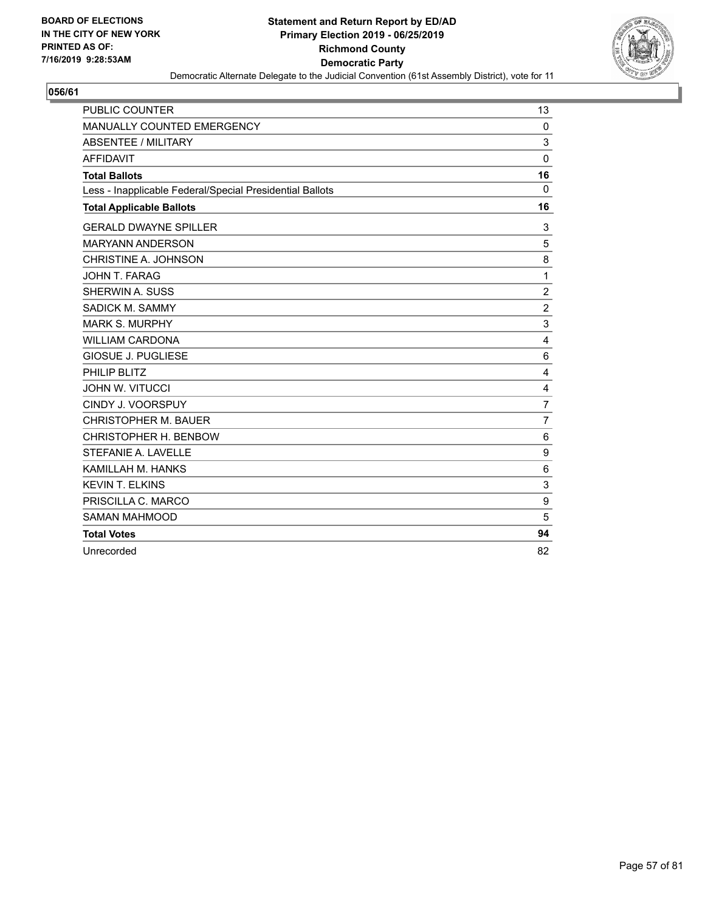BOARD OF ELECTIONS
IN THE CITY OF NEW YORK
PRINTED AS OF:
7/16/2019 9:28:53AM

**Statement and Return Report by ED/AD**
**Primary Election 2019 - 06/25/2019**
**Richmond County**
**Democratic Party**
Democratic Alternate Delegate to the Judicial Convention (61st Assembly District), vote for 11

**056/61**

| | |
|---|---|
| PUBLIC COUNTER | 13 |
| MANUALLY COUNTED EMERGENCY | 0 |
| ABSENTEE / MILITARY | 3 |
| AFFIDAVIT | 0 |
| **Total Ballots** | **16** |
| Less - Inapplicable Federal/Special Presidential Ballots | 0 |
| **Total Applicable Ballots** | **16** |
| GERALD DWAYNE SPILLER | 3 |
| MARYANN ANDERSON | 5 |
| CHRISTINE A. JOHNSON | 8 |
| JOHN T. FARAG | 1 |
| SHERWIN A. SUSS | 2 |
| SADICK M. SAMMY | 2 |
| MARK S. MURPHY | 3 |
| WILLIAM CARDONA | 4 |
| GIOSUE J. PUGLIESE | 6 |
| PHILIP BLITZ | 4 |
| JOHN W. VITUCCI | 4 |
| CINDY J. VOORSPUY | 7 |
| CHRISTOPHER M. BAUER | 7 |
| CHRISTOPHER H. BENBOW | 6 |
| STEFANIE A. LAVELLE | 9 |
| KAMILLAH M. HANKS | 6 |
| KEVIN T. ELKINS | 3 |
| PRISCILLA C. MARCO | 9 |
| SAMAN MAHMOOD | 5 |
| **Total Votes** | **94** |
| Unrecorded | 82 |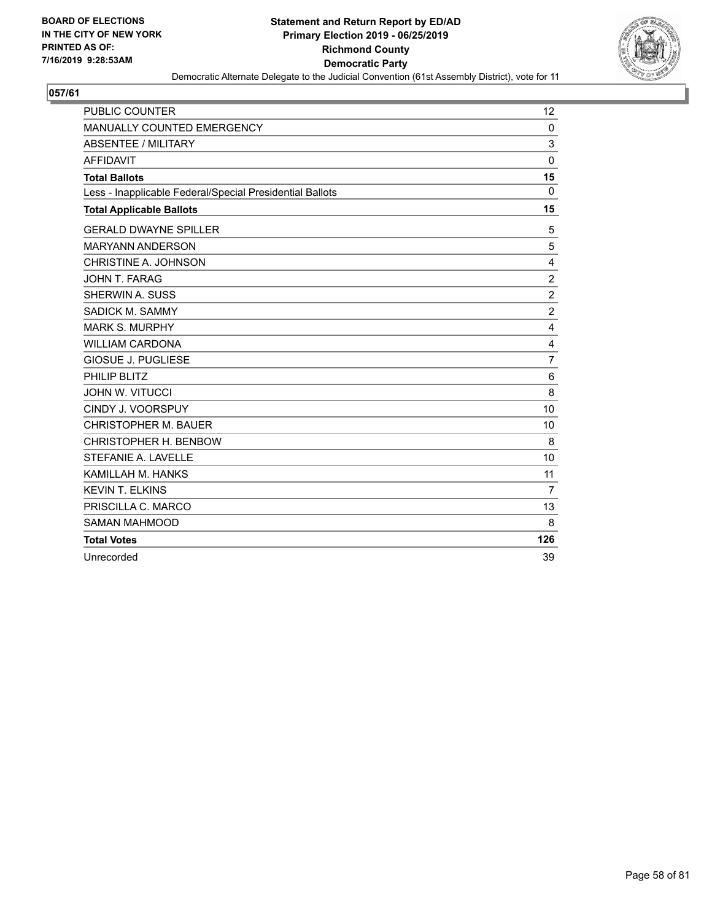BOARD OF ELECTIONS
IN THE CITY OF NEW YORK
PRINTED AS OF:
7/16/2019 9:28:53AM

**Statement and Return Report by ED/AD**
**Primary Election 2019 - 06/25/2019**
**Richmond County**
**Democratic Party**
Democratic Alternate Delegate to the Judicial Convention (61st Assembly District), vote for 11

## 057/61

| | |
|---|---|
| PUBLIC COUNTER | 12 |
| MANUALLY COUNTED EMERGENCY | 0 |
| ABSENTEE / MILITARY | 3 |
| AFFIDAVIT | 0 |
| **Total Ballots** | **15** |
| Less - Inapplicable Federal/Special Presidential Ballots | 0 |
| **Total Applicable Ballots** | **15** |
| GERALD DWAYNE SPILLER | 5 |
| MARYANN ANDERSON | 5 |
| CHRISTINE A. JOHNSON | 4 |
| JOHN T. FARAG | 2 |
| SHERWIN A. SUSS | 2 |
| SADICK M. SAMMY | 2 |
| MARK S. MURPHY | 4 |
| WILLIAM CARDONA | 4 |
| GIOSUE J. PUGLIESE | 7 |
| PHILIP BLITZ | 6 |
| JOHN W. VITUCCI | 8 |
| CINDY J. VOORSPUY | 10 |
| CHRISTOPHER M. BAUER | 10 |
| CHRISTOPHER H. BENBOW | 8 |
| STEFANIE A. LAVELLE | 10 |
| KAMILLAH M. HANKS | 11 |
| KEVIN T. ELKINS | 7 |
| PRISCILLA C. MARCO | 13 |
| SAMAN MAHMOOD | 8 |
| **Total Votes** | **126** |
| Unrecorded | 39 |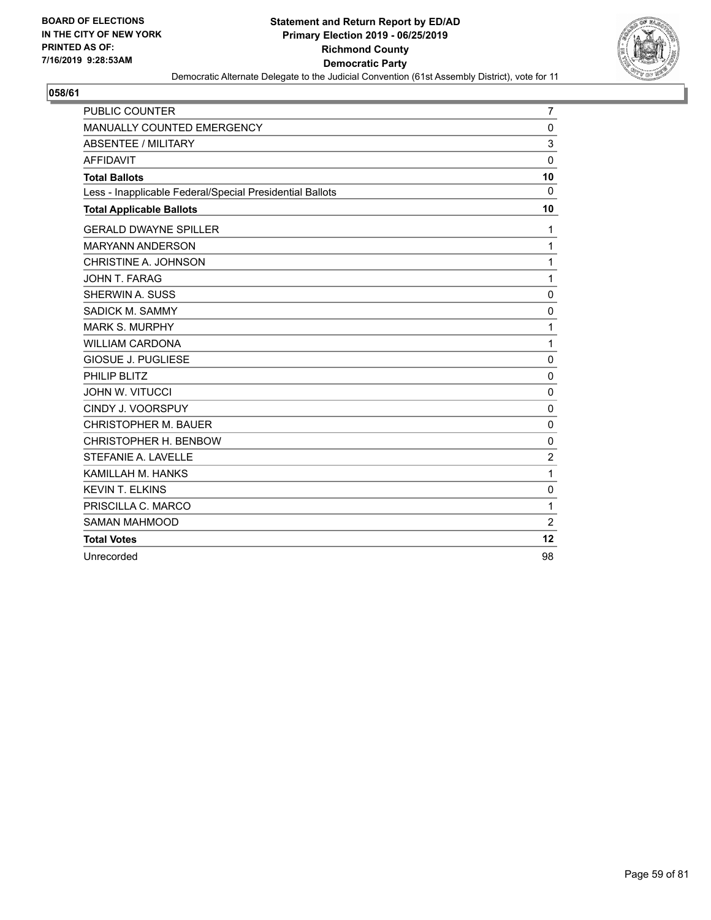BOARD OF ELECTIONS
IN THE CITY OF NEW YORK
PRINTED AS OF:
7/16/2019 9:28:53AM

**Statement and Return Report by ED/AD**
**Primary Election 2019 - 06/25/2019**
**Richmond County**
**Democratic Party**
Democratic Alternate Delegate to the Judicial Convention (61st Assembly District), vote for 11

## 058/61

| | |
|---|---|
| PUBLIC COUNTER | 7 |
| MANUALLY COUNTED EMERGENCY | 0 |
| ABSENTEE / MILITARY | 3 |
| AFFIDAVIT | 0 |
| **Total Ballots** | **10** |
| Less - Inapplicable Federal/Special Presidential Ballots | 0 |
| **Total Applicable Ballots** | **10** |
| GERALD DWAYNE SPILLER | 1 |
| MARYANN ANDERSON | 1 |
| CHRISTINE A. JOHNSON | 1 |
| JOHN T. FARAG | 1 |
| SHERWIN A. SUSS | 0 |
| SADICK M. SAMMY | 0 |
| MARK S. MURPHY | 1 |
| WILLIAM CARDONA | 1 |
| GIOSUE J. PUGLIESE | 0 |
| PHILIP BLITZ | 0 |
| JOHN W. VITUCCI | 0 |
| CINDY J. VOORSPUY | 0 |
| CHRISTOPHER M. BAUER | 0 |
| CHRISTOPHER H. BENBOW | 0 |
| STEFANIE A. LAVELLE | 2 |
| KAMILLAH M. HANKS | 1 |
| KEVIN T. ELKINS | 0 |
| PRISCILLA C. MARCO | 1 |
| SAMAN MAHMOOD | 2 |
| **Total Votes** | **12** |
| Unrecorded | 98 |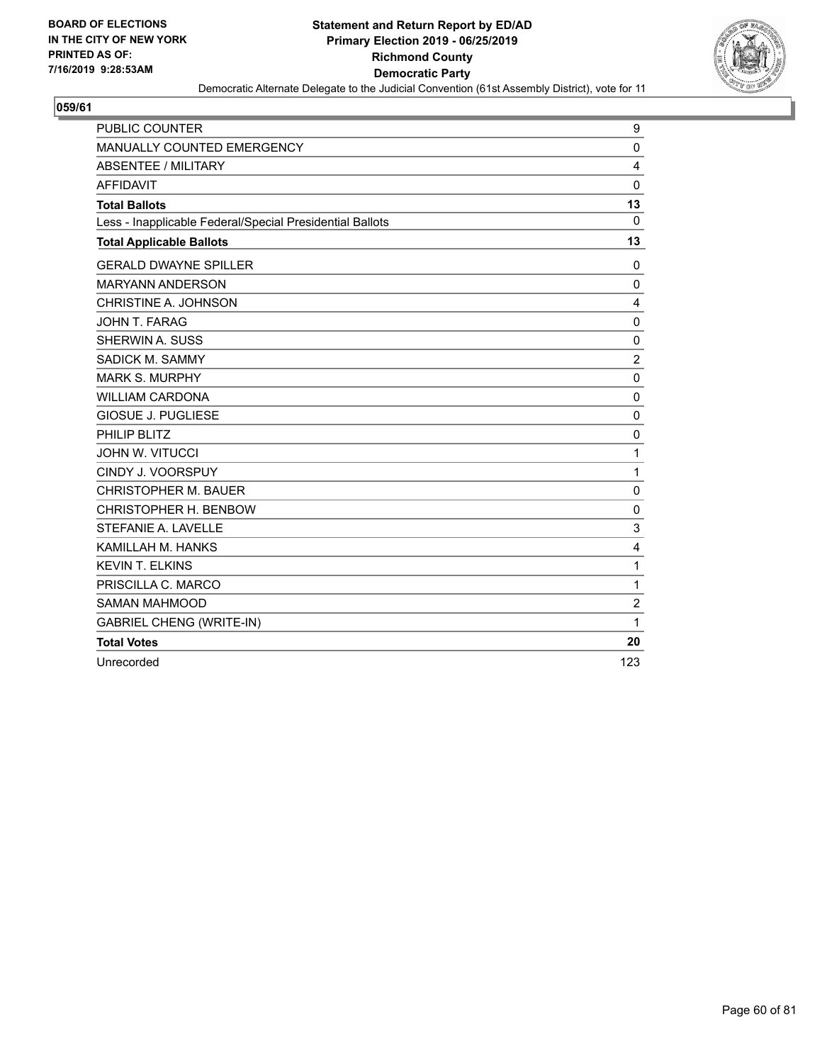BOARD OF ELECTIONS
IN THE CITY OF NEW YORK
PRINTED AS OF:
7/16/2019 9:28:53AM

**Statement and Return Report by ED/AD**
**Primary Election 2019 - 06/25/2019**
**Richmond County**
**Democratic Party**
Democratic Alternate Delegate to the Judicial Convention (61st Assembly District), vote for 11

## 059/61

| | |
|---|---|
| PUBLIC COUNTER | 9 |
| MANUALLY COUNTED EMERGENCY | 0 |
| ABSENTEE / MILITARY | 4 |
| AFFIDAVIT | 0 |
| **Total Ballots** | **13** |
| Less - Inapplicable Federal/Special Presidential Ballots | 0 |
| **Total Applicable Ballots** | **13** |
| GERALD DWAYNE SPILLER | 0 |
| MARYANN ANDERSON | 0 |
| CHRISTINE A. JOHNSON | 4 |
| JOHN T. FARAG | 0 |
| SHERWIN A. SUSS | 0 |
| SADICK M. SAMMY | 2 |
| MARK S. MURPHY | 0 |
| WILLIAM CARDONA | 0 |
| GIOSUE J. PUGLIESE | 0 |
| PHILIP BLITZ | 0 |
| JOHN W. VITUCCI | 1 |
| CINDY J. VOORSPUY | 1 |
| CHRISTOPHER M. BAUER | 0 |
| CHRISTOPHER H. BENBOW | 0 |
| STEFANIE A. LAVELLE | 3 |
| KAMILLAH M. HANKS | 4 |
| KEVIN T. ELKINS | 1 |
| PRISCILLA C. MARCO | 1 |
| SAMAN MAHMOOD | 2 |
| GABRIEL CHENG (WRITE-IN) | 1 |
| **Total Votes** | **20** |
| Unrecorded | 123 |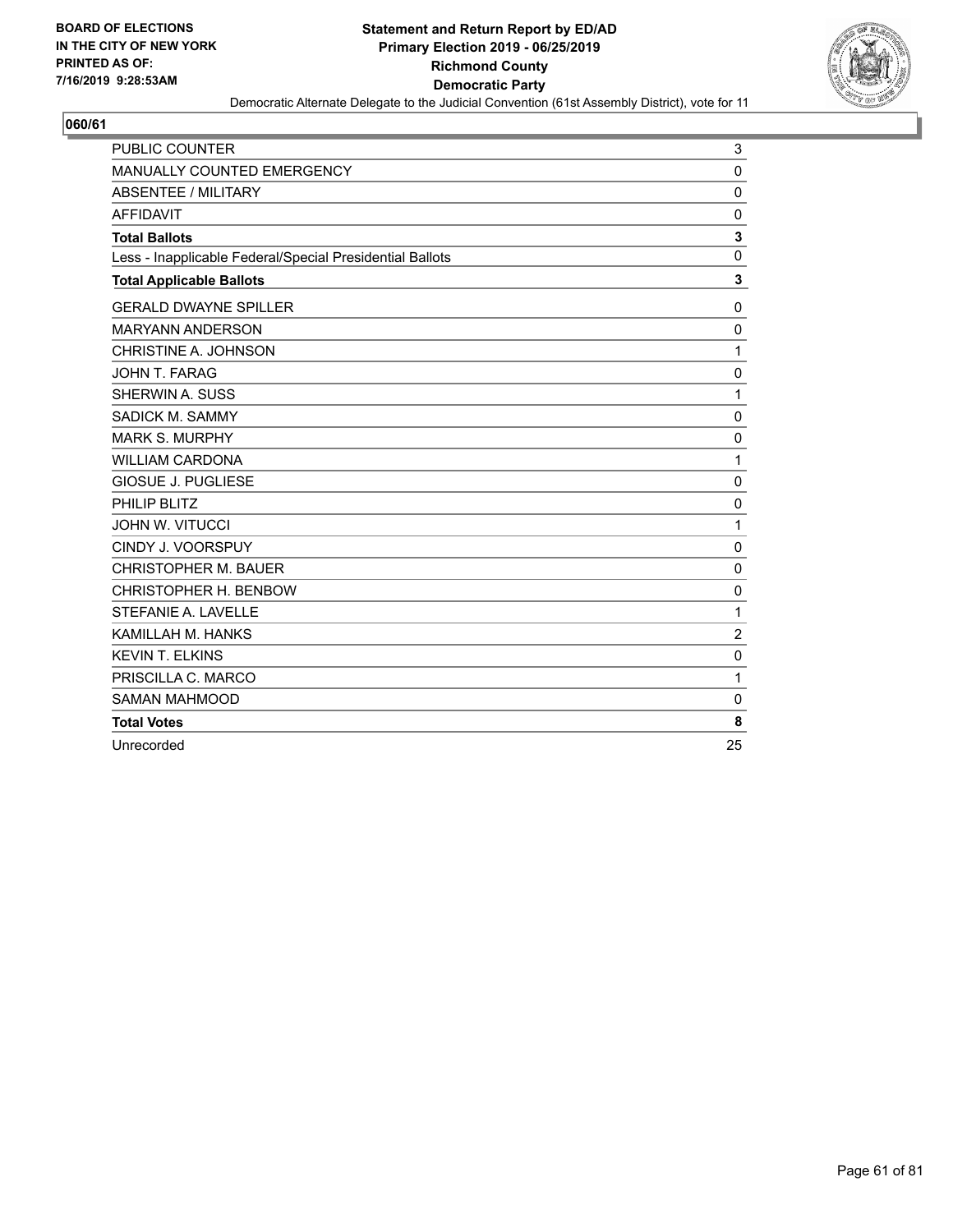BOARD OF ELECTIONS
IN THE CITY OF NEW YORK
PRINTED AS OF:
7/16/2019 9:28:53AM

**Statement and Return Report by ED/AD**
**Primary Election 2019 - 06/25/2019**
**Richmond County**
**Democratic Party**
Democratic Alternate Delegate to the Judicial Convention (61st Assembly District), vote for 11

## 060/61

| | |
|---|---|
| PUBLIC COUNTER | 3 |
| MANUALLY COUNTED EMERGENCY | 0 |
| ABSENTEE / MILITARY | 0 |
| AFFIDAVIT | 0 |
| **Total Ballots** | **3** |
| Less - Inapplicable Federal/Special Presidential Ballots | 0 |
| **Total Applicable Ballots** | **3** |
| GERALD DWAYNE SPILLER | 0 |
| MARYANN ANDERSON | 0 |
| CHRISTINE A. JOHNSON | 1 |
| JOHN T. FARAG | 0 |
| SHERWIN A. SUSS | 1 |
| SADICK M. SAMMY | 0 |
| MARK S. MURPHY | 0 |
| WILLIAM CARDONA | 1 |
| GIOSUE J. PUGLIESE | 0 |
| PHILIP BLITZ | 0 |
| JOHN W. VITUCCI | 1 |
| CINDY J. VOORSPUY | 0 |
| CHRISTOPHER M. BAUER | 0 |
| CHRISTOPHER H. BENBOW | 0 |
| STEFANIE A. LAVELLE | 1 |
| KAMILLAH M. HANKS | 2 |
| KEVIN T. ELKINS | 0 |
| PRISCILLA C. MARCO | 1 |
| SAMAN MAHMOOD | 0 |
| **Total Votes** | **8** |
| Unrecorded | 25 |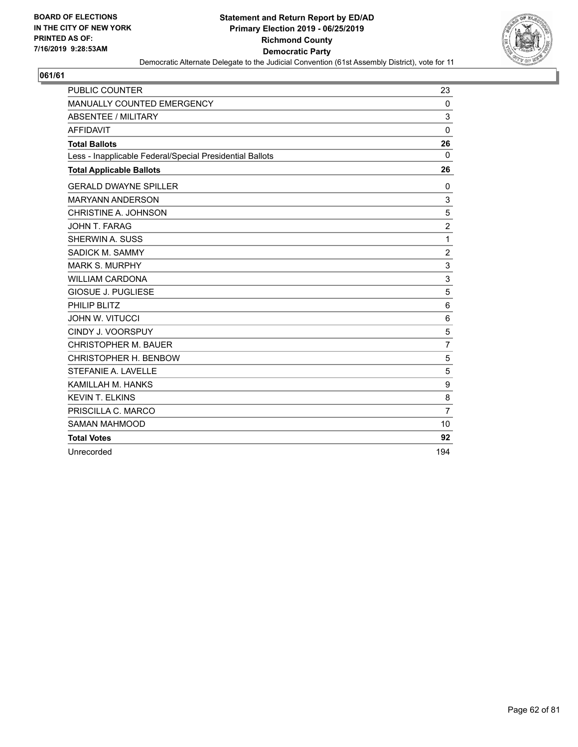BOARD OF ELECTIONS
IN THE CITY OF NEW YORK
PRINTED AS OF:
7/16/2019 9:28:53AM

**Statement and Return Report by ED/AD**
**Primary Election 2019 - 06/25/2019**
**Richmond County**
**Democratic Party**
Democratic Alternate Delegate to the Judicial Convention (61st Assembly District), vote for 11

## 061/61

| | |
|---|---|
| PUBLIC COUNTER | 23 |
| MANUALLY COUNTED EMERGENCY | 0 |
| ABSENTEE / MILITARY | 3 |
| AFFIDAVIT | 0 |
| **Total Ballots** | **26** |
| Less - Inapplicable Federal/Special Presidential Ballots | 0 |
| **Total Applicable Ballots** | **26** |
| GERALD DWAYNE SPILLER | 0 |
| MARYANN ANDERSON | 3 |
| CHRISTINE A. JOHNSON | 5 |
| JOHN T. FARAG | 2 |
| SHERWIN A. SUSS | 1 |
| SADICK M. SAMMY | 2 |
| MARK S. MURPHY | 3 |
| WILLIAM CARDONA | 3 |
| GIOSUE J. PUGLIESE | 5 |
| PHILIP BLITZ | 6 |
| JOHN W. VITUCCI | 6 |
| CINDY J. VOORSPUY | 5 |
| CHRISTOPHER M. BAUER | 7 |
| CHRISTOPHER H. BENBOW | 5 |
| STEFANIE A. LAVELLE | 5 |
| KAMILLAH M. HANKS | 9 |
| KEVIN T. ELKINS | 8 |
| PRISCILLA C. MARCO | 7 |
| SAMAN MAHMOOD | 10 |
| **Total Votes** | **92** |
| Unrecorded | 194 |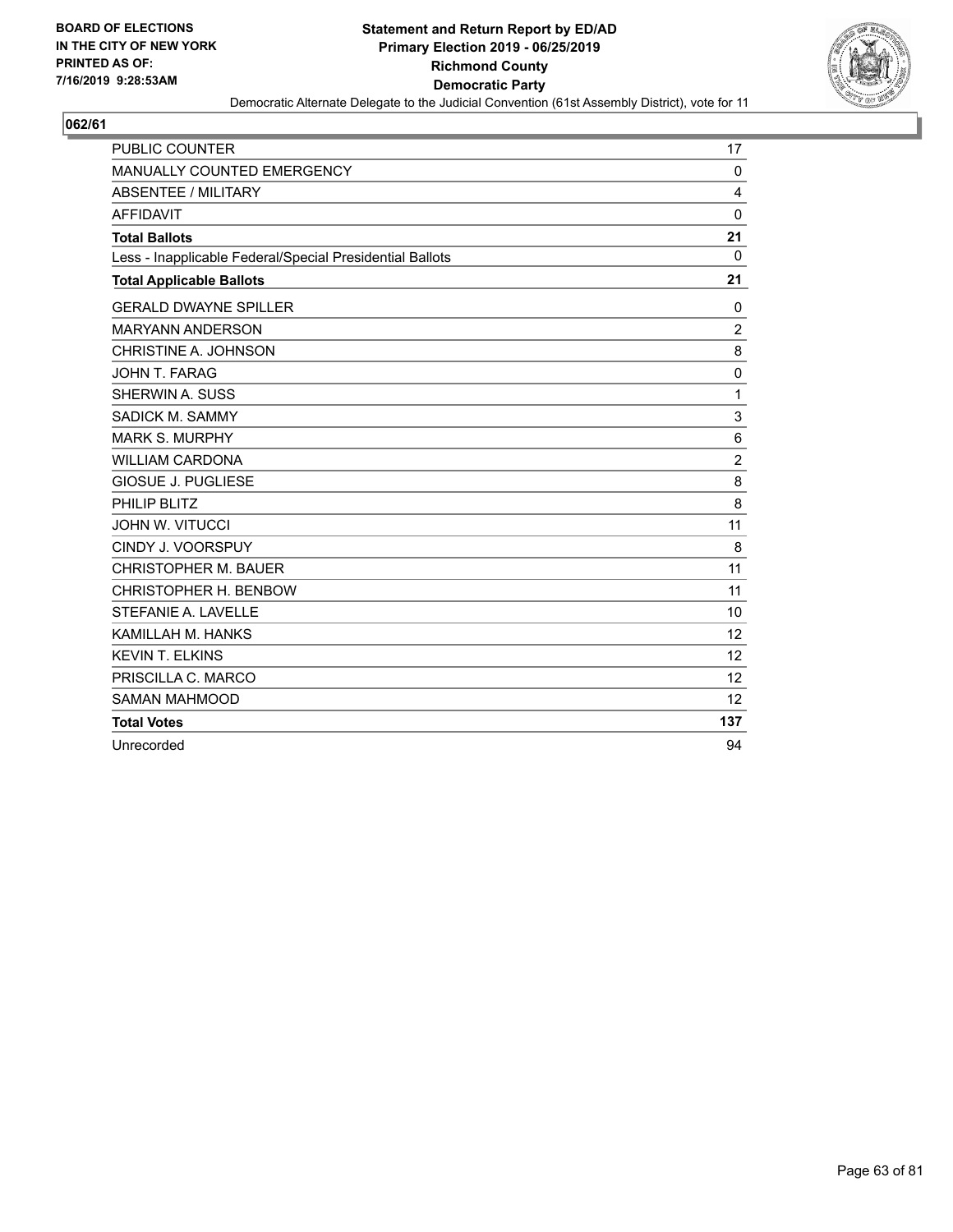BOARD OF ELECTIONS
IN THE CITY OF NEW YORK
PRINTED AS OF:
7/16/2019 9:28:53AM

**Statement and Return Report by ED/AD**
**Primary Election 2019 - 06/25/2019**
**Richmond County**
**Democratic Party**
Democratic Alternate Delegate to the Judicial Convention (61st Assembly District), vote for 11

**062/61**

| | |
|---|---|
| PUBLIC COUNTER | 17 |
| MANUALLY COUNTED EMERGENCY | 0 |
| ABSENTEE / MILITARY | 4 |
| AFFIDAVIT | 0 |
| **Total Ballots** | **21** |
| Less - Inapplicable Federal/Special Presidential Ballots | 0 |
| **Total Applicable Ballots** | **21** |
| GERALD DWAYNE SPILLER | 0 |
| MARYANN ANDERSON | 2 |
| CHRISTINE A. JOHNSON | 8 |
| JOHN T. FARAG | 0 |
| SHERWIN A. SUSS | 1 |
| SADICK M. SAMMY | 3 |
| MARK S. MURPHY | 6 |
| WILLIAM CARDONA | 2 |
| GIOSUE J. PUGLIESE | 8 |
| PHILIP BLITZ | 8 |
| JOHN W. VITUCCI | 11 |
| CINDY J. VOORSPUY | 8 |
| CHRISTOPHER M. BAUER | 11 |
| CHRISTOPHER H. BENBOW | 11 |
| STEFANIE A. LAVELLE | 10 |
| KAMILLAH M. HANKS | 12 |
| KEVIN T. ELKINS | 12 |
| PRISCILLA C. MARCO | 12 |
| SAMAN MAHMOOD | 12 |
| **Total Votes** | **137** |
| Unrecorded | 94 |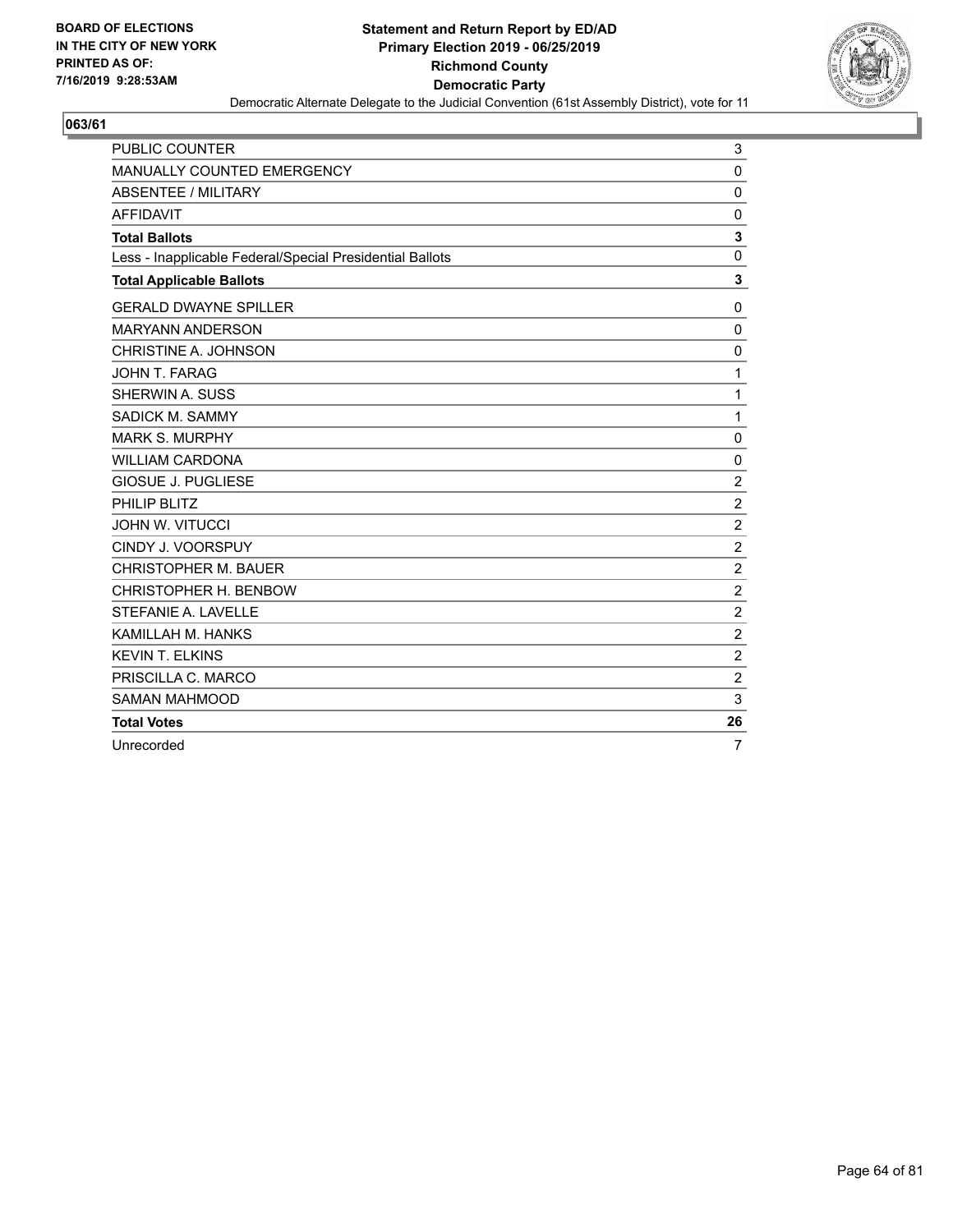BOARD OF ELECTIONS
IN THE CITY OF NEW YORK
PRINTED AS OF:
7/16/2019 9:28:53AM

**Statement and Return Report by ED/AD**
**Primary Election 2019 - 06/25/2019**
**Richmond County**
**Democratic Party**
Democratic Alternate Delegate to the Judicial Convention (61st Assembly District), vote for 11

**063/61**

| | |
|---|---|
| PUBLIC COUNTER | 3 |
| MANUALLY COUNTED EMERGENCY | 0 |
| ABSENTEE / MILITARY | 0 |
| AFFIDAVIT | 0 |
| **Total Ballots** | **3** |
| Less - Inapplicable Federal/Special Presidential Ballots | 0 |
| **Total Applicable Ballots** | **3** |
| GERALD DWAYNE SPILLER | 0 |
| MARYANN ANDERSON | 0 |
| CHRISTINE A. JOHNSON | 0 |
| JOHN T. FARAG | 1 |
| SHERWIN A. SUSS | 1 |
| SADICK M. SAMMY | 1 |
| MARK S. MURPHY | 0 |
| WILLIAM CARDONA | 0 |
| GIOSUE J. PUGLIESE | 2 |
| PHILIP BLITZ | 2 |
| JOHN W. VITUCCI | 2 |
| CINDY J. VOORSPUY | 2 |
| CHRISTOPHER M. BAUER | 2 |
| CHRISTOPHER H. BENBOW | 2 |
| STEFANIE A. LAVELLE | 2 |
| KAMILLAH M. HANKS | 2 |
| KEVIN T. ELKINS | 2 |
| PRISCILLA C. MARCO | 2 |
| SAMAN MAHMOOD | 3 |
| **Total Votes** | **26** |
| Unrecorded | 7 |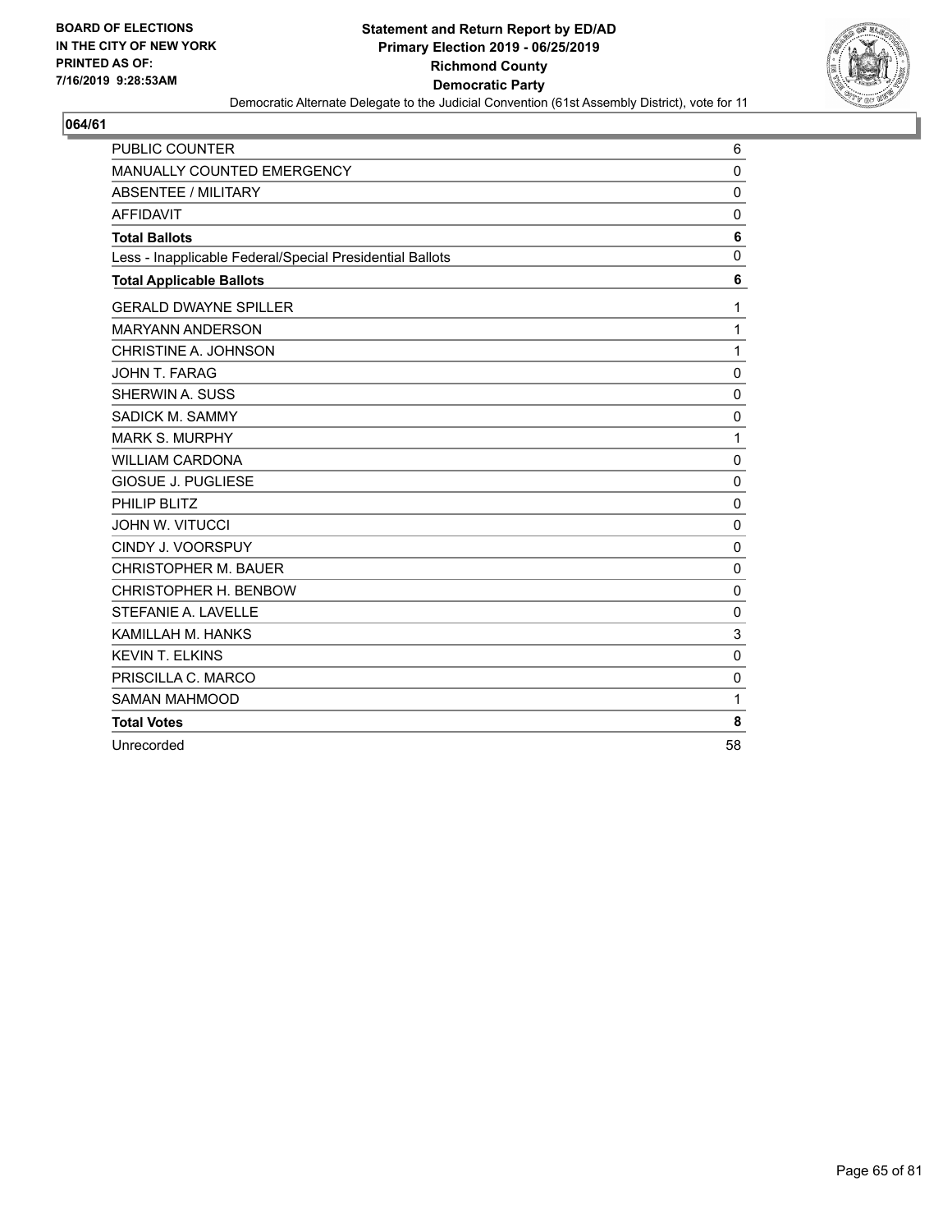BOARD OF ELECTIONS
IN THE CITY OF NEW YORK
PRINTED AS OF:
7/16/2019 9:28:53AM

**Statement and Return Report by ED/AD**
**Primary Election 2019 - 06/25/2019**
**Richmond County**
**Democratic Party**
Democratic Alternate Delegate to the Judicial Convention (61st Assembly District), vote for 11

**064/61**

| | |
|---|---|
| PUBLIC COUNTER | 6 |
| MANUALLY COUNTED EMERGENCY | 0 |
| ABSENTEE / MILITARY | 0 |
| AFFIDAVIT | 0 |
| **Total Ballots** | **6** |
| Less - Inapplicable Federal/Special Presidential Ballots | 0 |
| **Total Applicable Ballots** | **6** |
| GERALD DWAYNE SPILLER | 1 |
| MARYANN ANDERSON | 1 |
| CHRISTINE A. JOHNSON | 1 |
| JOHN T. FARAG | 0 |
| SHERWIN A. SUSS | 0 |
| SADICK M. SAMMY | 0 |
| MARK S. MURPHY | 1 |
| WILLIAM CARDONA | 0 |
| GIOSUE J. PUGLIESE | 0 |
| PHILIP BLITZ | 0 |
| JOHN W. VITUCCI | 0 |
| CINDY J. VOORSPUY | 0 |
| CHRISTOPHER M. BAUER | 0 |
| CHRISTOPHER H. BENBOW | 0 |
| STEFANIE A. LAVELLE | 0 |
| KAMILLAH M. HANKS | 3 |
| KEVIN T. ELKINS | 0 |
| PRISCILLA C. MARCO | 0 |
| SAMAN MAHMOOD | 1 |
| **Total Votes** | **8** |
| Unrecorded | 58 |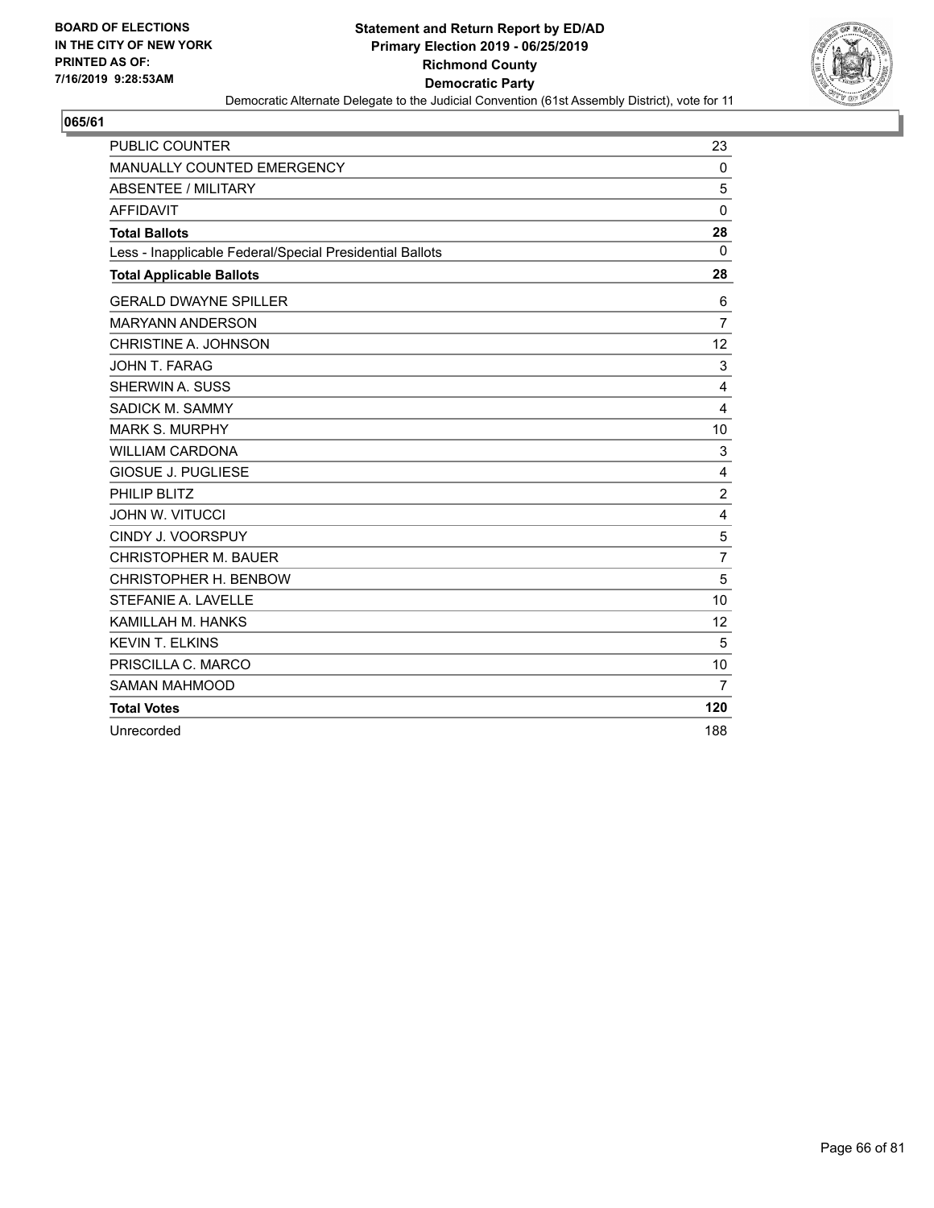BOARD OF ELECTIONS
IN THE CITY OF NEW YORK
PRINTED AS OF:
7/16/2019 9:28:53AM

**Statement and Return Report by ED/AD**
**Primary Election 2019 - 06/25/2019**
**Richmond County**
**Democratic Party**
Democratic Alternate Delegate to the Judicial Convention (61st Assembly District), vote for 11

## 065/61

| | |
|---|---|
| PUBLIC COUNTER | 23 |
| MANUALLY COUNTED EMERGENCY | 0 |
| ABSENTEE / MILITARY | 5 |
| AFFIDAVIT | 0 |
| **Total Ballots** | **28** |
| Less - Inapplicable Federal/Special Presidential Ballots | 0 |
| **Total Applicable Ballots** | **28** |
| GERALD DWAYNE SPILLER | 6 |
| MARYANN ANDERSON | 7 |
| CHRISTINE A. JOHNSON | 12 |
| JOHN T. FARAG | 3 |
| SHERWIN A. SUSS | 4 |
| SADICK M. SAMMY | 4 |
| MARK S. MURPHY | 10 |
| WILLIAM CARDONA | 3 |
| GIOSUE J. PUGLIESE | 4 |
| PHILIP BLITZ | 2 |
| JOHN W. VITUCCI | 4 |
| CINDY J. VOORSPUY | 5 |
| CHRISTOPHER M. BAUER | 7 |
| CHRISTOPHER H. BENBOW | 5 |
| STEFANIE A. LAVELLE | 10 |
| KAMILLAH M. HANKS | 12 |
| KEVIN T. ELKINS | 5 |
| PRISCILLA C. MARCO | 10 |
| SAMAN MAHMOOD | 7 |
| **Total Votes** | **120** |
| Unrecorded | 188 |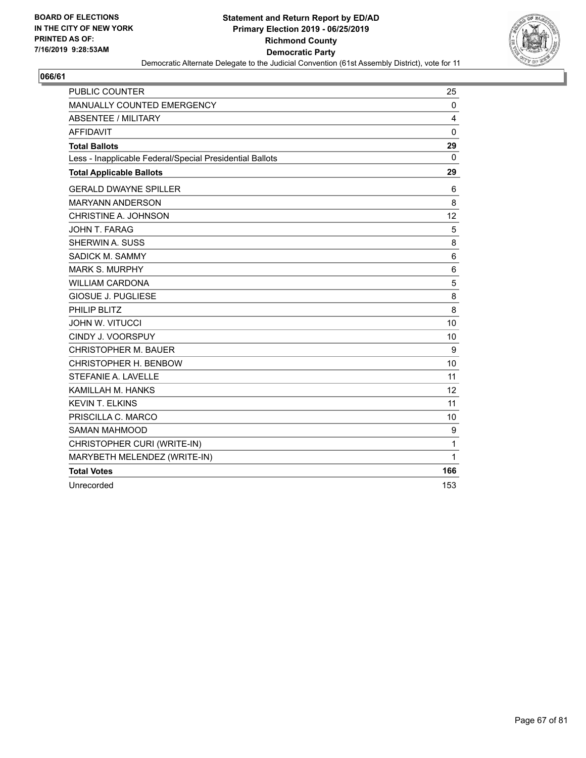BOARD OF ELECTIONS
IN THE CITY OF NEW YORK
PRINTED AS OF:
7/16/2019 9:28:53AM

**Statement and Return Report by ED/AD**
**Primary Election 2019 - 06/25/2019**
**Richmond County**
**Democratic Party**
Democratic Alternate Delegate to the Judicial Convention (61st Assembly District), vote for 11

## 066/61

| | |
|---|---|
| PUBLIC COUNTER | 25 |
| MANUALLY COUNTED EMERGENCY | 0 |
| ABSENTEE / MILITARY | 4 |
| AFFIDAVIT | 0 |
| **Total Ballots** | **29** |
| Less - Inapplicable Federal/Special Presidential Ballots | 0 |
| **Total Applicable Ballots** | **29** |
| GERALD DWAYNE SPILLER | 6 |
| MARYANN ANDERSON | 8 |
| CHRISTINE A. JOHNSON | 12 |
| JOHN T. FARAG | 5 |
| SHERWIN A. SUSS | 8 |
| SADICK M. SAMMY | 6 |
| MARK S. MURPHY | 6 |
| WILLIAM CARDONA | 5 |
| GIOSUE J. PUGLIESE | 8 |
| PHILIP BLITZ | 8 |
| JOHN W. VITUCCI | 10 |
| CINDY J. VOORSPUY | 10 |
| CHRISTOPHER M. BAUER | 9 |
| CHRISTOPHER H. BENBOW | 10 |
| STEFANIE A. LAVELLE | 11 |
| KAMILLAH M. HANKS | 12 |
| KEVIN T. ELKINS | 11 |
| PRISCILLA C. MARCO | 10 |
| SAMAN MAHMOOD | 9 |
| CHRISTOPHER CURI (WRITE-IN) | 1 |
| MARYBETH MELENDEZ (WRITE-IN) | 1 |
| **Total Votes** | **166** |
| Unrecorded | 153 |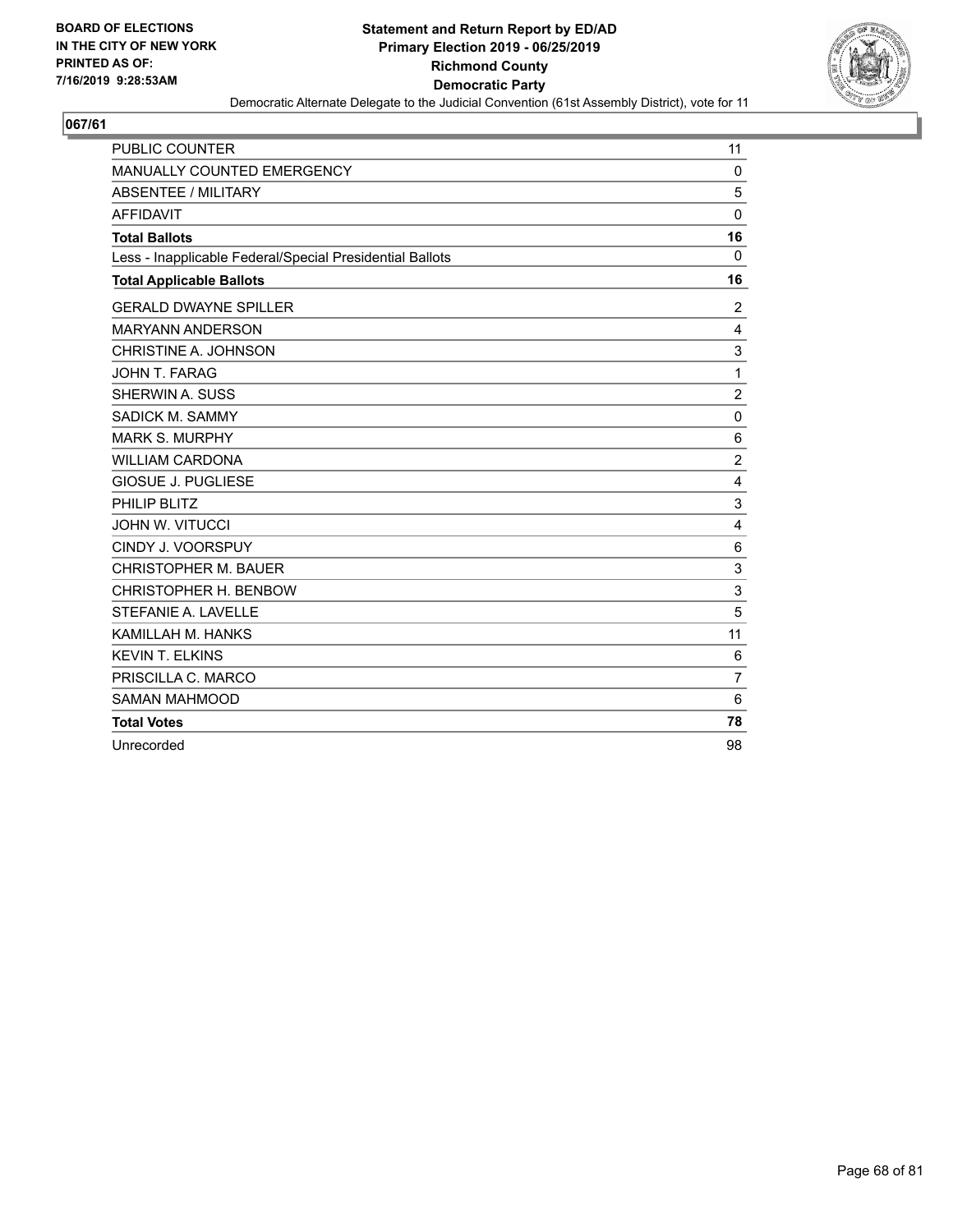BOARD OF ELECTIONS
IN THE CITY OF NEW YORK
PRINTED AS OF:
7/16/2019 9:28:53AM

# Statement and Return Report by ED/AD
## Primary Election 2019 - 06/25/2019
## Richmond County
## Democratic Party

Democratic Alternate Delegate to the Judicial Convention (61st Assembly District), vote for 11

### 067/61

| | |
|---|---|
| PUBLIC COUNTER | 11 |
| MANUALLY COUNTED EMERGENCY | 0 |
| ABSENTEE / MILITARY | 5 |
| AFFIDAVIT | 0 |
| **Total Ballots** | **16** |
| Less - Inapplicable Federal/Special Presidential Ballots | 0 |
| **Total Applicable Ballots** | **16** |
| GERALD DWAYNE SPILLER | 2 |
| MARYANN ANDERSON | 4 |
| CHRISTINE A. JOHNSON | 3 |
| JOHN T. FARAG | 1 |
| SHERWIN A. SUSS | 2 |
| SADICK M. SAMMY | 0 |
| MARK S. MURPHY | 6 |
| WILLIAM CARDONA | 2 |
| GIOSUE J. PUGLIESE | 4 |
| PHILIP BLITZ | 3 |
| JOHN W. VITUCCI | 4 |
| CINDY J. VOORSPUY | 6 |
| CHRISTOPHER M. BAUER | 3 |
| CHRISTOPHER H. BENBOW | 3 |
| STEFANIE A. LAVELLE | 5 |
| KAMILLAH M. HANKS | 11 |
| KEVIN T. ELKINS | 6 |
| PRISCILLA C. MARCO | 7 |
| SAMAN MAHMOOD | 6 |
| **Total Votes** | **78** |
| Unrecorded | 98 |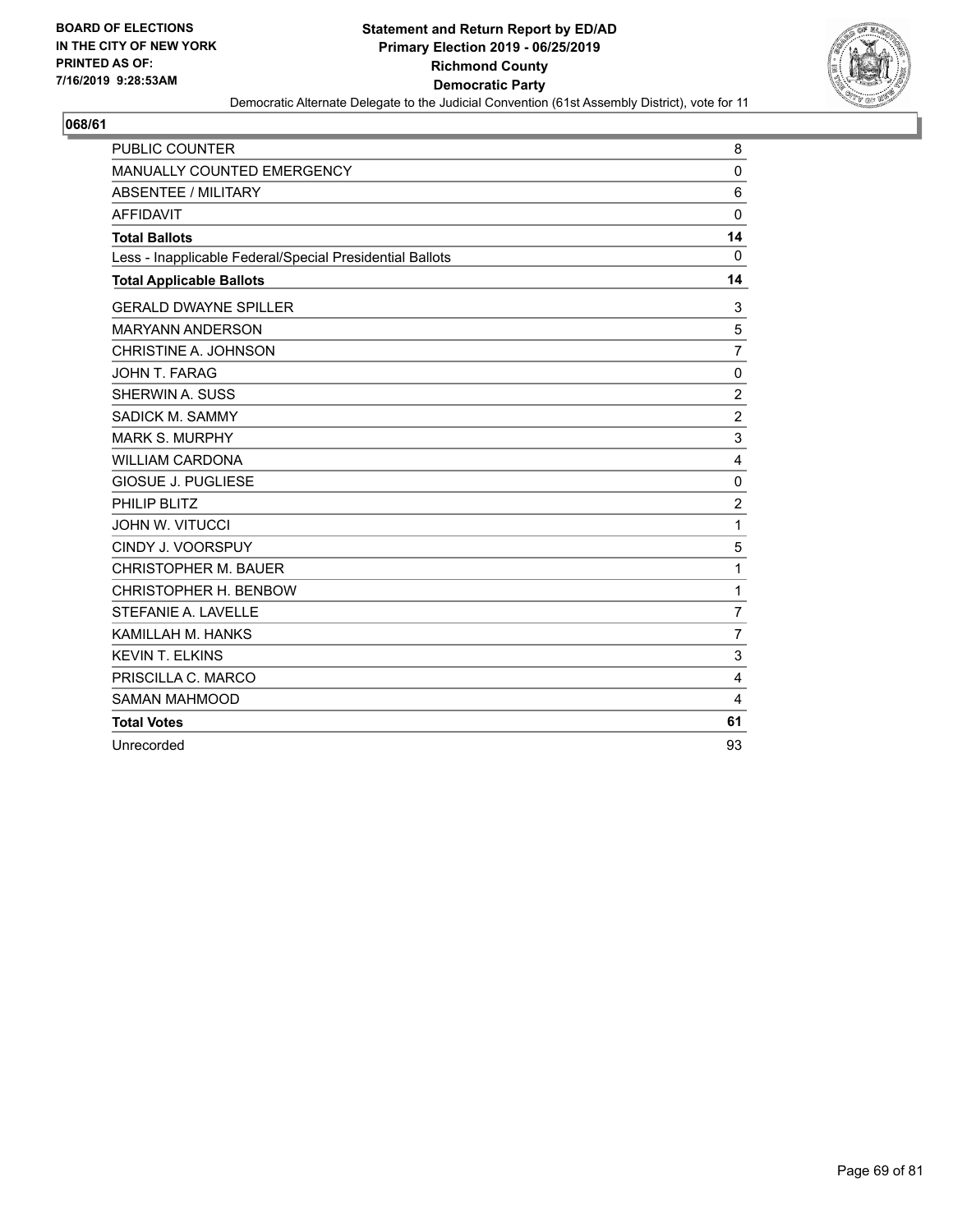BOARD OF ELECTIONS
IN THE CITY OF NEW YORK
PRINTED AS OF:
7/16/2019 9:28:53AM

**Statement and Return Report by ED/AD**
**Primary Election 2019 - 06/25/2019**
**Richmond County**
**Democratic Party**
Democratic Alternate Delegate to the Judicial Convention (61st Assembly District), vote for 11

## 068/61

| | |
|---|---|
| PUBLIC COUNTER | 8 |
| MANUALLY COUNTED EMERGENCY | 0 |
| ABSENTEE / MILITARY | 6 |
| AFFIDAVIT | 0 |
| **Total Ballots** | **14** |
| Less - Inapplicable Federal/Special Presidential Ballots | 0 |
| **Total Applicable Ballots** | **14** |
| GERALD DWAYNE SPILLER | 3 |
| MARYANN ANDERSON | 5 |
| CHRISTINE A. JOHNSON | 7 |
| JOHN T. FARAG | 0 |
| SHERWIN A. SUSS | 2 |
| SADICK M. SAMMY | 2 |
| MARK S. MURPHY | 3 |
| WILLIAM CARDONA | 4 |
| GIOSUE J. PUGLIESE | 0 |
| PHILIP BLITZ | 2 |
| JOHN W. VITUCCI | 1 |
| CINDY J. VOORSPUY | 5 |
| CHRISTOPHER M. BAUER | 1 |
| CHRISTOPHER H. BENBOW | 1 |
| STEFANIE A. LAVELLE | 7 |
| KAMILLAH M. HANKS | 7 |
| KEVIN T. ELKINS | 3 |
| PRISCILLA C. MARCO | 4 |
| SAMAN MAHMOOD | 4 |
| **Total Votes** | **61** |
| Unrecorded | 93 |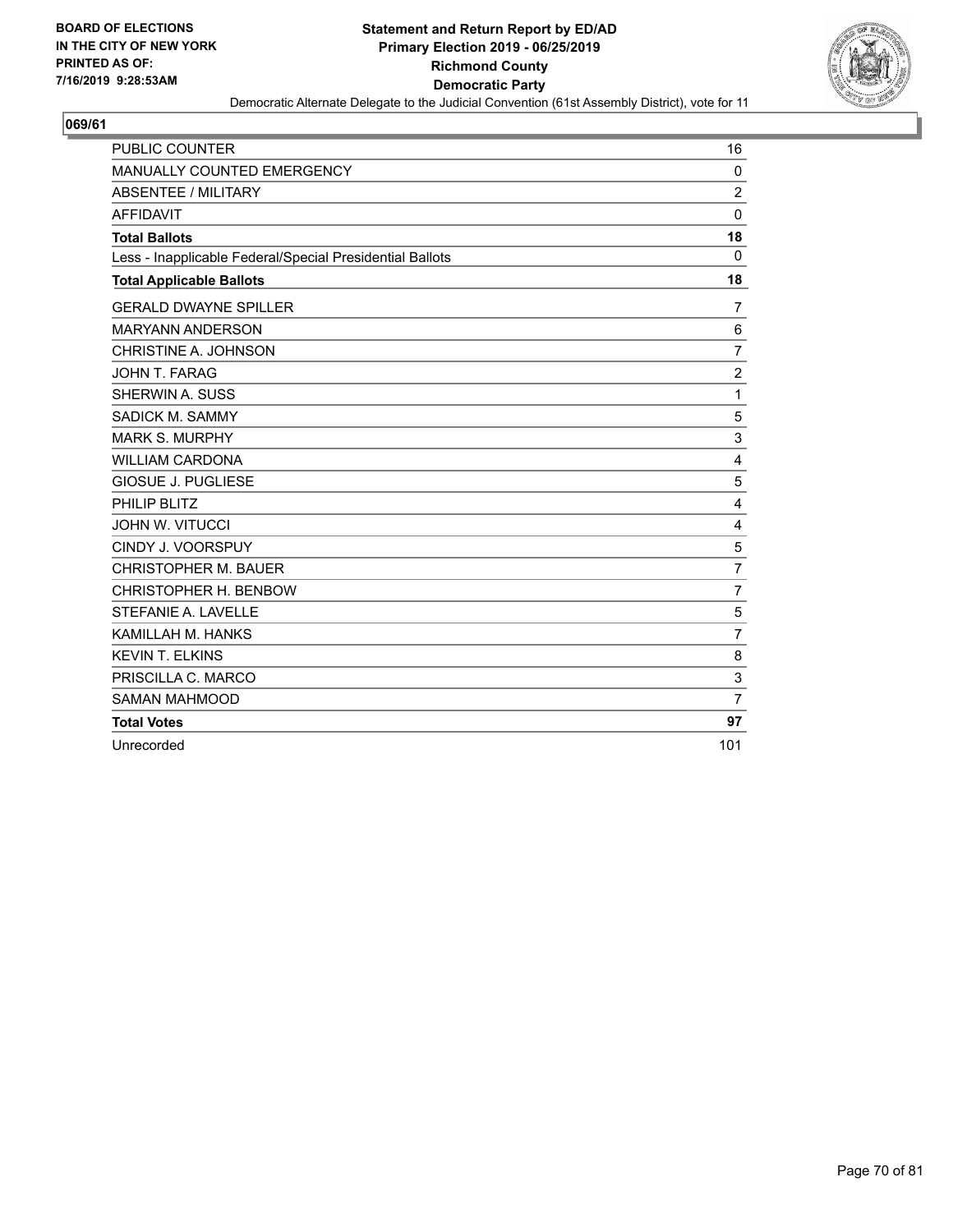BOARD OF ELECTIONS
IN THE CITY OF NEW YORK
PRINTED AS OF:
7/16/2019 9:28:53AM

**Statement and Return Report by ED/AD**
**Primary Election 2019 - 06/25/2019**
**Richmond County**
**Democratic Party**
Democratic Alternate Delegate to the Judicial Convention (61st Assembly District), vote for 11

## 069/61

| | |
|---|---|
| PUBLIC COUNTER | 16 |
| MANUALLY COUNTED EMERGENCY | 0 |
| ABSENTEE / MILITARY | 2 |
| AFFIDAVIT | 0 |
| **Total Ballots** | **18** |
| Less - Inapplicable Federal/Special Presidential Ballots | 0 |
| **Total Applicable Ballots** | **18** |
| GERALD DWAYNE SPILLER | 7 |
| MARYANN ANDERSON | 6 |
| CHRISTINE A. JOHNSON | 7 |
| JOHN T. FARAG | 2 |
| SHERWIN A. SUSS | 1 |
| SADICK M. SAMMY | 5 |
| MARK S. MURPHY | 3 |
| WILLIAM CARDONA | 4 |
| GIOSUE J. PUGLIESE | 5 |
| PHILIP BLITZ | 4 |
| JOHN W. VITUCCI | 4 |
| CINDY J. VOORSPUY | 5 |
| CHRISTOPHER M. BAUER | 7 |
| CHRISTOPHER H. BENBOW | 7 |
| STEFANIE A. LAVELLE | 5 |
| KAMILLAH M. HANKS | 7 |
| KEVIN T. ELKINS | 8 |
| PRISCILLA C. MARCO | 3 |
| SAMAN MAHMOOD | 7 |
| **Total Votes** | **97** |
| Unrecorded | 101 |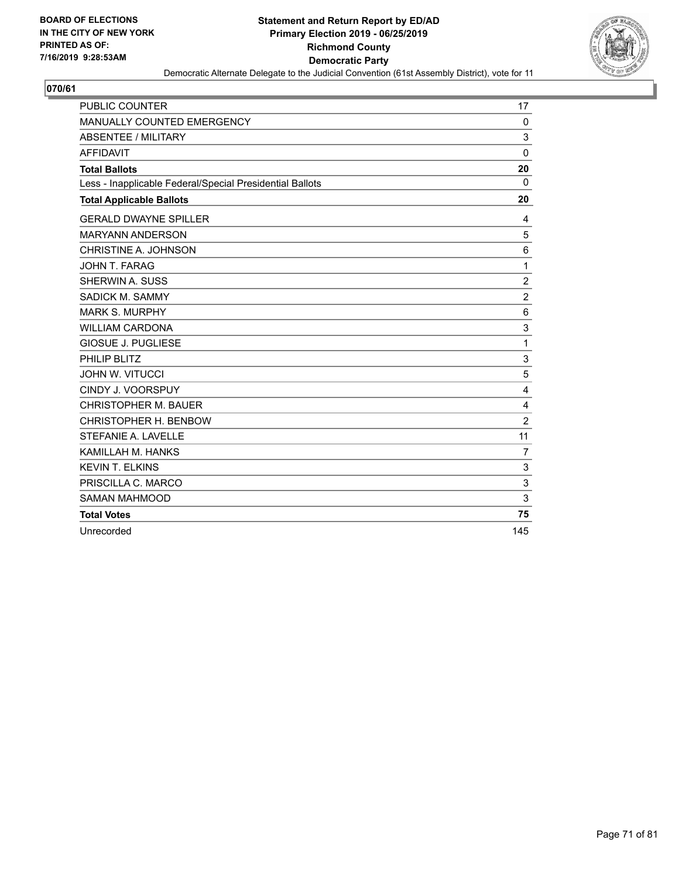BOARD OF ELECTIONS
IN THE CITY OF NEW YORK
PRINTED AS OF:
7/16/2019 9:28:53AM

# Statement and Return Report by ED/AD
## Primary Election 2019 - 06/25/2019
## Richmond County
## Democratic Party

Democratic Alternate Delegate to the Judicial Convention (61st Assembly District), vote for 11

### 070/61

| | |
|---|---|
| PUBLIC COUNTER | 17 |
| MANUALLY COUNTED EMERGENCY | 0 |
| ABSENTEE / MILITARY | 3 |
| AFFIDAVIT | 0 |
| **Total Ballots** | **20** |
| Less - Inapplicable Federal/Special Presidential Ballots | 0 |
| **Total Applicable Ballots** | **20** |
| GERALD DWAYNE SPILLER | 4 |
| MARYANN ANDERSON | 5 |
| CHRISTINE A. JOHNSON | 6 |
| JOHN T. FARAG | 1 |
| SHERWIN A. SUSS | 2 |
| SADICK M. SAMMY | 2 |
| MARK S. MURPHY | 6 |
| WILLIAM CARDONA | 3 |
| GIOSUE J. PUGLIESE | 1 |
| PHILIP BLITZ | 3 |
| JOHN W. VITUCCI | 5 |
| CINDY J. VOORSPUY | 4 |
| CHRISTOPHER M. BAUER | 4 |
| CHRISTOPHER H. BENBOW | 2 |
| STEFANIE A. LAVELLE | 11 |
| KAMILLAH M. HANKS | 7 |
| KEVIN T. ELKINS | 3 |
| PRISCILLA C. MARCO | 3 |
| SAMAN MAHMOOD | 3 |
| **Total Votes** | **75** |
| Unrecorded | 145 |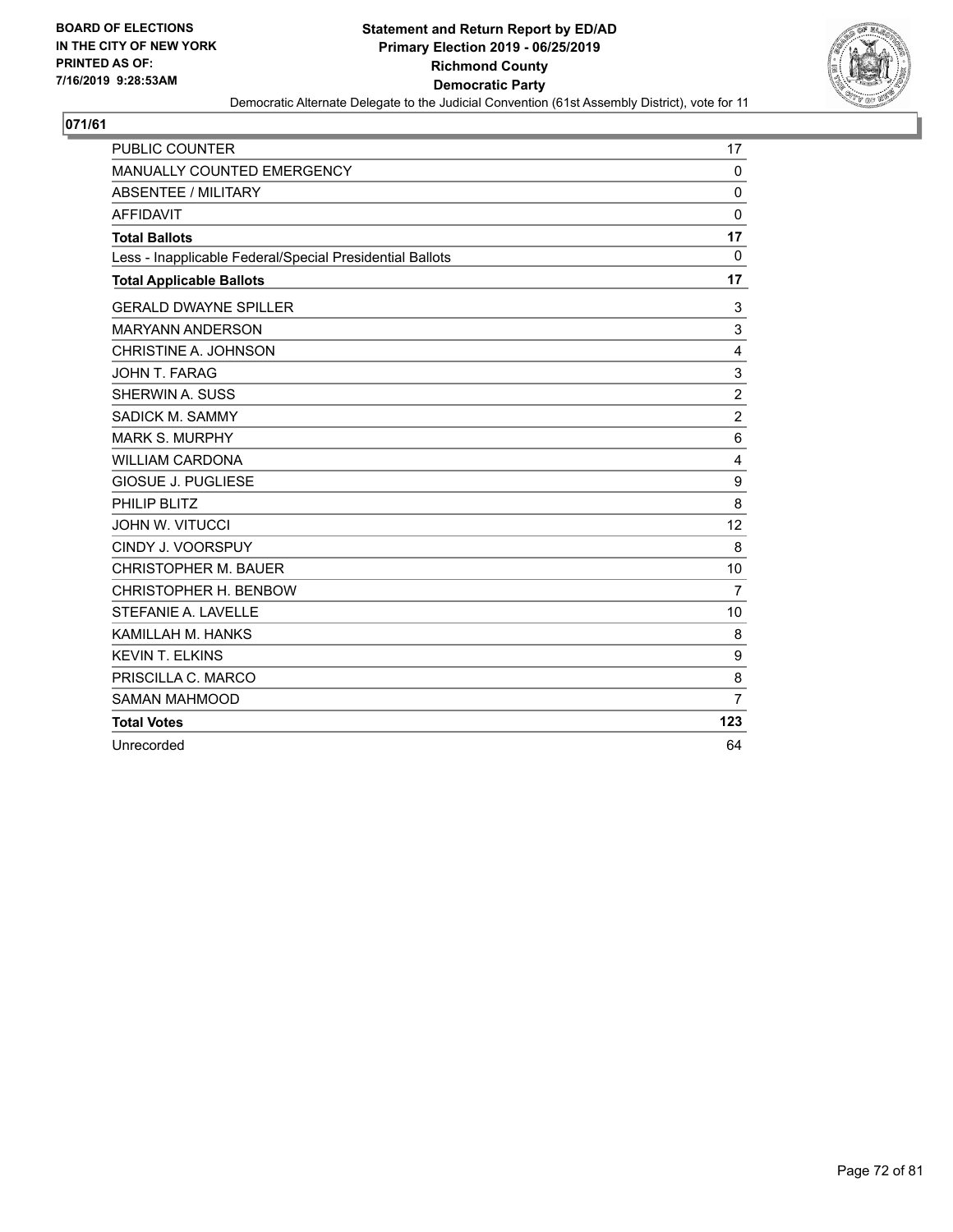BOARD OF ELECTIONS
IN THE CITY OF NEW YORK
PRINTED AS OF:
7/16/2019 9:28:53AM

**Statement and Return Report by ED/AD**
**Primary Election 2019 - 06/25/2019**
**Richmond County**
**Democratic Party**
Democratic Alternate Delegate to the Judicial Convention (61st Assembly District), vote for 11

## 071/61

| | |
|---|---|
| PUBLIC COUNTER | 17 |
| MANUALLY COUNTED EMERGENCY | 0 |
| ABSENTEE / MILITARY | 0 |
| AFFIDAVIT | 0 |
| **Total Ballots** | **17** |
| Less - Inapplicable Federal/Special Presidential Ballots | 0 |
| **Total Applicable Ballots** | **17** |
| GERALD DWAYNE SPILLER | 3 |
| MARYANN ANDERSON | 3 |
| CHRISTINE A. JOHNSON | 4 |
| JOHN T. FARAG | 3 |
| SHERWIN A. SUSS | 2 |
| SADICK M. SAMMY | 2 |
| MARK S. MURPHY | 6 |
| WILLIAM CARDONA | 4 |
| GIOSUE J. PUGLIESE | 9 |
| PHILIP BLITZ | 8 |
| JOHN W. VITUCCI | 12 |
| CINDY J. VOORSPUY | 8 |
| CHRISTOPHER M. BAUER | 10 |
| CHRISTOPHER H. BENBOW | 7 |
| STEFANIE A. LAVELLE | 10 |
| KAMILLAH M. HANKS | 8 |
| KEVIN T. ELKINS | 9 |
| PRISCILLA C. MARCO | 8 |
| SAMAN MAHMOOD | 7 |
| **Total Votes** | **123** |
| Unrecorded | 64 |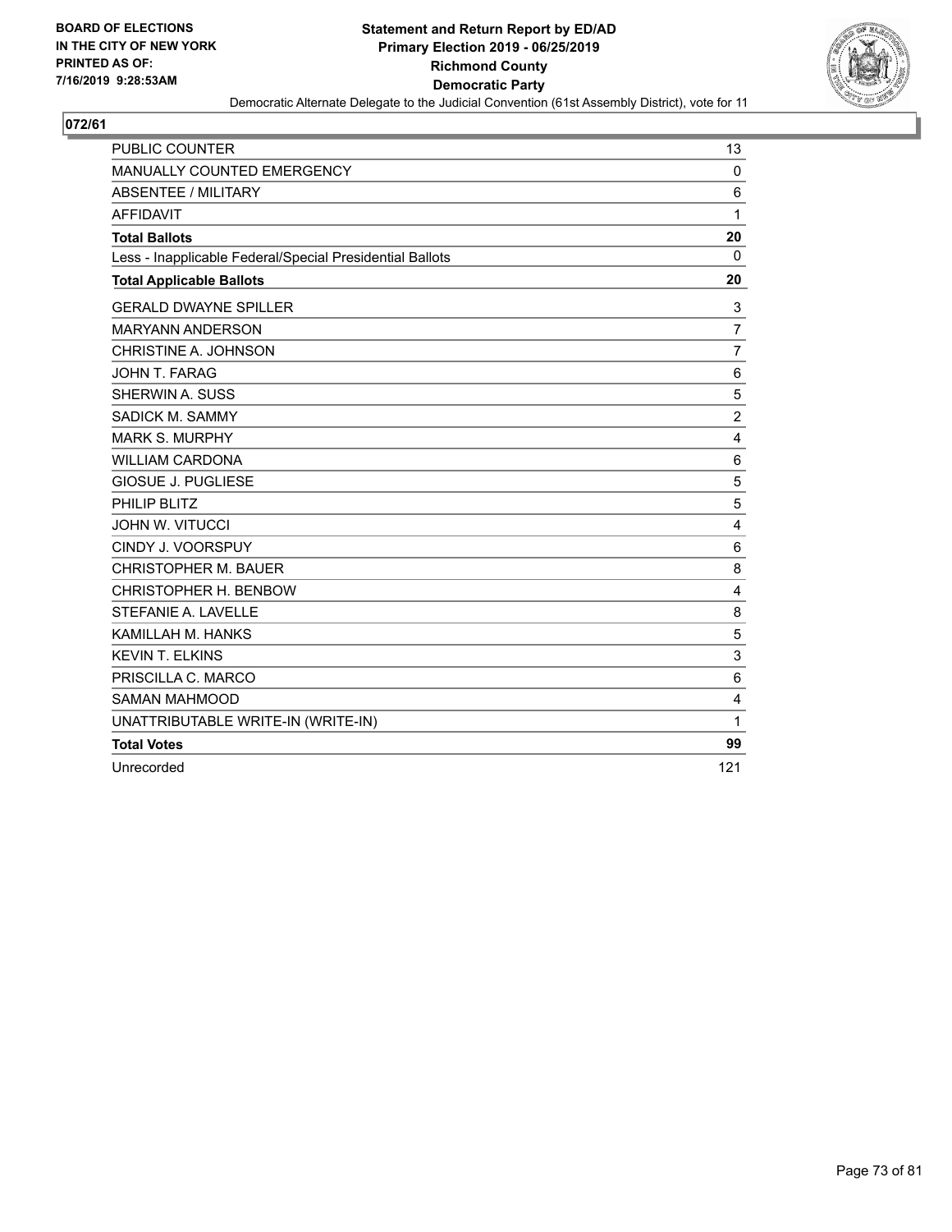BOARD OF ELECTIONS
IN THE CITY OF NEW YORK
PRINTED AS OF:
7/16/2019 9:28:53AM

**Statement and Return Report by ED/AD**
**Primary Election 2019 - 06/25/2019**
**Richmond County**
**Democratic Party**
Democratic Alternate Delegate to the Judicial Convention (61st Assembly District), vote for 11

## 072/61

| | |
|---|---|
| PUBLIC COUNTER | 13 |
| MANUALLY COUNTED EMERGENCY | 0 |
| ABSENTEE / MILITARY | 6 |
| AFFIDAVIT | 1 |
| **Total Ballots** | **20** |
| Less - Inapplicable Federal/Special Presidential Ballots | 0 |
| **Total Applicable Ballots** | **20** |
| GERALD DWAYNE SPILLER | 3 |
| MARYANN ANDERSON | 7 |
| CHRISTINE A. JOHNSON | 7 |
| JOHN T. FARAG | 6 |
| SHERWIN A. SUSS | 5 |
| SADICK M. SAMMY | 2 |
| MARK S. MURPHY | 4 |
| WILLIAM CARDONA | 6 |
| GIOSUE J. PUGLIESE | 5 |
| PHILIP BLITZ | 5 |
| JOHN W. VITUCCI | 4 |
| CINDY J. VOORSPUY | 6 |
| CHRISTOPHER M. BAUER | 8 |
| CHRISTOPHER H. BENBOW | 4 |
| STEFANIE A. LAVELLE | 8 |
| KAMILLAH M. HANKS | 5 |
| KEVIN T. ELKINS | 3 |
| PRISCILLA C. MARCO | 6 |
| SAMAN MAHMOOD | 4 |
| UNATTRIBUTABLE WRITE-IN (WRITE-IN) | 1 |
| **Total Votes** | **99** |
| Unrecorded | 121 |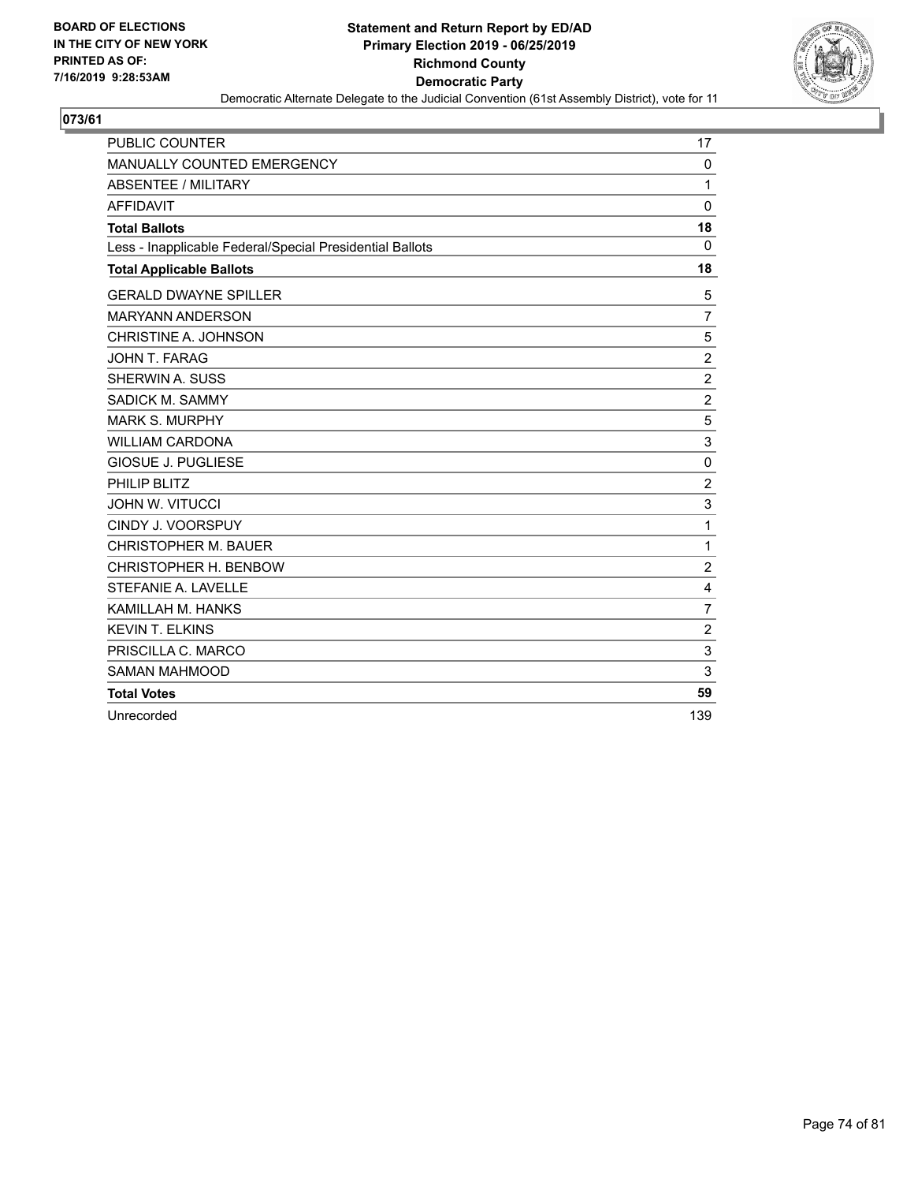**BOARD OF ELECTIONS IN THE CITY OF NEW YORK PRINTED AS OF: 7/16/2019 9:28:53AM**

**Statement and Return Report by ED/AD Primary Election 2019 - 06/25/2019 Richmond County Democratic Party**

Democratic Alternate Delegate to the Judicial Convention (61st Assembly District), vote for 11

**073/61**

| | |
|---|---|
| PUBLIC COUNTER | 17 |
| MANUALLY COUNTED EMERGENCY | 0 |
| ABSENTEE / MILITARY | 1 |
| AFFIDAVIT | 0 |
| **Total Ballots** | **18** |
| Less - Inapplicable Federal/Special Presidential Ballots | 0 |
| **Total Applicable Ballots** | **18** |
| GERALD DWAYNE SPILLER | 5 |
| MARYANN ANDERSON | 7 |
| CHRISTINE A. JOHNSON | 5 |
| JOHN T. FARAG | 2 |
| SHERWIN A. SUSS | 2 |
| SADICK M. SAMMY | 2 |
| MARK S. MURPHY | 5 |
| WILLIAM CARDONA | 3 |
| GIOSUE J. PUGLIESE | 0 |
| PHILIP BLITZ | 2 |
| JOHN W. VITUCCI | 3 |
| CINDY J. VOORSPUY | 1 |
| CHRISTOPHER M. BAUER | 1 |
| CHRISTOPHER H. BENBOW | 2 |
| STEFANIE A. LAVELLE | 4 |
| KAMILLAH M. HANKS | 7 |
| KEVIN T. ELKINS | 2 |
| PRISCILLA C. MARCO | 3 |
| SAMAN MAHMOOD | 3 |
| **Total Votes** | **59** |
| Unrecorded | 139 |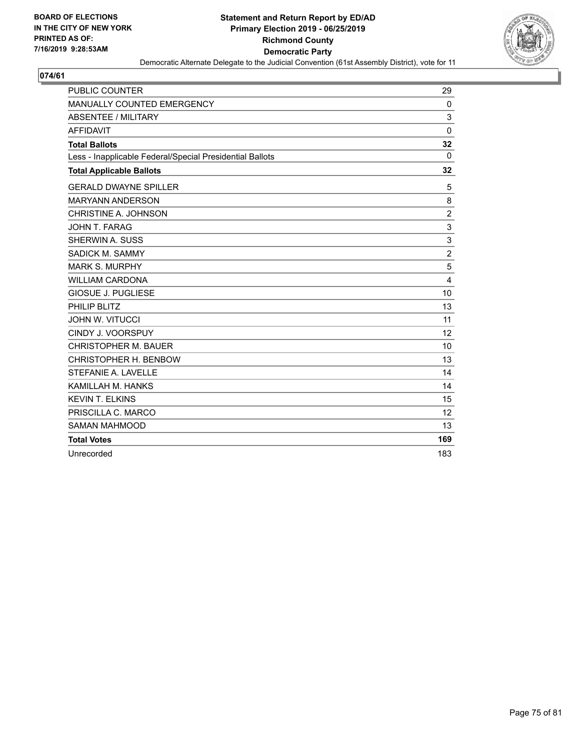**BOARD OF ELECTIONS IN THE CITY OF NEW YORK PRINTED AS OF: 7/16/2019 9:28:53AM**

**Statement and Return Report by ED/AD**
**Primary Election 2019 - 06/25/2019**
**Richmond County**
**Democratic Party**
Democratic Alternate Delegate to the Judicial Convention (61st Assembly District), vote for 11

## 074/61

| | |
|---|---|
| PUBLIC COUNTER | 29 |
| MANUALLY COUNTED EMERGENCY | 0 |
| ABSENTEE / MILITARY | 3 |
| AFFIDAVIT | 0 |
| **Total Ballots** | **32** |
| Less - Inapplicable Federal/Special Presidential Ballots | 0 |
| **Total Applicable Ballots** | **32** |
| GERALD DWAYNE SPILLER | 5 |
| MARYANN ANDERSON | 8 |
| CHRISTINE A. JOHNSON | 2 |
| JOHN T. FARAG | 3 |
| SHERWIN A. SUSS | 3 |
| SADICK M. SAMMY | 2 |
| MARK S. MURPHY | 5 |
| WILLIAM CARDONA | 4 |
| GIOSUE J. PUGLIESE | 10 |
| PHILIP BLITZ | 13 |
| JOHN W. VITUCCI | 11 |
| CINDY J. VOORSPUY | 12 |
| CHRISTOPHER M. BAUER | 10 |
| CHRISTOPHER H. BENBOW | 13 |
| STEFANIE A. LAVELLE | 14 |
| KAMILLAH M. HANKS | 14 |
| KEVIN T. ELKINS | 15 |
| PRISCILLA C. MARCO | 12 |
| SAMAN MAHMOOD | 13 |
| **Total Votes** | **169** |
| Unrecorded | 183 |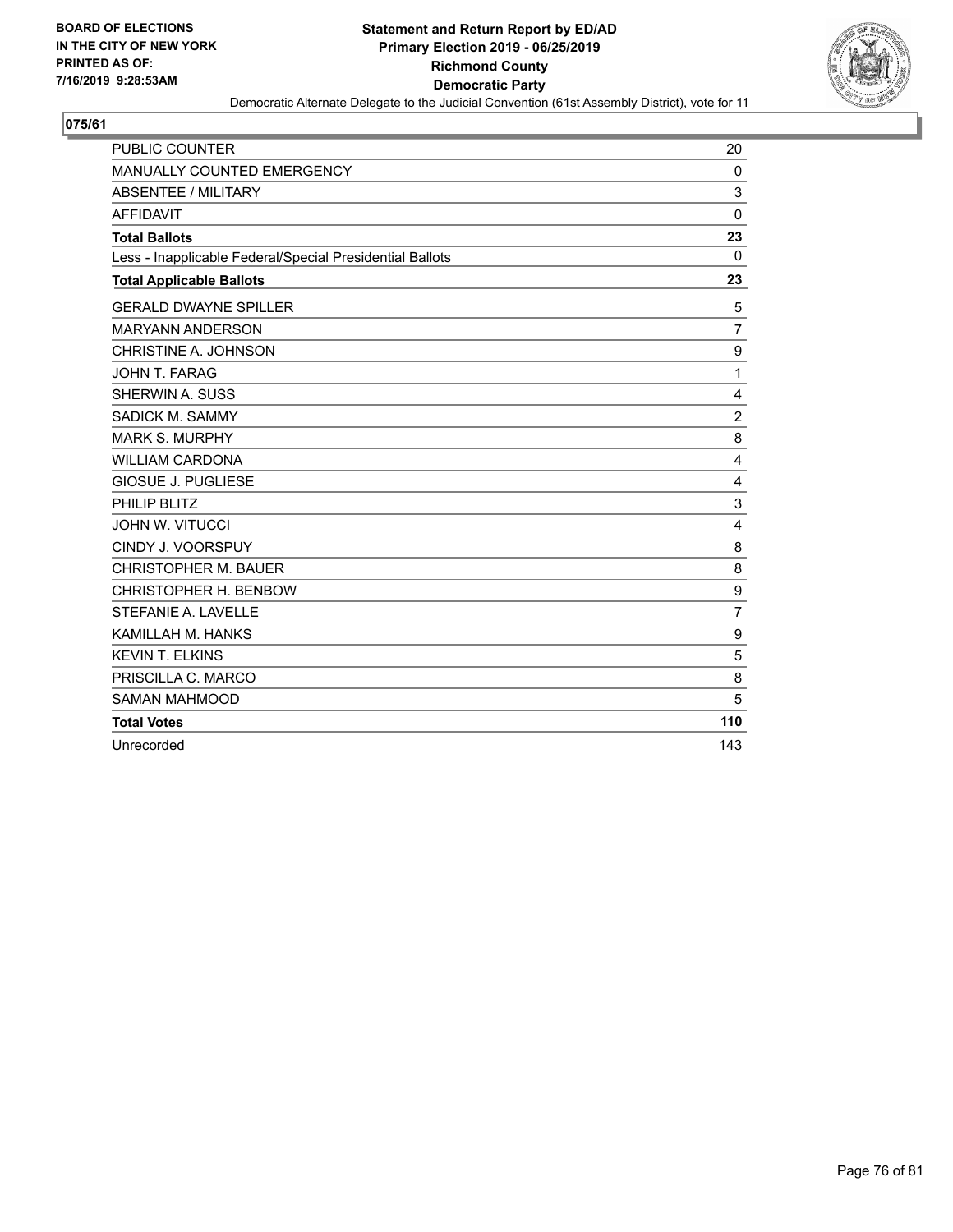**BOARD OF ELECTIONS IN THE CITY OF NEW YORK PRINTED AS OF: 7/16/2019 9:28:53AM**

**Statement and Return Report by ED/AD**
**Primary Election 2019 - 06/25/2019**
**Richmond County**
**Democratic Party**
Democratic Alternate Delegate to the Judicial Convention (61st Assembly District), vote for 11

## 075/61

| | |
|---|---|
| PUBLIC COUNTER | 20 |
| MANUALLY COUNTED EMERGENCY | 0 |
| ABSENTEE / MILITARY | 3 |
| AFFIDAVIT | 0 |
| **Total Ballots** | **23** |
| Less - Inapplicable Federal/Special Presidential Ballots | 0 |
| **Total Applicable Ballots** | **23** |
| GERALD DWAYNE SPILLER | 5 |
| MARYANN ANDERSON | 7 |
| CHRISTINE A. JOHNSON | 9 |
| JOHN T. FARAG | 1 |
| SHERWIN A. SUSS | 4 |
| SADICK M. SAMMY | 2 |
| MARK S. MURPHY | 8 |
| WILLIAM CARDONA | 4 |
| GIOSUE J. PUGLIESE | 4 |
| PHILIP BLITZ | 3 |
| JOHN W. VITUCCI | 4 |
| CINDY J. VOORSPUY | 8 |
| CHRISTOPHER M. BAUER | 8 |
| CHRISTOPHER H. BENBOW | 9 |
| STEFANIE A. LAVELLE | 7 |
| KAMILLAH M. HANKS | 9 |
| KEVIN T. ELKINS | 5 |
| PRISCILLA C. MARCO | 8 |
| SAMAN MAHMOOD | 5 |
| **Total Votes** | **110** |
| Unrecorded | 143 |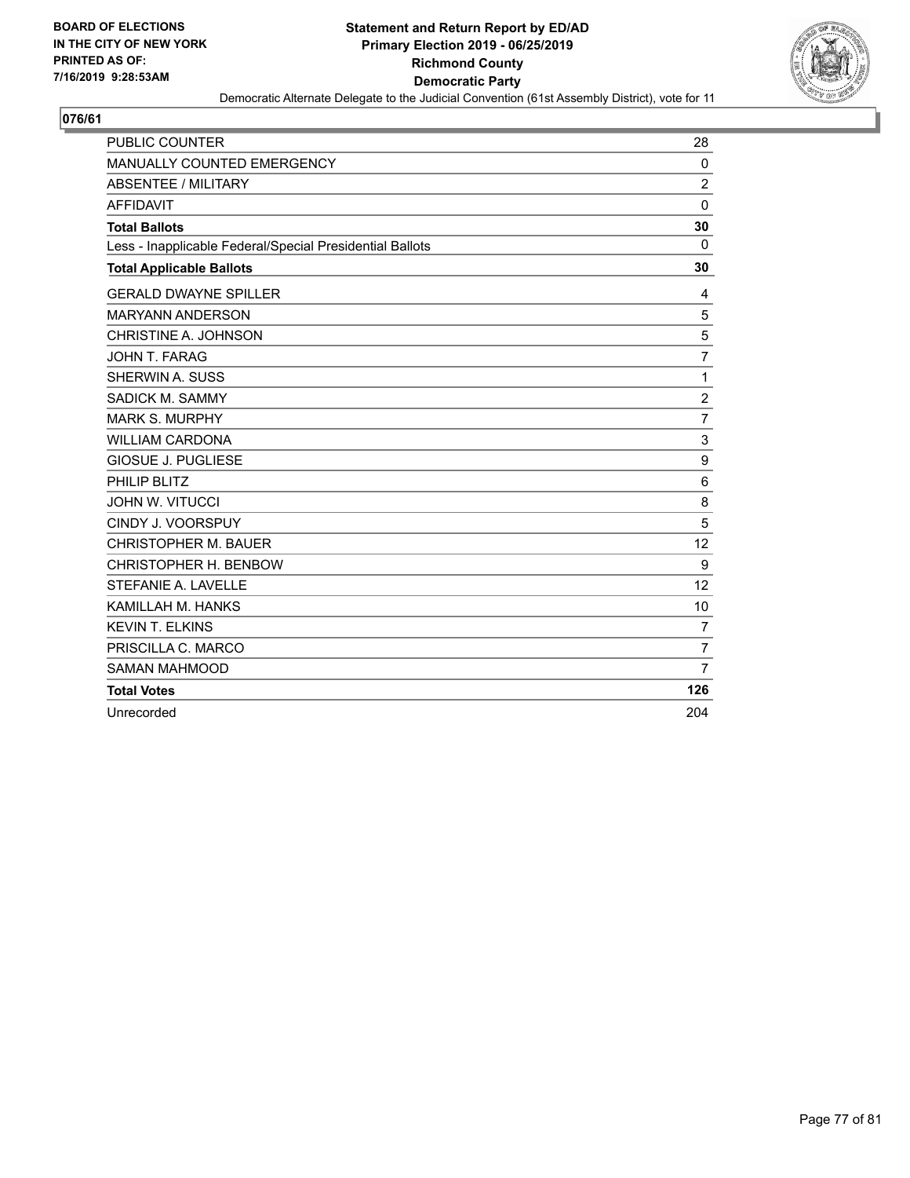BOARD OF ELECTIONS
IN THE CITY OF NEW YORK
PRINTED AS OF:
7/16/2019 9:28:53AM

**Statement and Return Report by ED/AD**
**Primary Election 2019 - 06/25/2019**
**Richmond County**
**Democratic Party**
Democratic Alternate Delegate to the Judicial Convention (61st Assembly District), vote for 11

## 076/61

| | |
|---|---|
| PUBLIC COUNTER | 28 |
| MANUALLY COUNTED EMERGENCY | 0 |
| ABSENTEE / MILITARY | 2 |
| AFFIDAVIT | 0 |
| **Total Ballots** | **30** |
| Less - Inapplicable Federal/Special Presidential Ballots | 0 |
| **Total Applicable Ballots** | **30** |
| GERALD DWAYNE SPILLER | 4 |
| MARYANN ANDERSON | 5 |
| CHRISTINE A. JOHNSON | 5 |
| JOHN T. FARAG | 7 |
| SHERWIN A. SUSS | 1 |
| SADICK M. SAMMY | 2 |
| MARK S. MURPHY | 7 |
| WILLIAM CARDONA | 3 |
| GIOSUE J. PUGLIESE | 9 |
| PHILIP BLITZ | 6 |
| JOHN W. VITUCCI | 8 |
| CINDY J. VOORSPUY | 5 |
| CHRISTOPHER M. BAUER | 12 |
| CHRISTOPHER H. BENBOW | 9 |
| STEFANIE A. LAVELLE | 12 |
| KAMILLAH M. HANKS | 10 |
| KEVIN T. ELKINS | 7 |
| PRISCILLA C. MARCO | 7 |
| SAMAN MAHMOOD | 7 |
| **Total Votes** | **126** |
| Unrecorded | 204 |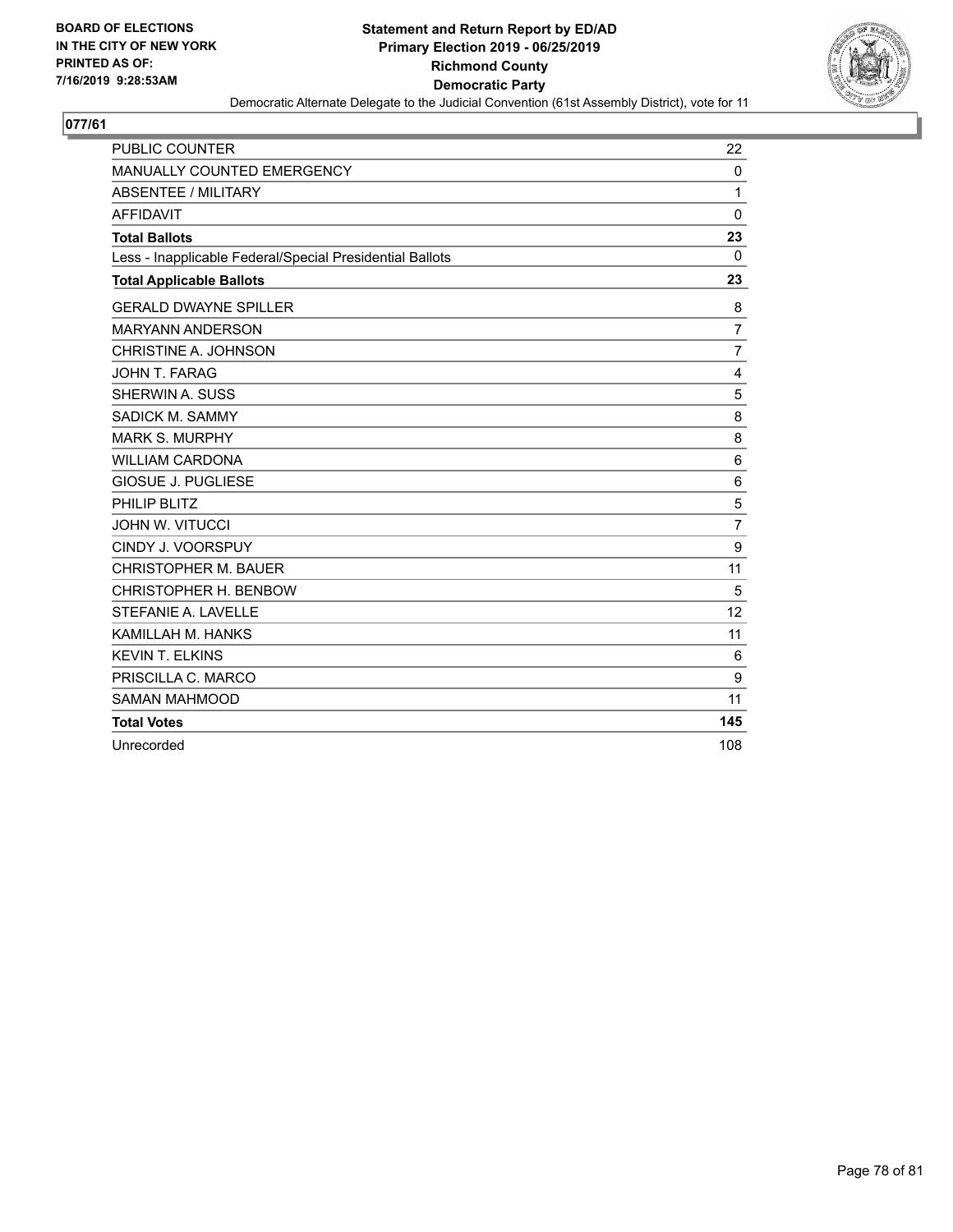BOARD OF ELECTIONS
IN THE CITY OF NEW YORK
PRINTED AS OF:
7/16/2019 9:28:53AM

**Statement and Return Report by ED/AD**
**Primary Election 2019 - 06/25/2019**
**Richmond County**
**Democratic Party**
Democratic Alternate Delegate to the Judicial Convention (61st Assembly District), vote for 11

## 077/61

| | |
|---|---|
| PUBLIC COUNTER | 22 |
| MANUALLY COUNTED EMERGENCY | 0 |
| ABSENTEE / MILITARY | 1 |
| AFFIDAVIT | 0 |
| **Total Ballots** | **23** |
| Less - Inapplicable Federal/Special Presidential Ballots | 0 |
| **Total Applicable Ballots** | **23** |
| GERALD DWAYNE SPILLER | 8 |
| MARYANN ANDERSON | 7 |
| CHRISTINE A. JOHNSON | 7 |
| JOHN T. FARAG | 4 |
| SHERWIN A. SUSS | 5 |
| SADICK M. SAMMY | 8 |
| MARK S. MURPHY | 8 |
| WILLIAM CARDONA | 6 |
| GIOSUE J. PUGLIESE | 6 |
| PHILIP BLITZ | 5 |
| JOHN W. VITUCCI | 7 |
| CINDY J. VOORSPUY | 9 |
| CHRISTOPHER M. BAUER | 11 |
| CHRISTOPHER H. BENBOW | 5 |
| STEFANIE A. LAVELLE | 12 |
| KAMILLAH M. HANKS | 11 |
| KEVIN T. ELKINS | 6 |
| PRISCILLA C. MARCO | 9 |
| SAMAN MAHMOOD | 11 |
| **Total Votes** | **145** |
| Unrecorded | 108 |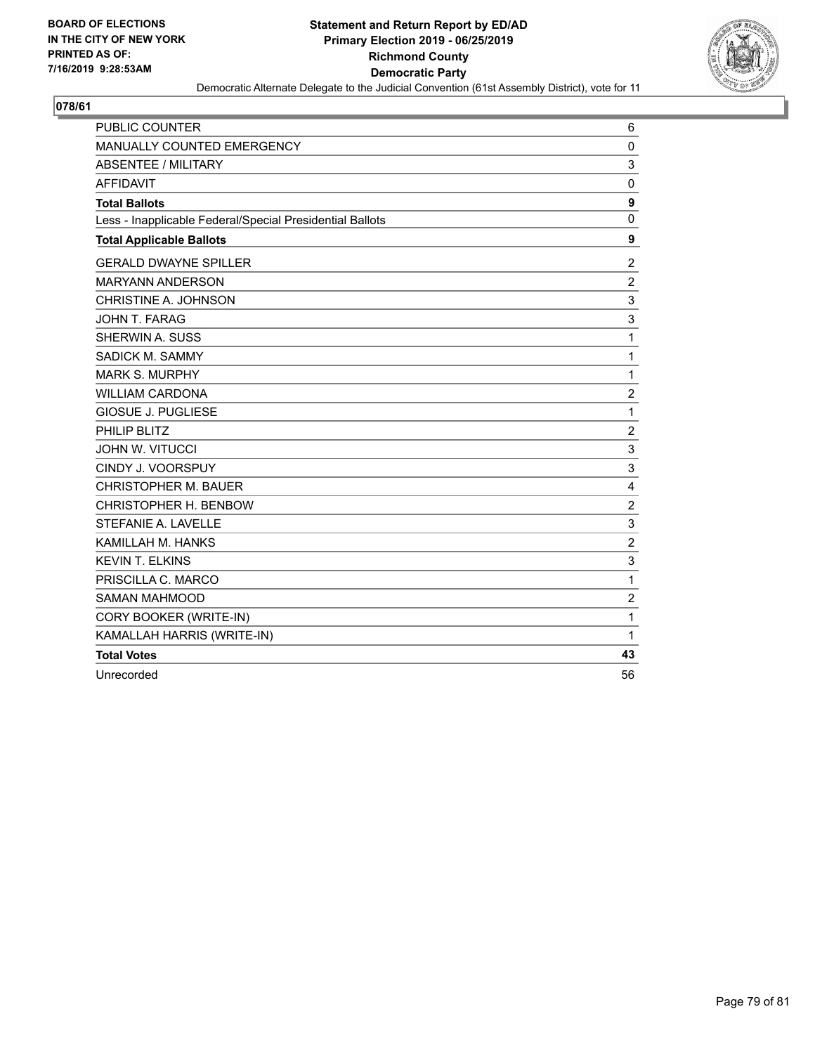BOARD OF ELECTIONS
IN THE CITY OF NEW YORK
PRINTED AS OF:
7/16/2019 9:28:53AM

**Statement and Return Report by ED/AD**
**Primary Election 2019 - 06/25/2019**
**Richmond County**
**Democratic Party**
Democratic Alternate Delegate to the Judicial Convention (61st Assembly District), vote for 11

## 078/61

| | |
|---|---|
| PUBLIC COUNTER | 6 |
| MANUALLY COUNTED EMERGENCY | 0 |
| ABSENTEE / MILITARY | 3 |
| AFFIDAVIT | 0 |
| **Total Ballots** | **9** |
| Less - Inapplicable Federal/Special Presidential Ballots | 0 |
| **Total Applicable Ballots** | **9** |
| GERALD DWAYNE SPILLER | 2 |
| MARYANN ANDERSON | 2 |
| CHRISTINE A. JOHNSON | 3 |
| JOHN T. FARAG | 3 |
| SHERWIN A. SUSS | 1 |
| SADICK M. SAMMY | 1 |
| MARK S. MURPHY | 1 |
| WILLIAM CARDONA | 2 |
| GIOSUE J. PUGLIESE | 1 |
| PHILIP BLITZ | 2 |
| JOHN W. VITUCCI | 3 |
| CINDY J. VOORSPUY | 3 |
| CHRISTOPHER M. BAUER | 4 |
| CHRISTOPHER H. BENBOW | 2 |
| STEFANIE A. LAVELLE | 3 |
| KAMILLAH M. HANKS | 2 |
| KEVIN T. ELKINS | 3 |
| PRISCILLA C. MARCO | 1 |
| SAMAN MAHMOOD | 2 |
| CORY BOOKER (WRITE-IN) | 1 |
| KAMALLAH HARRIS (WRITE-IN) | 1 |
| **Total Votes** | **43** |
| Unrecorded | 56 |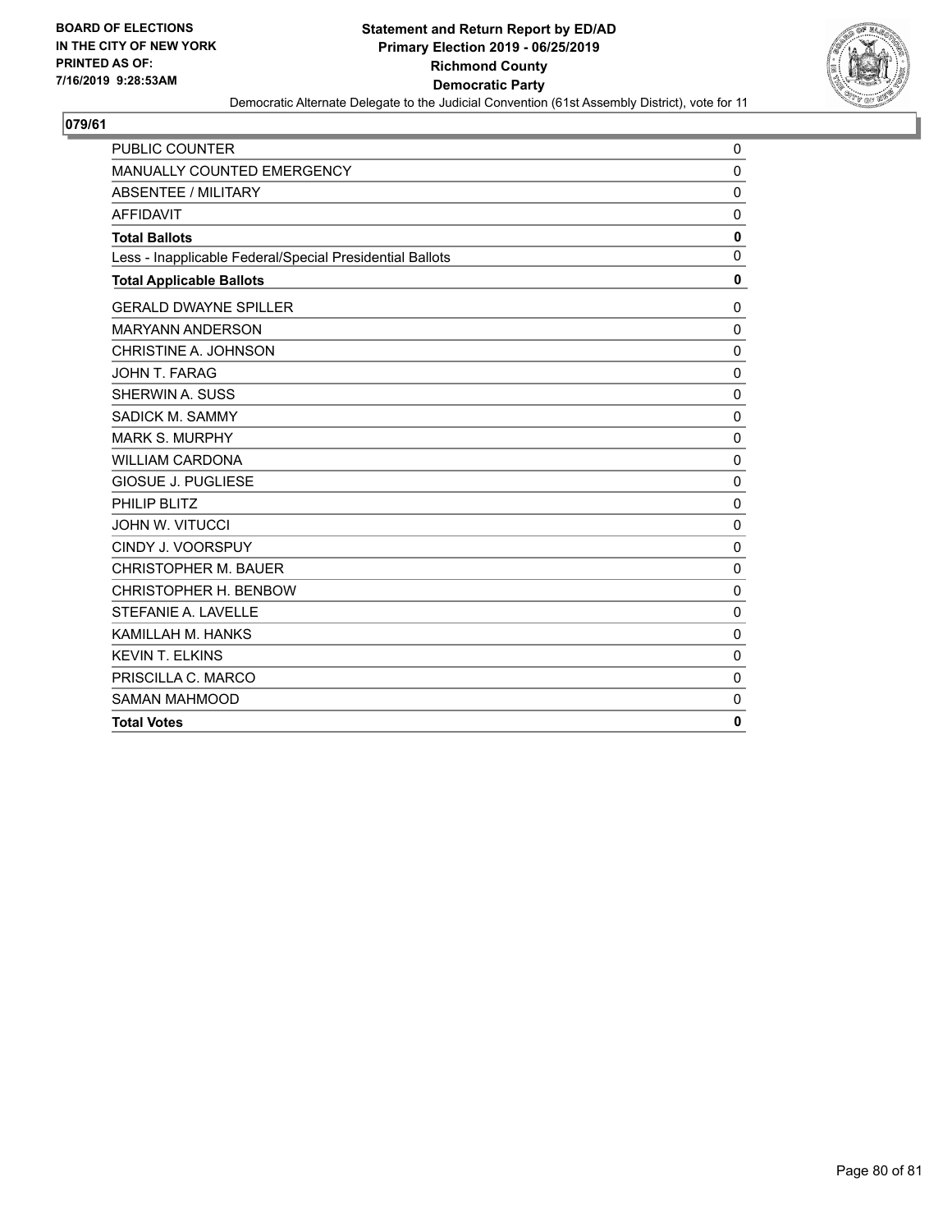BOARD OF ELECTIONS
IN THE CITY OF NEW YORK
PRINTED AS OF:
7/16/2019 9:28:53AM

**Statement and Return Report by ED/AD**
**Primary Election 2019 - 06/25/2019**
**Richmond County**
**Democratic Party**
Democratic Alternate Delegate to the Judicial Convention (61st Assembly District), vote for 11

## 079/61

| | |
|---|---|
| PUBLIC COUNTER | 0 |
| MANUALLY COUNTED EMERGENCY | 0 |
| ABSENTEE / MILITARY | 0 |
| AFFIDAVIT | 0 |
| **Total Ballots** | **0** |
| Less - Inapplicable Federal/Special Presidential Ballots | 0 |
| **Total Applicable Ballots** | **0** |
| GERALD DWAYNE SPILLER | 0 |
| MARYANN ANDERSON | 0 |
| CHRISTINE A. JOHNSON | 0 |
| JOHN T. FARAG | 0 |
| SHERWIN A. SUSS | 0 |
| SADICK M. SAMMY | 0 |
| MARK S. MURPHY | 0 |
| WILLIAM CARDONA | 0 |
| GIOSUE J. PUGLIESE | 0 |
| PHILIP BLITZ | 0 |
| JOHN W. VITUCCI | 0 |
| CINDY J. VOORSPUY | 0 |
| CHRISTOPHER M. BAUER | 0 |
| CHRISTOPHER H. BENBOW | 0 |
| STEFANIE A. LAVELLE | 0 |
| KAMILLAH M. HANKS | 0 |
| KEVIN T. ELKINS | 0 |
| PRISCILLA C. MARCO | 0 |
| SAMAN MAHMOOD | 0 |
| **Total Votes** | **0** |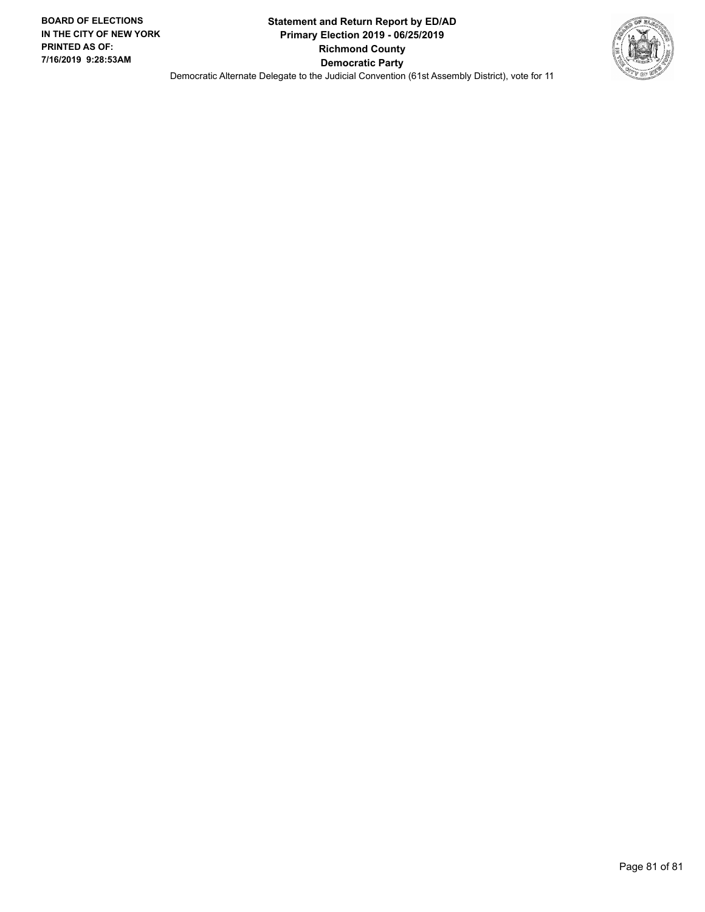**BOARD OF ELECTIONS IN THE CITY OF NEW YORK PRINTED AS OF: 7/16/2019 9:28:53AM**

**Statement and Return Report by ED/AD**
**Primary Election 2019 - 06/25/2019**
**Richmond County**
**Democratic Party**

Democratic Alternate Delegate to the Judicial Convention (61st Assembly District), vote for 11